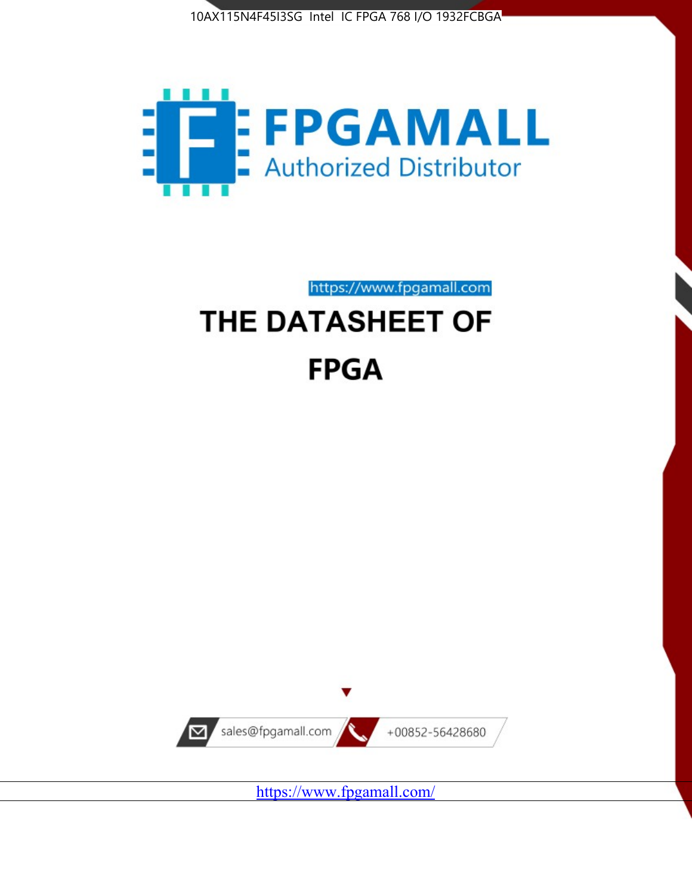10AX115N4F45I3SG Intel IC FPGA 768 I/O 1932FCBGA

FPGAMALL

Authorized Distributor

https://www.fpgamall.com

# THE DATASHEET OF

# FPGA

sales@fpgamall.com

+00852-56428680

https://www.fpgamall.com/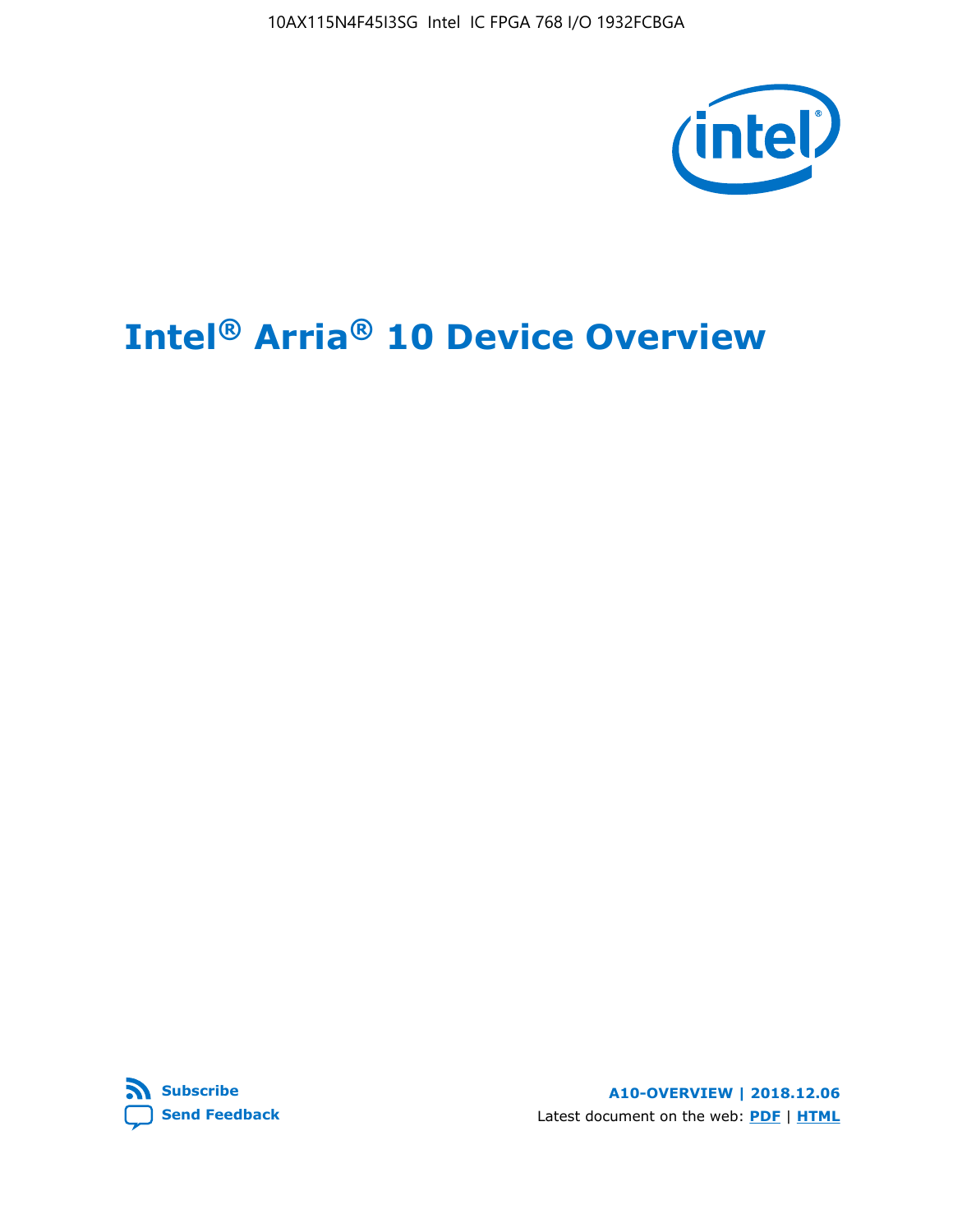# Intel® Arria® 10 Device Overview

**Subscribe**

**Send Feedback**

**A10-OVERVIEW | 2018.12.06**

Latest document on the web: **PDF** | **HTML**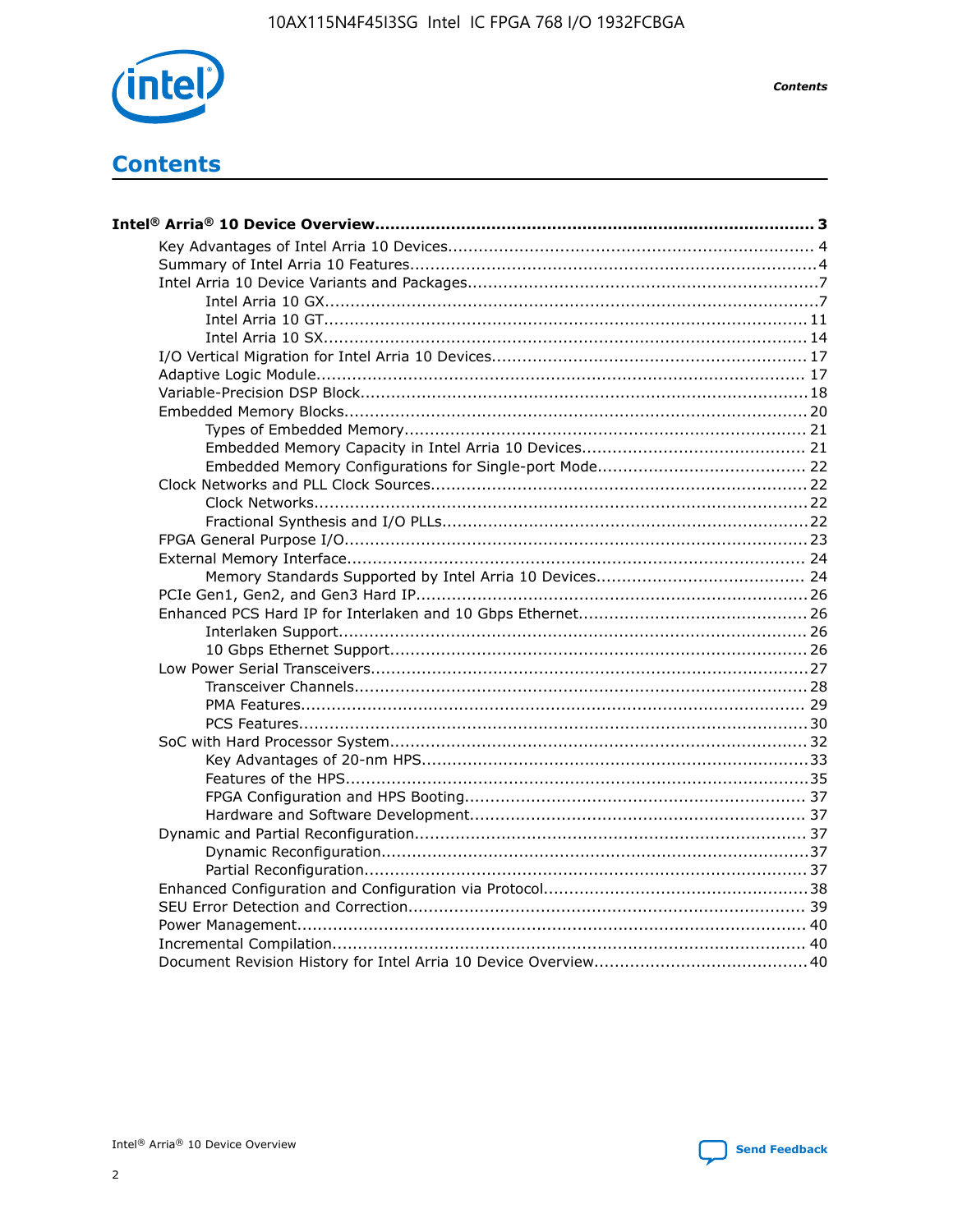# Contents

**Intel® Arria® 10 Device Overview....................................................................................... 3**

- Key Advantages of Intel Arria 10 Devices........................................................................ 4
- Summary of Intel Arria 10 Features................................................................................4
- Intel Arria 10 Device Variants and Packages.....................................................................7
  - Intel Arria 10 GX.................................................................................................7
  - Intel Arria 10 GT............................................................................................... 11
  - Intel Arria 10 SX............................................................................................... 14
- I/O Vertical Migration for Intel Arria 10 Devices.............................................................. 17
- Adaptive Logic Module................................................................................................ 17
- Variable-Precision DSP Block.......................................................................................18
- Embedded Memory Blocks..........................................................................................20
  - Types of Embedded Memory............................................................................... 21
  - Embedded Memory Capacity in Intel Arria 10 Devices............................................ 21
  - Embedded Memory Configurations for Single-port Mode......................................... 22
- Clock Networks and PLL Clock Sources.........................................................................22
  - Clock Networks.................................................................................................22
  - Fractional Synthesis and I/O PLLs........................................................................22
- FPGA General Purpose I/O..........................................................................................23
- External Memory Interface.......................................................................................... 24
  - Memory Standards Supported by Intel Arria 10 Devices......................................... 24
- PCIe Gen1, Gen2, and Gen3 Hard IP.............................................................................26
- Enhanced PCS Hard IP for Interlaken and 10 Gbps Ethernet.............................................26
  - Interlaken Support............................................................................................ 26
  - 10 Gbps Ethernet Support.................................................................................. 26
- Low Power Serial Transceivers.....................................................................................27
  - Transceiver Channels.........................................................................................28
  - PMA Features................................................................................................... 29
  - PCS Features....................................................................................................30
- SoC with Hard Processor System.................................................................................. 32
  - Key Advantages of 20-nm HPS............................................................................33
  - Features of the HPS...........................................................................................35
  - FPGA Configuration and HPS Booting................................................................... 37
  - Hardware and Software Development.................................................................. 37
- Dynamic and Partial Reconfiguration............................................................................37
  - Dynamic Reconfiguration...................................................................................37
  - Partial Reconfiguration......................................................................................37
- Enhanced Configuration and Configuration via Protocol....................................................38
- SEU Error Detection and Correction............................................................................. 39
- Power Management.................................................................................................... 40
- Incremental Compilation............................................................................................. 40
- Document Revision History for Intel Arria 10 Device Overview.......................................... 40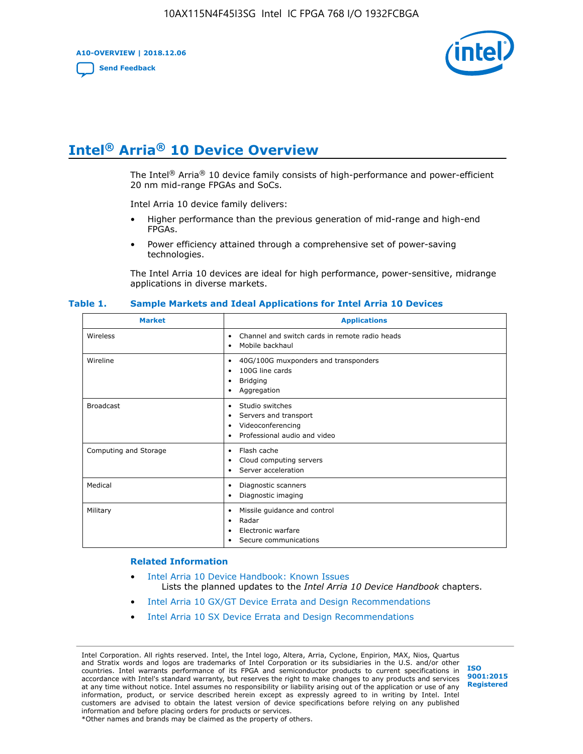# Intel® Arria® 10 Device Overview

The Intel® Arria® 10 device family consists of high-performance and power-efficient 20 nm mid-range FPGAs and SoCs.

Intel Arria 10 device family delivers:

- Higher performance than the previous generation of mid-range and high-end FPGAs.
- Power efficiency attained through a comprehensive set of power-saving technologies.

The Intel Arria 10 devices are ideal for high performance, power-sensitive, midrange applications in diverse markets.

**Table 1. Sample Markets and Ideal Applications for Intel Arria 10 Devices**

| Market | Applications |
|---|---|
| Wireless | • Channel and switch cards in remote radio heads<br>• Mobile backhaul |
| Wireline | • 40G/100G muxponders and transponders<br>• 100G line cards<br>• Bridging<br>• Aggregation |
| Broadcast | • Studio switches<br>• Servers and transport<br>• Videoconferencing<br>• Professional audio and video |
| Computing and Storage | • Flash cache<br>• Cloud computing servers<br>• Server acceleration |
| Medical | • Diagnostic scanners<br>• Diagnostic imaging |
| Military | • Missile guidance and control<br>• Radar<br>• Electronic warfare<br>• Secure communications |

### Related Information

- Intel Arria 10 Device Handbook: Known Issues
  Lists the planned updates to the *Intel Arria 10 Device Handbook* chapters.
- Intel Arria 10 GX/GT Device Errata and Design Recommendations
- Intel Arria 10 SX Device Errata and Design Recommendations

Intel Corporation. All rights reserved. Intel, the Intel logo, Altera, Arria, Cyclone, Enpirion, MAX, Nios, Quartus and Stratix words and logos are trademarks of Intel Corporation or its subsidiaries in the U.S. and/or other countries. Intel warrants performance of its FPGA and semiconductor products to current specifications in accordance with Intel's standard warranty, but reserves the right to make changes to any products and services at any time without notice. Intel assumes no responsibility or liability arising out of the application or use of any information, product, or service described herein except as expressly agreed to in writing by Intel. Intel customers are advised to obtain the latest version of device specifications before relying on any published information and before placing orders for products or services.
*Other names and brands may be claimed as the property of others.

ISO 9001:2015 Registered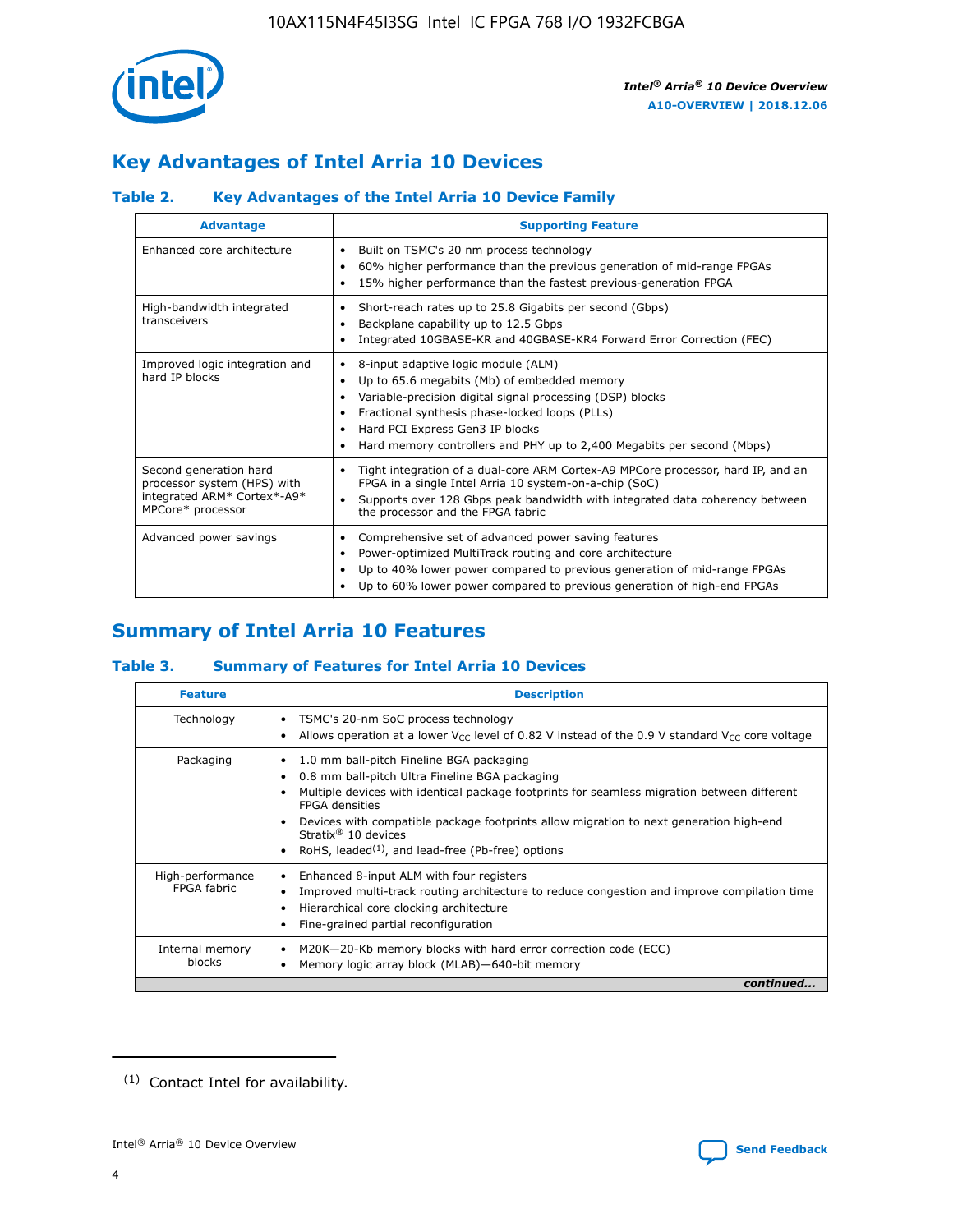## Key Advantages of Intel Arria 10 Devices

### Table 2. Key Advantages of the Intel Arria 10 Device Family

| Advantage | Supporting Feature |
|---|---|
| Enhanced core architecture | • Built on TSMC's 20 nm process technology<br>• 60% higher performance than the previous generation of mid-range FPGAs<br>• 15% higher performance than the fastest previous-generation FPGA |
| High-bandwidth integrated transceivers | • Short-reach rates up to 25.8 Gigabits per second (Gbps)<br>• Backplane capability up to 12.5 Gbps<br>• Integrated 10GBASE-KR and 40GBASE-KR4 Forward Error Correction (FEC) |
| Improved logic integration and hard IP blocks | • 8-input adaptive logic module (ALM)<br>• Up to 65.6 megabits (Mb) of embedded memory<br>• Variable-precision digital signal processing (DSP) blocks<br>• Fractional synthesis phase-locked loops (PLLs)<br>• Hard PCI Express Gen3 IP blocks<br>• Hard memory controllers and PHY up to 2,400 Megabits per second (Mbps) |
| Second generation hard processor system (HPS) with integrated ARM* Cortex*-A9* MPCore* processor | • Tight integration of a dual-core ARM Cortex-A9 MPCore processor, hard IP, and an FPGA in a single Intel Arria 10 system-on-a-chip (SoC)<br>• Supports over 128 Gbps peak bandwidth with integrated data coherency between the processor and the FPGA fabric |
| Advanced power savings | • Comprehensive set of advanced power saving features<br>• Power-optimized MultiTrack routing and core architecture<br>• Up to 40% lower power compared to previous generation of mid-range FPGAs<br>• Up to 60% lower power compared to previous generation of high-end FPGAs |

## Summary of Intel Arria 10 Features

### Table 3. Summary of Features for Intel Arria 10 Devices

| Feature | Description |
|---|---|
| Technology | • TSMC's 20-nm SoC process technology<br>• Allows operation at a lower $V_{CC}$ level of 0.82 V instead of the 0.9 V standard $V_{CC}$ core voltage |
| Packaging | • 1.0 mm ball-pitch Fineline BGA packaging<br>• 0.8 mm ball-pitch Ultra Fineline BGA packaging<br>• Multiple devices with identical package footprints for seamless migration between different FPGA densities<br>• Devices with compatible package footprints allow migration to next generation high-end Stratix® 10 devices<br>• RoHS, leaded[(1)], and lead-free (Pb-free) options |
| High-performance FPGA fabric | • Enhanced 8-input ALM with four registers<br>• Improved multi-track routing architecture to reduce congestion and improve compilation time<br>• Hierarchical core clocking architecture<br>• Fine-grained partial reconfiguration |
| Internal memory blocks | • M20K—20-Kb memory blocks with hard error correction code (ECC)<br>• Memory logic array block (MLAB)—640-bit memory |

*continued...*

(1) Contact Intel for availability.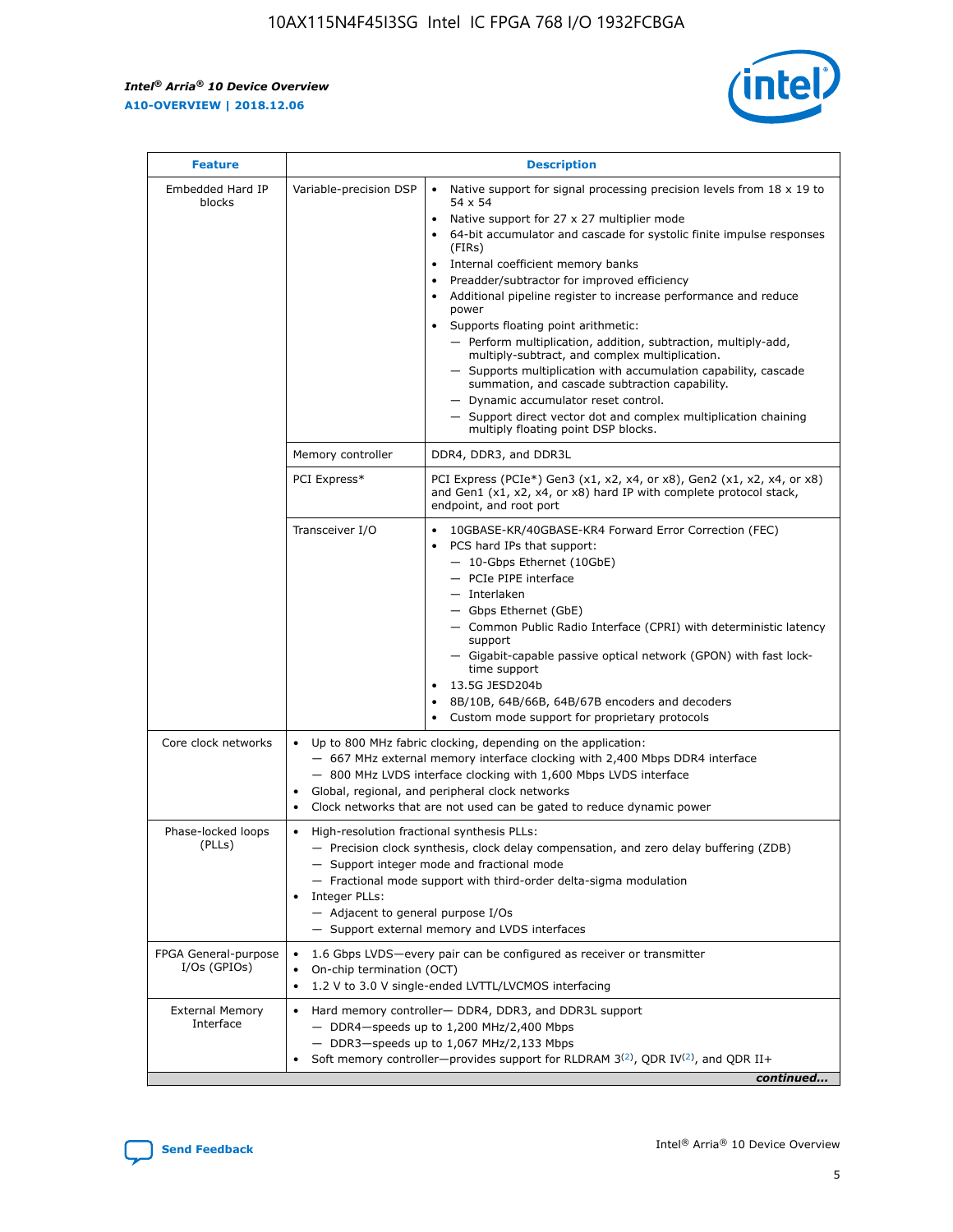| Feature | Description | |
|---|---|---|
| Embedded Hard IP blocks | Variable-precision DSP | • Native support for signal processing precision levels from 18 x 19 to 54 x 54<br>• Native support for 27 x 27 multiplier mode<br>• 64-bit accumulator and cascade for systolic finite impulse responses (FIRs)<br>• Internal coefficient memory banks<br>• Preadder/subtractor for improved efficiency<br>• Additional pipeline register to increase performance and reduce power<br>• Supports floating point arithmetic:<br>— Perform multiplication, addition, subtraction, multiply-add, multiply-subtract, and complex multiplication.<br>— Supports multiplication with accumulation capability, cascade summation, and cascade subtraction capability.<br>— Dynamic accumulator reset control.<br>— Support direct vector dot and complex multiplication chaining multiply floating point DSP blocks. |
| | Memory controller | DDR4, DDR3, and DDR3L |
| | PCI Express* | PCI Express (PCIe*) Gen3 (x1, x2, x4, or x8), Gen2 (x1, x2, x4, or x8) and Gen1 (x1, x2, x4, or x8) hard IP with complete protocol stack, endpoint, and root port |
| | Transceiver I/O | • 10GBASE-KR/40GBASE-KR4 Forward Error Correction (FEC)<br>• PCS hard IPs that support:<br>— 10-Gbps Ethernet (10GbE)<br>— PCIe PIPE interface<br>— Interlaken<br>— Gbps Ethernet (GbE)<br>— Common Public Radio Interface (CPRI) with deterministic latency support<br>— Gigabit-capable passive optical network (GPON) with fast lock-time support<br>• 13.5G JESD204b<br>• 8B/10B, 64B/66B, 64B/67B encoders and decoders<br>• Custom mode support for proprietary protocols |
| Core clock networks | • Up to 800 MHz fabric clocking, depending on the application:<br>— 667 MHz external memory interface clocking with 2,400 Mbps DDR4 interface<br>— 800 MHz LVDS interface clocking with 1,600 Mbps LVDS interface<br>• Global, regional, and peripheral clock networks<br>• Clock networks that are not used can be gated to reduce dynamic power | |
| Phase-locked loops (PLLs) | • High-resolution fractional synthesis PLLs:<br>— Precision clock synthesis, clock delay compensation, and zero delay buffering (ZDB)<br>— Support integer mode and fractional mode<br>— Fractional mode support with third-order delta-sigma modulation<br>• Integer PLLs:<br>— Adjacent to general purpose I/Os<br>— Support external memory and LVDS interfaces | |
| FPGA General-purpose I/Os (GPIOs) | • 1.6 Gbps LVDS—every pair can be configured as receiver or transmitter<br>• On-chip termination (OCT)<br>• 1.2 V to 3.0 V single-ended LVTTL/LVCMOS interfacing | |
| External Memory Interface | • Hard memory controller— DDR4, DDR3, and DDR3L support<br>— DDR4—speeds up to 1,200 MHz/2,400 Mbps<br>— DDR3—speeds up to 1,067 MHz/2,133 Mbps<br>• Soft memory controller—provides support for RLDRAM 3[(2)], QDR IV[(2)], and QDR II+ | |

*continued...*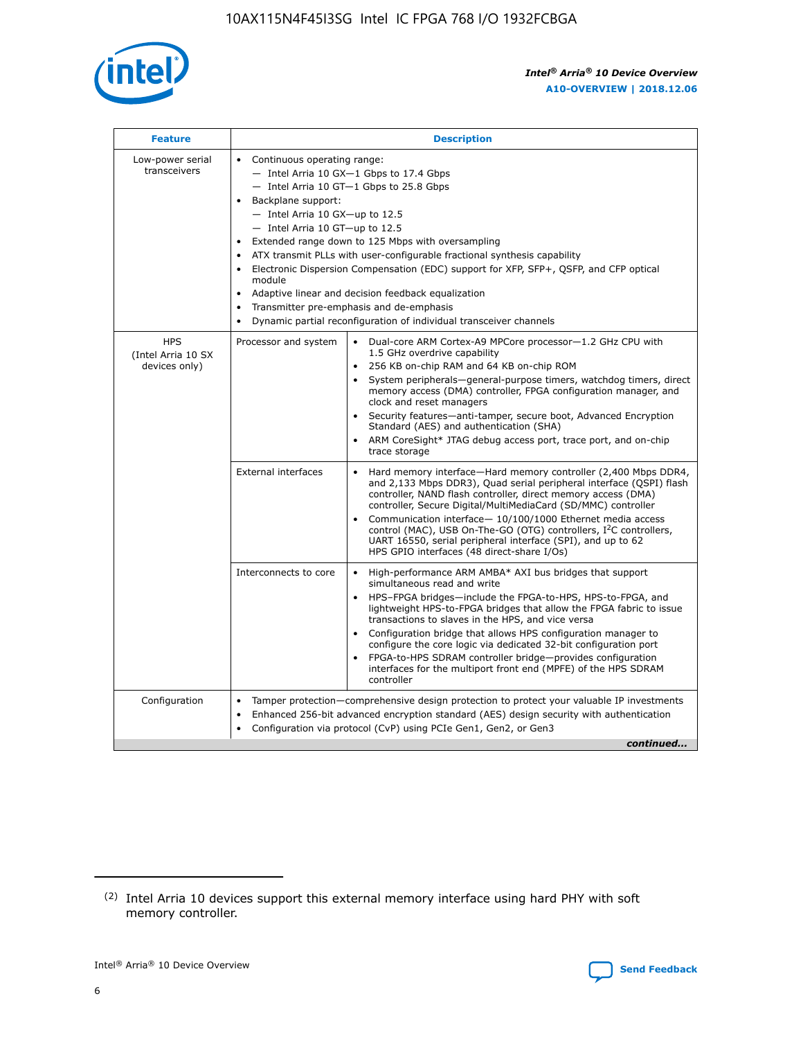| Feature | Description | |
|---|---|---|
| Low-power serial transceivers | • Continuous operating range:<br>— Intel Arria 10 GX—1 Gbps to 17.4 Gbps<br>— Intel Arria 10 GT—1 Gbps to 25.8 Gbps<br>• Backplane support:<br>— Intel Arria 10 GX—up to 12.5<br>— Intel Arria 10 GT—up to 12.5<br>• Extended range down to 125 Mbps with oversampling<br>• ATX transmit PLLs with user-configurable fractional synthesis capability<br>• Electronic Dispersion Compensation (EDC) support for XFP, SFP+, QSFP, and CFP optical module<br>• Adaptive linear and decision feedback equalization<br>• Transmitter pre-emphasis and de-emphasis<br>• Dynamic partial reconfiguration of individual transceiver channels | |
| HPS (Intel Arria 10 SX devices only) | Processor and system | • Dual-core ARM Cortex-A9 MPCore processor—1.2 GHz CPU with 1.5 GHz overdrive capability<br>• 256 KB on-chip RAM and 64 KB on-chip ROM<br>• System peripherals—general-purpose timers, watchdog timers, direct memory access (DMA) controller, FPGA configuration manager, and clock and reset managers<br>• Security features—anti-tamper, secure boot, Advanced Encryption Standard (AES) and authentication (SHA)<br>• ARM CoreSight* JTAG debug access port, trace port, and on-chip trace storage |
| | External interfaces | • Hard memory interface—Hard memory controller (2,400 Mbps DDR4, and 2,133 Mbps DDR3), Quad serial peripheral interface (QSPI) flash controller, NAND flash controller, direct memory access (DMA) controller, Secure Digital/MultiMediaCard (SD/MMC) controller<br>• Communication interface— 10/100/1000 Ethernet media access control (MAC), USB On-The-GO (OTG) controllers, I²C controllers, UART 16550, serial peripheral interface (SPI), and up to 62 HPS GPIO interfaces (48 direct-share I/Os) |
| | Interconnects to core | • High-performance ARM AMBA* AXI bus bridges that support simultaneous read and write<br>• HPS–FPGA bridges—include the FPGA-to-HPS, HPS-to-FPGA, and lightweight HPS-to-FPGA bridges that allow the FPGA fabric to issue transactions to slaves in the HPS, and vice versa<br>• Configuration bridge that allows HPS configuration manager to configure the core logic via dedicated 32-bit configuration port<br>• FPGA-to-HPS SDRAM controller bridge—provides configuration interfaces for the multiport front end (MPFE) of the HPS SDRAM controller |
| Configuration | • Tamper protection—comprehensive design protection to protect your valuable IP investments<br>• Enhanced 256-bit advanced encryption standard (AES) design security with authentication<br>• Configuration via protocol (CvP) using PCIe Gen1, Gen2, or Gen3 | |

*continued...*

(2) Intel Arria 10 devices support this external memory interface using hard PHY with soft memory controller.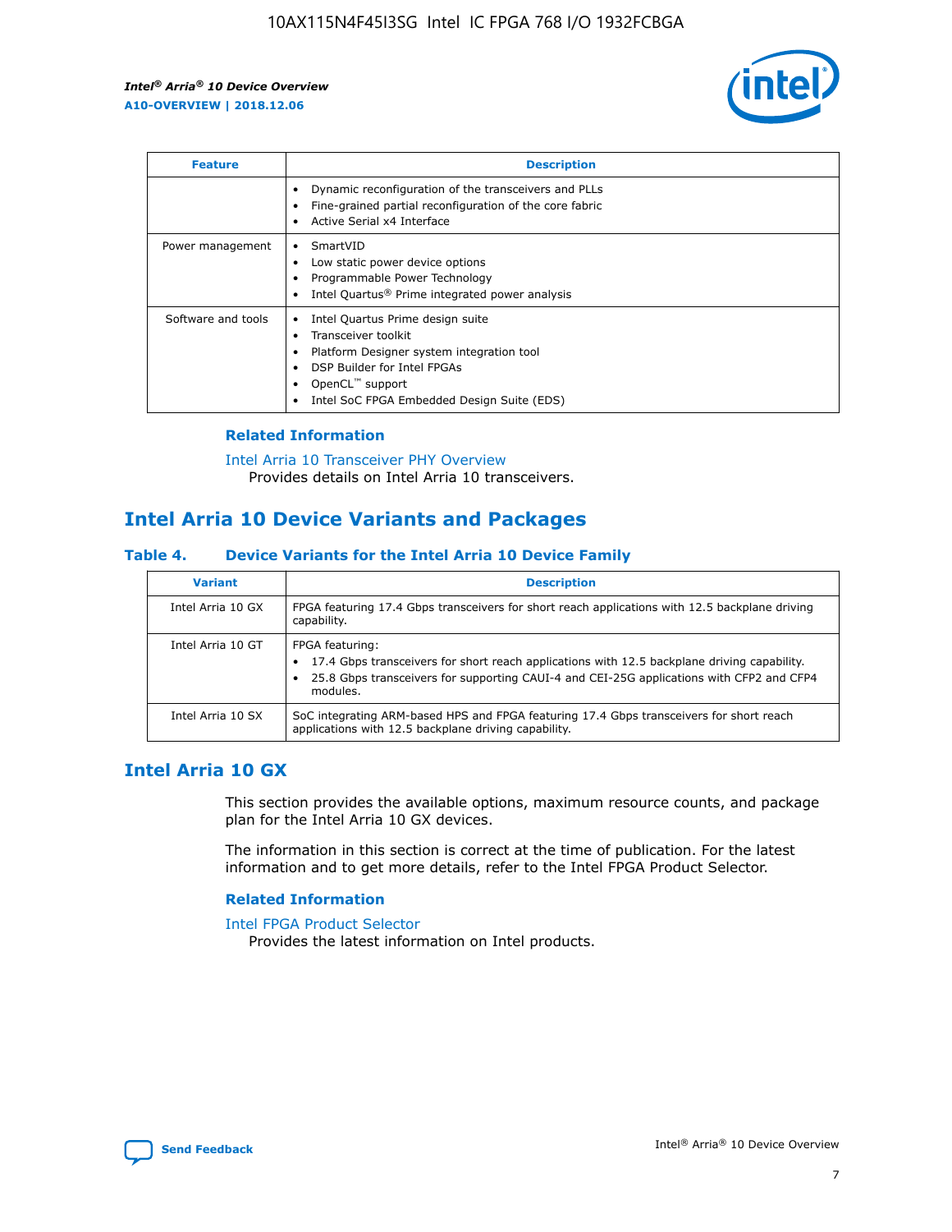| Feature | Description |
| --- | --- |
| | • Dynamic reconfiguration of the transceivers and PLLs<br>• Fine-grained partial reconfiguration of the core fabric<br>• Active Serial x4 Interface |
| Power management | • SmartVID<br>• Low static power device options<br>• Programmable Power Technology<br>• Intel Quartus® Prime integrated power analysis |
| Software and tools | • Intel Quartus Prime design suite<br>• Transceiver toolkit<br>• Platform Designer system integration tool<br>• DSP Builder for Intel FPGAs<br>• OpenCL™ support<br>• Intel SoC FPGA Embedded Design Suite (EDS) |

### Related Information

Intel Arria 10 Transceiver PHY Overview
Provides details on Intel Arria 10 transceivers.

## Intel Arria 10 Device Variants and Packages

### Table 4. Device Variants for the Intel Arria 10 Device Family

| Variant | Description |
| --- | --- |
| Intel Arria 10 GX | FPGA featuring 17.4 Gbps transceivers for short reach applications with 12.5 backplane driving capability. |
| Intel Arria 10 GT | FPGA featuring:<br>• 17.4 Gbps transceivers for short reach applications with 12.5 backplane driving capability.<br>• 25.8 Gbps transceivers for supporting CAUI-4 and CEI-25G applications with CFP2 and CFP4 modules. |
| Intel Arria 10 SX | SoC integrating ARM-based HPS and FPGA featuring 17.4 Gbps transceivers for short reach applications with 12.5 backplane driving capability. |

## Intel Arria 10 GX

This section provides the available options, maximum resource counts, and package plan for the Intel Arria 10 GX devices.

The information in this section is correct at the time of publication. For the latest information and to get more details, refer to the Intel FPGA Product Selector.

### Related Information

Intel FPGA Product Selector
Provides the latest information on Intel products.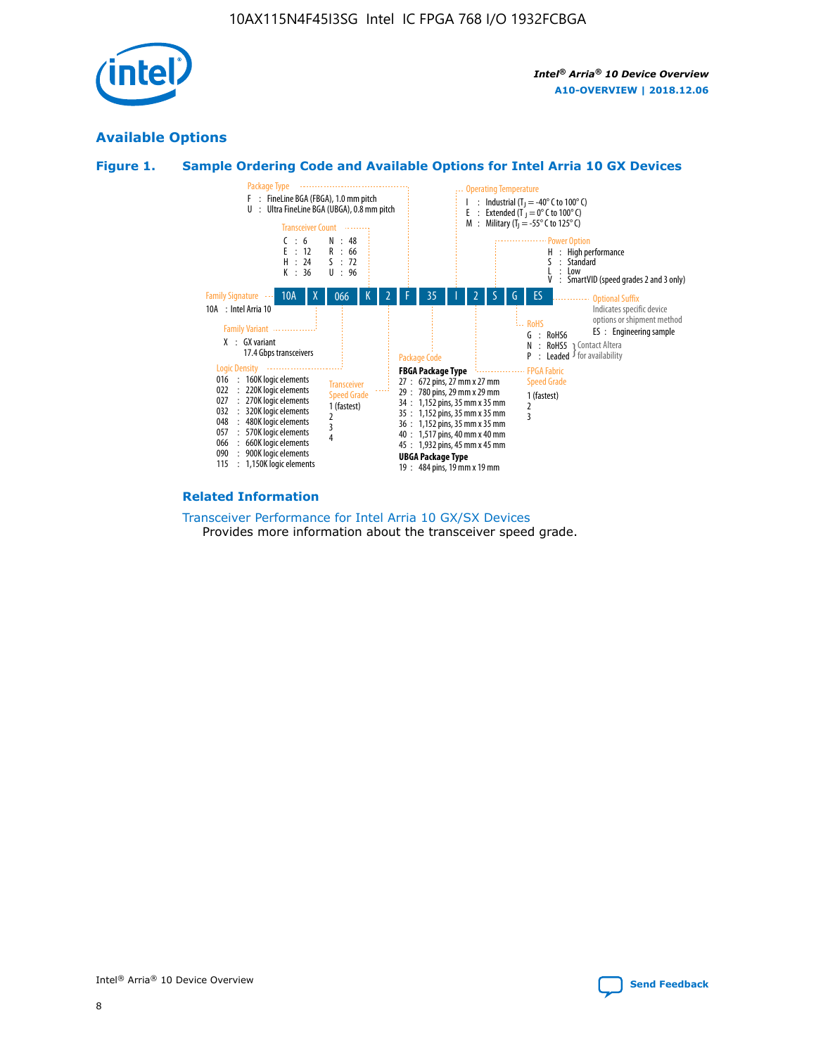## Available Options

### Figure 1. Sample Ordering Code and Available Options for Intel Arria 10 GX Devices

| 10A | X | 066 | K | 2 | F | 35 | I | 2 | S | G | ES |
|---|---|---|---|---|---|---|---|---|---|---|---|

**Family Signature**
- 10A : Intel Arria 10

**Family Variant**
- X : GX variant, 17.4 Gbps transceivers

**Logic Density**
- 016 : 160K logic elements
- 022 : 220K logic elements
- 027 : 270K logic elements
- 032 : 320K logic elements
- 048 : 480K logic elements
- 057 : 570K logic elements
- 066 : 660K logic elements
- 090 : 900K logic elements
- 115 : 1,150K logic elements

**Transceiver Count**
- C : 6
- E : 12
- H : 24
- K : 36
- N : 48
- R : 66
- S : 72
- U : 96

**Transceiver Speed Grade**
- 1 (fastest)
- 2
- 3
- 4

**Package Type**
- F : FineLine BGA (FBGA), 1.0 mm pitch
- U : Ultra FineLine BGA (UBGA), 0.8 mm pitch

**Package Code**

**FBGA Package Type**
- 27 : 672 pins, 27 mm x 27 mm
- 29 : 780 pins, 29 mm x 29 mm
- 34 : 1,152 pins, 35 mm x 35 mm
- 35 : 1,152 pins, 35 mm x 35 mm
- 36 : 1,152 pins, 35 mm x 35 mm
- 40 : 1,517 pins, 40 mm x 40 mm
- 45 : 1,932 pins, 45 mm x 45 mm

**UBGA Package Type**
- 19 : 484 pins, 19 mm x 19 mm

**Operating Temperature**
- I : Industrial ($T_J$ = -40° C to 100° C)
- E : Extended ($T_J$ = 0° C to 100° C)
- M : Military ($T_J$ = -55° C to 125° C)

**FPGA Fabric Speed Grade**
- 1 (fastest)
- 2
- 3

**Power Option**
- H : High performance
- S : Standard
- L : Low
- V : SmartVID (speed grades 2 and 3 only)

**RoHS**
- G : RoHS6
- N : RoHS5 (Contact Altera for availability)
- P : Leaded (Contact Altera for availability)

**Optional Suffix**

Indicates specific device options or shipment method
- ES : Engineering sample

### Related Information

Transceiver Performance for Intel Arria 10 GX/SX Devices

Provides more information about the transceiver speed grade.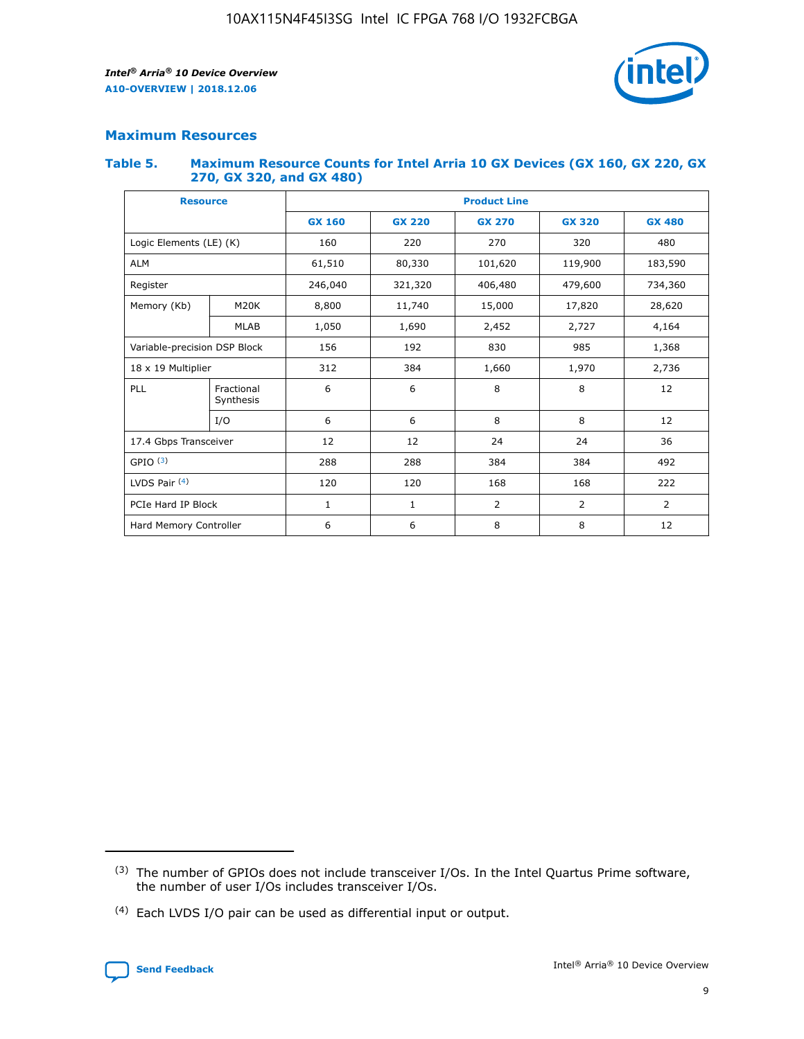## Maximum Resources

### Table 5. Maximum Resource Counts for Intel Arria 10 GX Devices (GX 160, GX 220, GX 270, GX 320, and GX 480)

| Resource | | Product Line | | | | |
|---|---|---|---|---|---|---|
| | | GX 160 | GX 220 | GX 270 | GX 320 | GX 480 |
| Logic Elements (LE) (K) | | 160 | 220 | 270 | 320 | 480 |
| ALM | | 61,510 | 80,330 | 101,620 | 119,900 | 183,590 |
| Register | | 246,040 | 321,320 | 406,480 | 479,600 | 734,360 |
| Memory (Kb) | M20K | 8,800 | 11,740 | 15,000 | 17,820 | 28,620 |
| | MLAB | 1,050 | 1,690 | 2,452 | 2,727 | 4,164 |
| Variable-precision DSP Block | | 156 | 192 | 830 | 985 | 1,368 |
| 18 x 19 Multiplier | | 312 | 384 | 1,660 | 1,970 | 2,736 |
| PLL | Fractional Synthesis | 6 | 6 | 8 | 8 | 12 |
| | I/O | 6 | 6 | 8 | 8 | 12 |
| 17.4 Gbps Transceiver | | 12 | 12 | 24 | 24 | 36 |
| GPIO (3) | | 288 | 288 | 384 | 384 | 492 |
| LVDS Pair (4) | | 120 | 120 | 168 | 168 | 222 |
| PCIe Hard IP Block | | 1 | 1 | 2 | 2 | 2 |
| Hard Memory Controller | | 6 | 6 | 8 | 8 | 12 |

(3) The number of GPIOs does not include transceiver I/Os. In the Intel Quartus Prime software, the number of user I/Os includes transceiver I/Os.

(4) Each LVDS I/O pair can be used as differential input or output.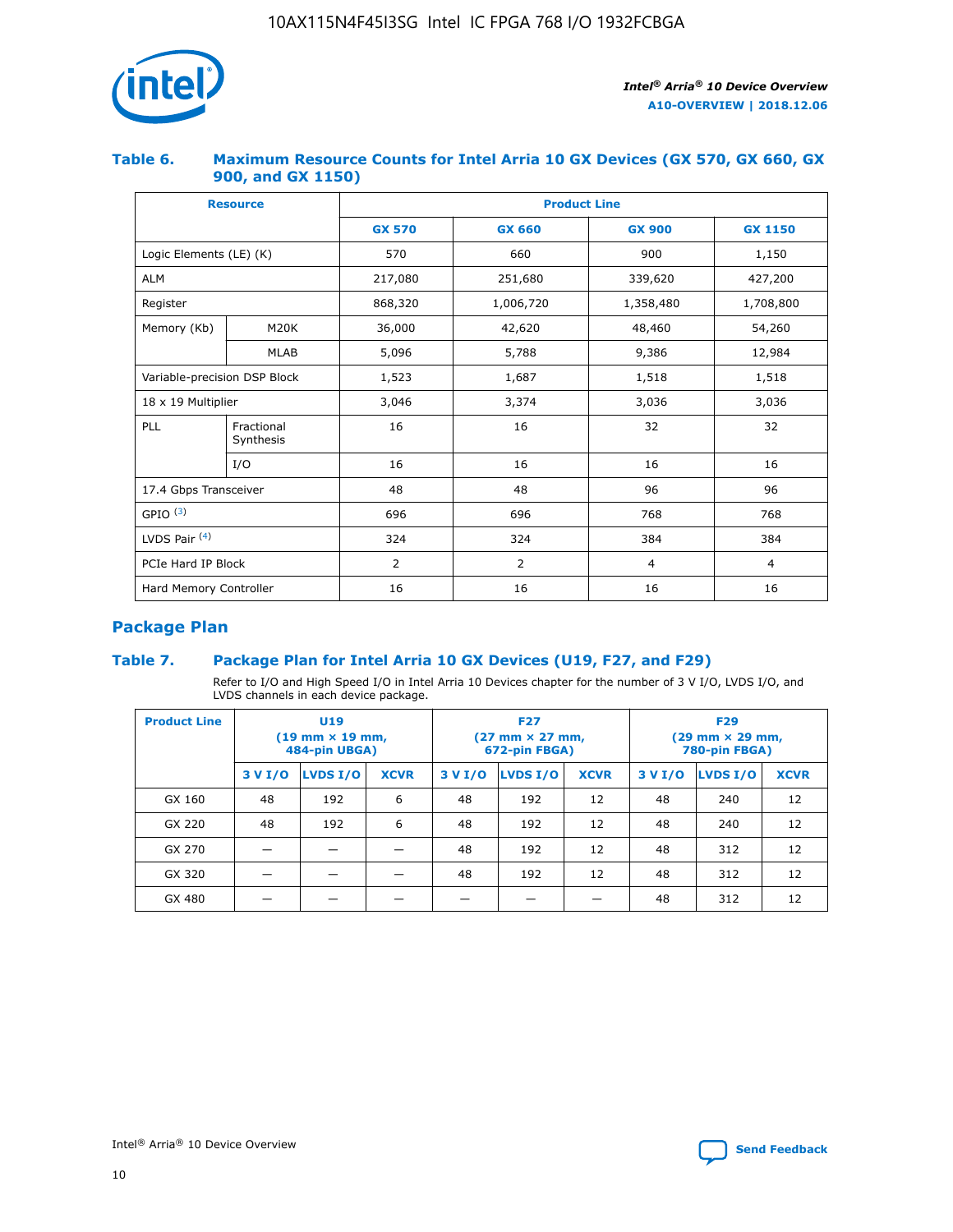### Table 6. Maximum Resource Counts for Intel Arria 10 GX Devices (GX 570, GX 660, GX 900, and GX 1150)

| Resource | | Product Line | | | |
|---|---|---|---|---|---|
| | | GX 570 | GX 660 | GX 900 | GX 1150 |
| Logic Elements (LE) (K) | | 570 | 660 | 900 | 1,150 |
| ALM | | 217,080 | 251,680 | 339,620 | 427,200 |
| Register | | 868,320 | 1,006,720 | 1,358,480 | 1,708,800 |
| Memory (Kb) | M20K | 36,000 | 42,620 | 48,460 | 54,260 |
| | MLAB | 5,096 | 5,788 | 9,386 | 12,984 |
| Variable-precision DSP Block | | 1,523 | 1,687 | 1,518 | 1,518 |
| 18 x 19 Multiplier | | 3,046 | 3,374 | 3,036 | 3,036 |
| PLL | Fractional Synthesis | 16 | 16 | 32 | 32 |
| | I/O | 16 | 16 | 16 | 16 |
| 17.4 Gbps Transceiver | | 48 | 48 | 96 | 96 |
| GPIO [(3)] | | 696 | 696 | 768 | 768 |
| LVDS Pair [(4)] | | 324 | 324 | 384 | 384 |
| PCIe Hard IP Block | | 2 | 2 | 4 | 4 |
| Hard Memory Controller | | 16 | 16 | 16 | 16 |

## Package Plan

### Table 7. Package Plan for Intel Arria 10 GX Devices (U19, F27, and F29)

Refer to I/O and High Speed I/O in Intel Arria 10 Devices chapter for the number of 3 V I/O, LVDS I/O, and LVDS channels in each device package.

| Product Line | U19 (19 mm × 19 mm, 484-pin UBGA) | | | F27 (27 mm × 27 mm, 672-pin FBGA) | | | F29 (29 mm × 29 mm, 780-pin FBGA) | | |
|---|---|---|---|---|---|---|---|---|---|
| | 3 V I/O | LVDS I/O | XCVR | 3 V I/O | LVDS I/O | XCVR | 3 V I/O | LVDS I/O | XCVR |
| GX 160 | 48 | 192 | 6 | 48 | 192 | 12 | 48 | 240 | 12 |
| GX 220 | 48 | 192 | 6 | 48 | 192 | 12 | 48 | 240 | 12 |
| GX 270 | — | — | — | 48 | 192 | 12 | 48 | 312 | 12 |
| GX 320 | — | — | — | 48 | 192 | 12 | 48 | 312 | 12 |
| GX 480 | — | — | — | — | — | — | 48 | 312 | 12 |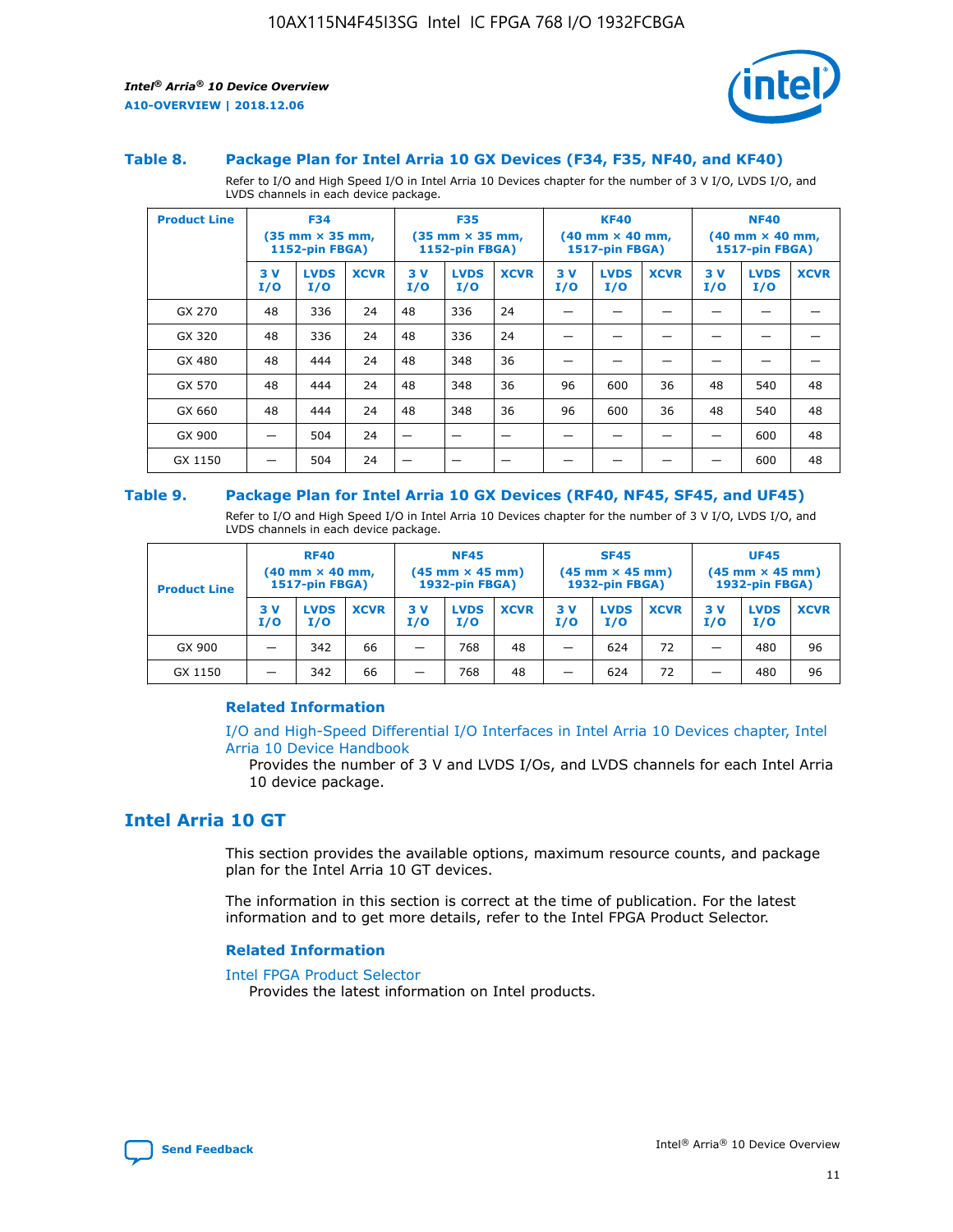### Table 8. Package Plan for Intel Arria 10 GX Devices (F34, F35, NF40, and KF40)

Refer to I/O and High Speed I/O in Intel Arria 10 Devices chapter for the number of 3 V I/O, LVDS I/O, and LVDS channels in each device package.

| Product Line | F34 (35 mm × 35 mm, 1152-pin FBGA) | | | F35 (35 mm × 35 mm, 1152-pin FBGA) | | | KF40 (40 mm × 40 mm, 1517-pin FBGA) | | | NF40 (40 mm × 40 mm, 1517-pin FBGA) | | |
|---|---|---|---|---|---|---|---|---|---|---|---|---|
| | 3 V I/O | LVDS I/O | XCVR | 3 V I/O | LVDS I/O | XCVR | 3 V I/O | LVDS I/O | XCVR | 3 V I/O | LVDS I/O | XCVR |
| GX 270 | 48 | 336 | 24 | 48 | 336 | 24 | — | — | — | — | — | — |
| GX 320 | 48 | 336 | 24 | 48 | 336 | 24 | — | — | — | — | — | — |
| GX 480 | 48 | 444 | 24 | 48 | 348 | 36 | — | — | — | — | — | — |
| GX 570 | 48 | 444 | 24 | 48 | 348 | 36 | 96 | 600 | 36 | 48 | 540 | 48 |
| GX 660 | 48 | 444 | 24 | 48 | 348 | 36 | 96 | 600 | 36 | 48 | 540 | 48 |
| GX 900 | — | 504 | 24 | — | — | — | — | — | — | — | 600 | 48 |
| GX 1150 | — | 504 | 24 | — | — | — | — | — | — | — | 600 | 48 |

### Table 9. Package Plan for Intel Arria 10 GX Devices (RF40, NF45, SF45, and UF45)

Refer to I/O and High Speed I/O in Intel Arria 10 Devices chapter for the number of 3 V I/O, LVDS I/O, and LVDS channels in each device package.

| Product Line | RF40 (40 mm × 40 mm, 1517-pin FBGA) | | | NF45 (45 mm × 45 mm) 1932-pin FBGA) | | | SF45 (45 mm × 45 mm) 1932-pin FBGA) | | | UF45 (45 mm × 45 mm) 1932-pin FBGA) | | |
|---|---|---|---|---|---|---|---|---|---|---|---|---|
| | 3 V I/O | LVDS I/O | XCVR | 3 V I/O | LVDS I/O | XCVR | 3 V I/O | LVDS I/O | XCVR | 3 V I/O | LVDS I/O | XCVR |
| GX 900 | — | 342 | 66 | — | 768 | 48 | — | 624 | 72 | — | 480 | 96 |
| GX 1150 | — | 342 | 66 | — | 768 | 48 | — | 624 | 72 | — | 480 | 96 |

#### Related Information

I/O and High-Speed Differential I/O Interfaces in Intel Arria 10 Devices chapter, Intel Arria 10 Device Handbook

Provides the number of 3 V and LVDS I/Os, and LVDS channels for each Intel Arria 10 device package.

## Intel Arria 10 GT

This section provides the available options, maximum resource counts, and package plan for the Intel Arria 10 GT devices.

The information in this section is correct at the time of publication. For the latest information and to get more details, refer to the Intel FPGA Product Selector.

#### Related Information

Intel FPGA Product Selector

Provides the latest information on Intel products.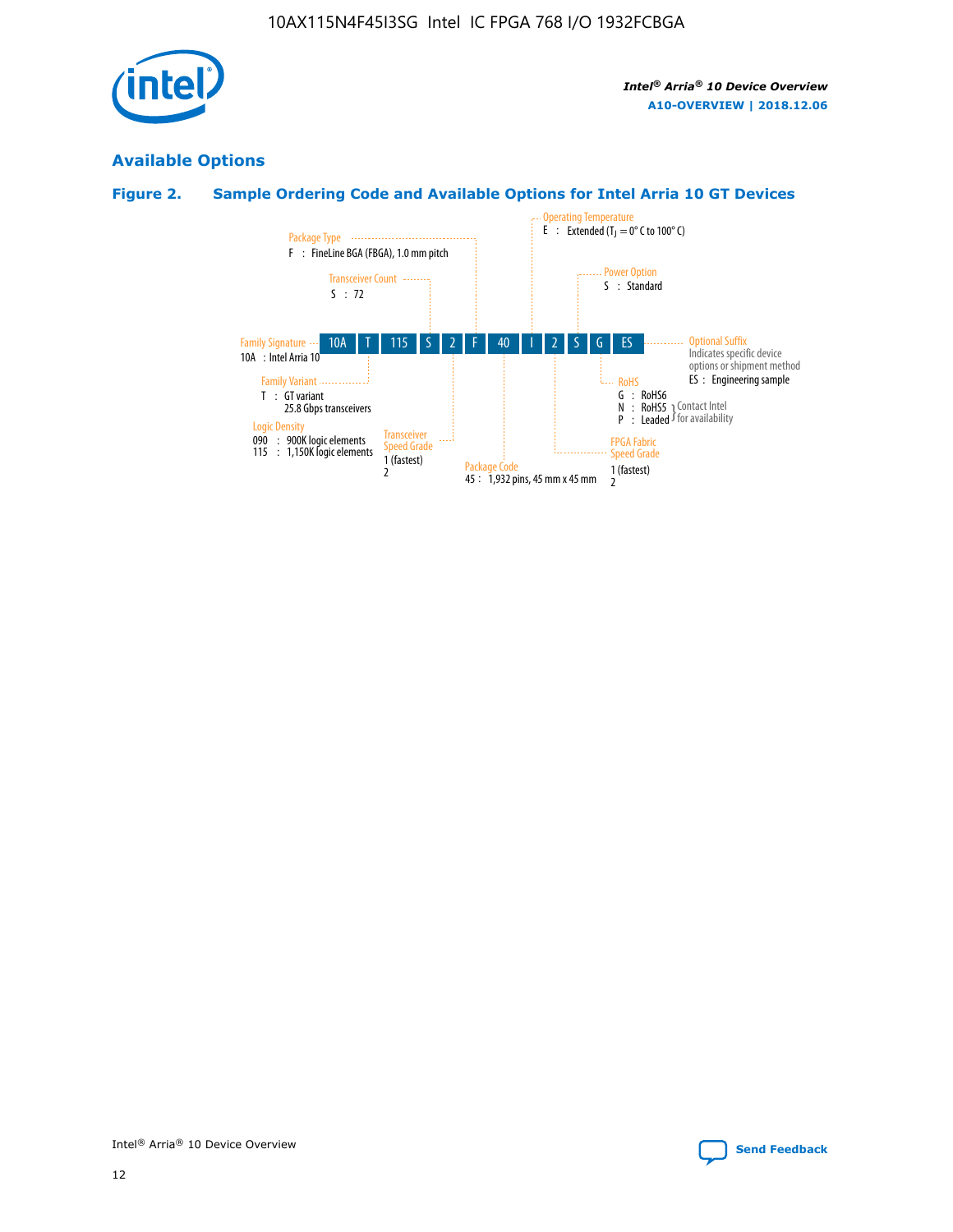## Available Options

### Figure 2. Sample Ordering Code and Available Options for Intel Arria 10 GT Devices

10A T 115 S 2 F 40 I 2 S G ES

- **Family Signature**
  - 10A : Intel Arria 10
- **Family Variant**
  - T : GT variant
    25.8 Gbps transceivers
- **Logic Density**
  - 090 : 900K logic elements
  - 115 : 1,150K logic elements
- **Transceiver Count**
  - S : 72
- **Transceiver Speed Grade**
  - 1 (fastest)
  - 2
- **Package Type**
  - F : FineLine BGA (FBGA), 1.0 mm pitch
- **Package Code**
  - 45 : 1,932 pins, 45 mm x 45 mm
- **Operating Temperature**
  - E : Extended ($T_J$ = 0° C to 100° C)
- **FPGA Fabric Speed Grade**
  - 1 (fastest)
  - 2
- **Power Option**
  - S : Standard
- **RoHS**
  - G : RoHS6
  - N : RoHS5 } Contact Intel for availability
  - P : Leaded } Contact Intel for availability
- **Optional Suffix**
  Indicates specific device options or shipment method
  - ES : Engineering sample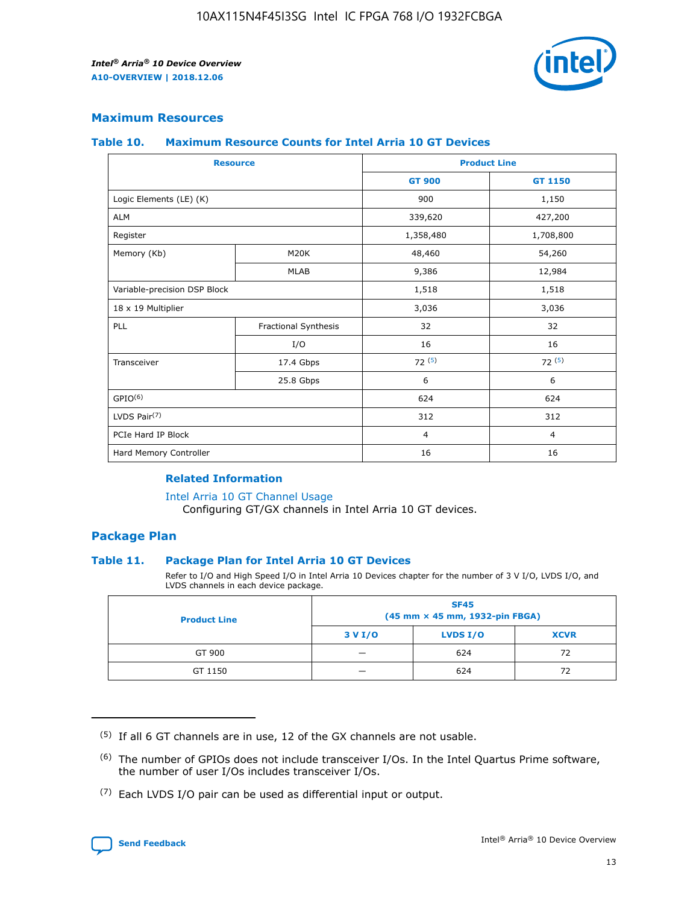## Maximum Resources

### Table 10. Maximum Resource Counts for Intel Arria 10 GT Devices

| Resource | | Product Line | |
|---|---|---|---|
| | | GT 900 | GT 1150 |
| Logic Elements (LE) (K) | | 900 | 1,150 |
| ALM | | 339,620 | 427,200 |
| Register | | 1,358,480 | 1,708,800 |
| Memory (Kb) | M20K | 48,460 | 54,260 |
| | MLAB | 9,386 | 12,984 |
| Variable-precision DSP Block | | 1,518 | 1,518 |
| 18 x 19 Multiplier | | 3,036 | 3,036 |
| PLL | Fractional Synthesis | 32 | 32 |
| | I/O | 16 | 16 |
| Transceiver | 17.4 Gbps | 72 (5) | 72 (5) |
| | 25.8 Gbps | 6 | 6 |
| GPIO(6) | | 624 | 624 |
| LVDS Pair(7) | | 312 | 312 |
| PCIe Hard IP Block | | 4 | 4 |
| Hard Memory Controller | | 16 | 16 |

#### Related Information

Intel Arria 10 GT Channel Usage
Configuring GT/GX channels in Intel Arria 10 GT devices.

## Package Plan

### Table 11. Package Plan for Intel Arria 10 GT Devices

Refer to I/O and High Speed I/O in Intel Arria 10 Devices chapter for the number of 3 V I/O, LVDS I/O, and LVDS channels in each device package.

| Product Line | SF45 (45 mm × 45 mm, 1932-pin FBGA) | | |
|---|---|---|---|
| | 3 V I/O | LVDS I/O | XCVR |
| GT 900 | — | 624 | 72 |
| GT 1150 | — | 624 | 72 |

(5) If all 6 GT channels are in use, 12 of the GX channels are not usable.

(6) The number of GPIOs does not include transceiver I/Os. In the Intel Quartus Prime software, the number of user I/Os includes transceiver I/Os.

(7) Each LVDS I/O pair can be used as differential input or output.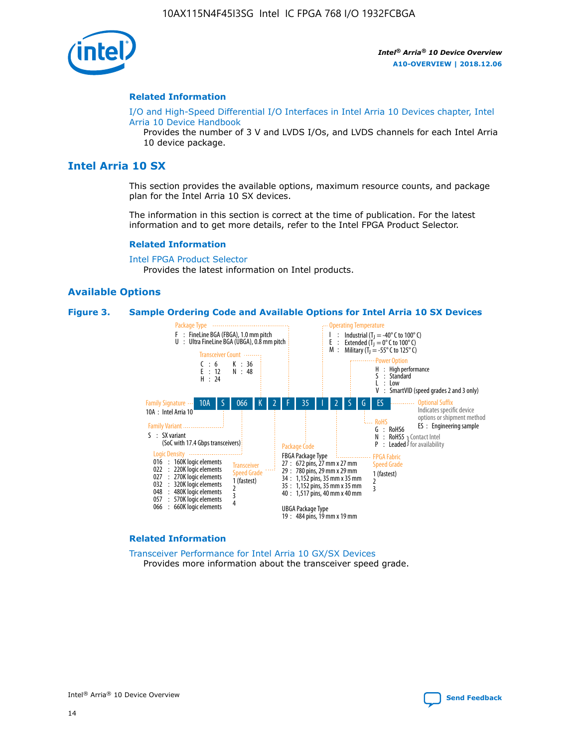### Related Information

I/O and High-Speed Differential I/O Interfaces in Intel Arria 10 Devices chapter, Intel Arria 10 Device Handbook

Provides the number of 3 V and LVDS I/Os, and LVDS channels for each Intel Arria 10 device package.

## Intel Arria 10 SX

This section provides the available options, maximum resource counts, and package plan for the Intel Arria 10 SX devices.

The information in this section is correct at the time of publication. For the latest information and to get more details, refer to the Intel FPGA Product Selector.

### Related Information

Intel FPGA Product Selector

Provides the latest information on Intel products.

### Available Options

**Figure 3. Sample Ordering Code and Available Options for Intel Arria 10 SX Devices**

Sample ordering code: 10A S 066 K 2 F 35 I 2 S G ES

- **Family Signature**
  - 10A : Intel Arria 10
- **Family Variant**
  - S : SX variant (SoC with 17.4 Gbps transceivers)
- **Logic Density**
  - 016 : 160K logic elements
  - 022 : 220K logic elements
  - 027 : 270K logic elements
  - 032 : 320K logic elements
  - 048 : 480K logic elements
  - 057 : 570K logic elements
  - 066 : 660K logic elements
- **Transceiver Count**
  - C : 6
  - E : 12
  - H : 24
  - K : 36
  - N : 48
- **Transceiver Speed Grade**
  - 1 (fastest)
  - 2
  - 3
  - 4
- **Package Type**
  - F : FineLine BGA (FBGA), 1.0 mm pitch
  - U : Ultra FineLine BGA (UBGA), 0.8 mm pitch
- **Package Code**
  - FBGA Package Type
    - 27 : 672 pins, 27 mm x 27 mm
    - 29 : 780 pins, 29 mm x 29 mm
    - 34 : 1,152 pins, 35 mm x 35 mm
    - 35 : 1,152 pins, 35 mm x 35 mm
    - 40 : 1,517 pins, 40 mm x 40 mm
  - UBGA Package Type
    - 19 : 484 pins, 19 mm x 19 mm
- **Operating Temperature**
  - I : Industrial ($T_J$ = -40° C to 100° C)
  - E : Extended ($T_J$ = 0° C to 100° C)
  - M : Military ($T_J$ = -55° C to 125° C)
- **FPGA Fabric Speed Grade**
  - 1 (fastest)
  - 2
  - 3
- **Power Option**
  - H : High performance
  - S : Standard
  - L : Low
  - V : SmartVID (speed grades 2 and 3 only)
- **RoHS**
  - G : RoHS6
  - N : RoHS5 (Contact Intel for availability)
  - P : Leaded (Contact Intel for availability)
- **Optional Suffix**
  - Indicates specific device options or shipment method
  - ES : Engineering sample

### Related Information

Transceiver Performance for Intel Arria 10 GX/SX Devices

Provides more information about the transceiver speed grade.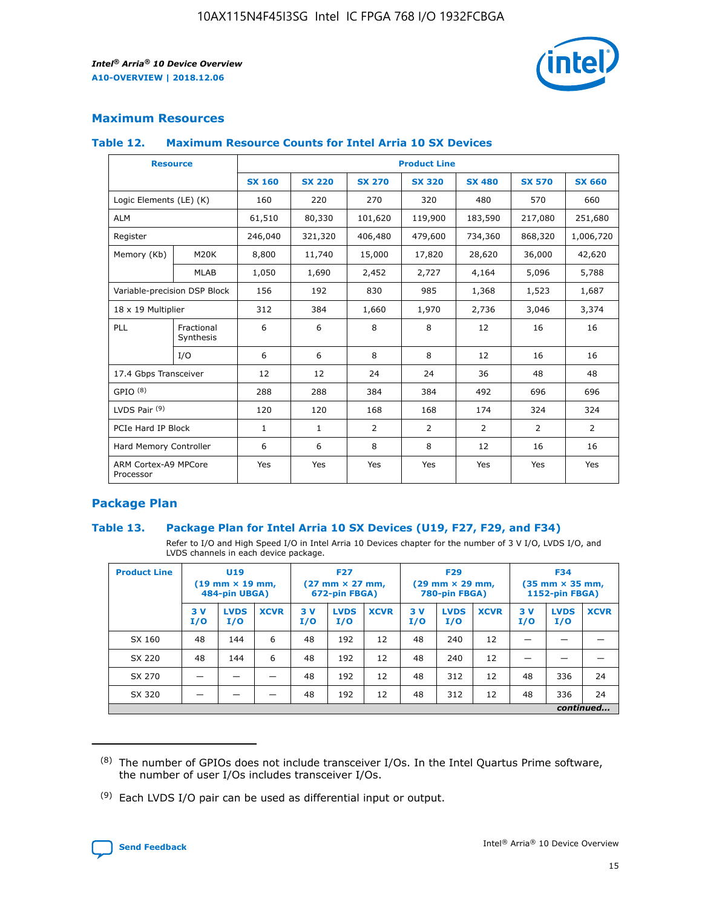## Maximum Resources

### Table 12. Maximum Resource Counts for Intel Arria 10 SX Devices

| Resource | | Product Line | | | | | | |
|---|---|---|---|---|---|---|---|---|
| | | SX 160 | SX 220 | SX 270 | SX 320 | SX 480 | SX 570 | SX 660 |
| Logic Elements (LE) (K) | | 160 | 220 | 270 | 320 | 480 | 570 | 660 |
| ALM | | 61,510 | 80,330 | 101,620 | 119,900 | 183,590 | 217,080 | 251,680 |
| Register | | 246,040 | 321,320 | 406,480 | 479,600 | 734,360 | 868,320 | 1,006,720 |
| Memory (Kb) | M20K | 8,800 | 11,740 | 15,000 | 17,820 | 28,620 | 36,000 | 42,620 |
| | MLAB | 1,050 | 1,690 | 2,452 | 2,727 | 4,164 | 5,096 | 5,788 |
| Variable-precision DSP Block | | 156 | 192 | 830 | 985 | 1,368 | 1,523 | 1,687 |
| 18 x 19 Multiplier | | 312 | 384 | 1,660 | 1,970 | 2,736 | 3,046 | 3,374 |
| PLL | Fractional Synthesis | 6 | 6 | 8 | 8 | 12 | 16 | 16 |
| | I/O | 6 | 6 | 8 | 8 | 12 | 16 | 16 |
| 17.4 Gbps Transceiver | | 12 | 12 | 24 | 24 | 36 | 48 | 48 |
| GPIO [(8)] | | 288 | 288 | 384 | 384 | 492 | 696 | 696 |
| LVDS Pair [(9)] | | 120 | 120 | 168 | 168 | 174 | 324 | 324 |
| PCIe Hard IP Block | | 1 | 1 | 2 | 2 | 2 | 2 | 2 |
| Hard Memory Controller | | 6 | 6 | 8 | 8 | 12 | 16 | 16 |
| ARM Cortex-A9 MPCore Processor | | Yes | Yes | Yes | Yes | Yes | Yes | Yes |

## Package Plan

### Table 13. Package Plan for Intel Arria 10 SX Devices (U19, F27, F29, and F34)

Refer to I/O and High Speed I/O in Intel Arria 10 Devices chapter for the number of 3 V I/O, LVDS I/O, and LVDS channels in each device package.

| Product Line | U19 (19 mm × 19 mm, 484-pin UBGA) | | | F27 (27 mm × 27 mm, 672-pin FBGA) | | | F29 (29 mm × 29 mm, 780-pin FBGA) | | | F34 (35 mm × 35 mm, 1152-pin FBGA) | | |
|---|---|---|---|---|---|---|---|---|---|---|---|---|
| | 3 V I/O | LVDS I/O | XCVR | 3 V I/O | LVDS I/O | XCVR | 3 V I/O | LVDS I/O | XCVR | 3 V I/O | LVDS I/O | XCVR |
| SX 160 | 48 | 144 | 6 | 48 | 192 | 12 | 48 | 240 | 12 | — | — | — |
| SX 220 | 48 | 144 | 6 | 48 | 192 | 12 | 48 | 240 | 12 | — | — | — |
| SX 270 | — | — | — | 48 | 192 | 12 | 48 | 312 | 12 | 48 | 336 | 24 |
| SX 320 | — | — | — | 48 | 192 | 12 | 48 | 312 | 12 | 48 | 336 | 24 |

*continued...*

(8) The number of GPIOs does not include transceiver I/Os. In the Intel Quartus Prime software, the number of user I/Os includes transceiver I/Os.

(9) Each LVDS I/O pair can be used as differential input or output.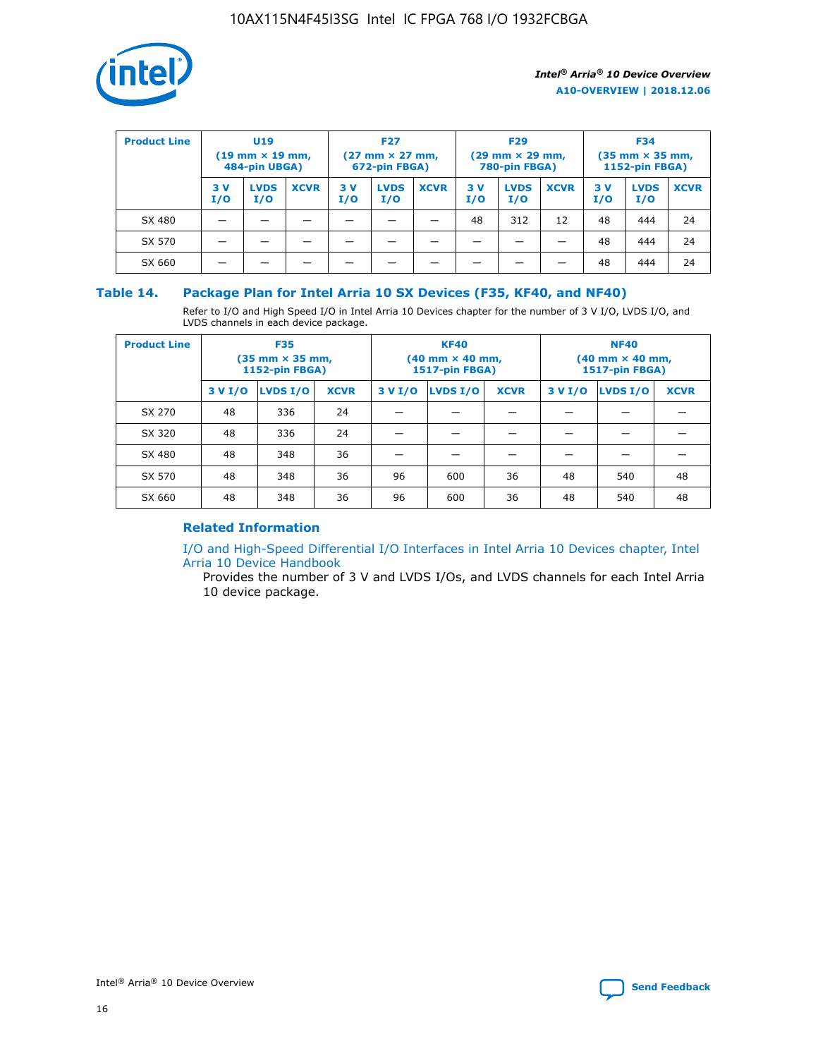| Product Line | U19 (19 mm × 19 mm, 484-pin UBGA) | | | F27 (27 mm × 27 mm, 672-pin FBGA) | | | F29 (29 mm × 29 mm, 780-pin FBGA) | | | F34 (35 mm × 35 mm, 1152-pin FBGA) | | |
|---|---|---|---|---|---|---|---|---|---|---|---|---|
| | 3 V I/O | LVDS I/O | XCVR | 3 V I/O | LVDS I/O | XCVR | 3 V I/O | LVDS I/O | XCVR | 3 V I/O | LVDS I/O | XCVR |
| SX 480 | — | — | — | — | — | — | 48 | 312 | 12 | 48 | 444 | 24 |
| SX 570 | — | — | — | — | — | — | — | — | — | 48 | 444 | 24 |
| SX 660 | — | — | — | — | — | — | — | — | — | 48 | 444 | 24 |

### Table 14. Package Plan for Intel Arria 10 SX Devices (F35, KF40, and NF40)

Refer to I/O and High Speed I/O in Intel Arria 10 Devices chapter for the number of 3 V I/O, LVDS I/O, and LVDS channels in each device package.

| Product Line | F35 (35 mm × 35 mm, 1152-pin FBGA) | | | KF40 (40 mm × 40 mm, 1517-pin FBGA) | | | NF40 (40 mm × 40 mm, 1517-pin FBGA) | | |
|---|---|---|---|---|---|---|---|---|---|
| | 3 V I/O | LVDS I/O | XCVR | 3 V I/O | LVDS I/O | XCVR | 3 V I/O | LVDS I/O | XCVR |
| SX 270 | 48 | 336 | 24 | — | — | — | — | — | — |
| SX 320 | 48 | 336 | 24 | — | — | — | — | — | — |
| SX 480 | 48 | 348 | 36 | — | — | — | — | — | — |
| SX 570 | 48 | 348 | 36 | 96 | 600 | 36 | 48 | 540 | 48 |
| SX 660 | 48 | 348 | 36 | 96 | 600 | 36 | 48 | 540 | 48 |

#### Related Information

I/O and High-Speed Differential I/O Interfaces in Intel Arria 10 Devices chapter, Intel Arria 10 Device Handbook

Provides the number of 3 V and LVDS I/Os, and LVDS channels for each Intel Arria 10 device package.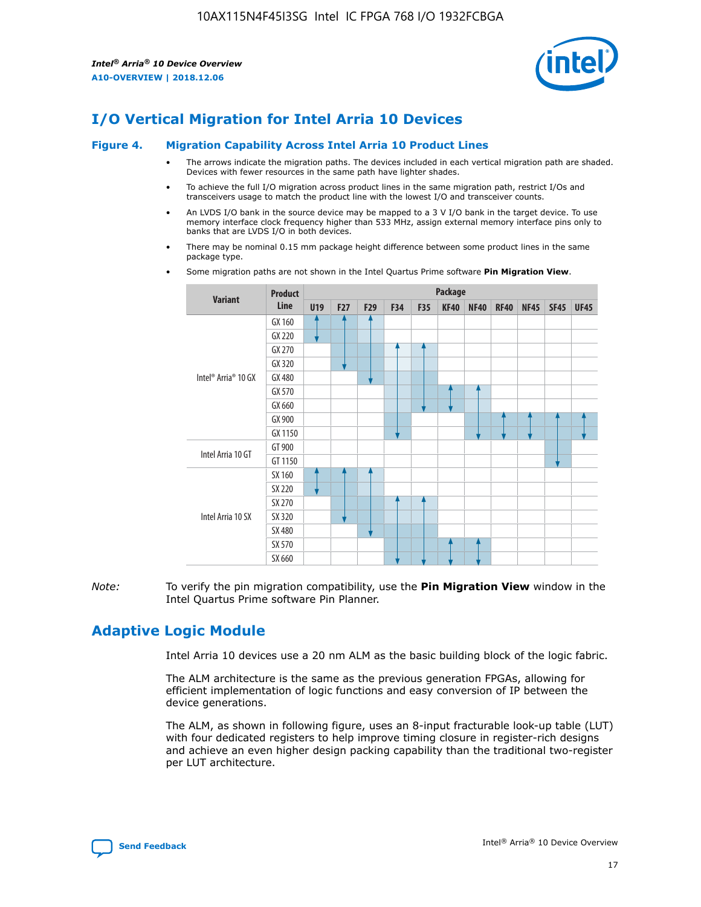## I/O Vertical Migration for Intel Arria 10 Devices

**Figure 4. Migration Capability Across Intel Arria 10 Product Lines**

- The arrows indicate the migration paths. The devices included in each vertical migration path are shaded. Devices with fewer resources in the same path have lighter shades.
- To achieve the full I/O migration across product lines in the same migration path, restrict I/Os and transceivers usage to match the product line with the lowest I/O and transceiver counts.
- An LVDS I/O bank in the source device may be mapped to a 3 V I/O bank in the target device. To use memory interface clock frequency higher than 533 MHz, assign external memory interface pins only to banks that are LVDS I/O in both devices.
- There may be nominal 0.15 mm package height difference between some product lines in the same package type.
- Some migration paths are not shown in the Intel Quartus Prime software **Pin Migration View**.

| Variant | Product Line | U19 | F27 | F29 | F34 | F35 | KF40 | NF40 | RF40 | NF45 | SF45 | UF45 |
|---|---|---|---|---|---|---|---|---|---|---|---|---|
| Intel® Arria® 10 GX | GX 160 | | | | | | | | | | | |
| | GX 220 | | | | | | | | | | | |
| | GX 270 | | | | | | | | | | | |
| | GX 320 | | | | | | | | | | | |
| | GX 480 | | | | | | | | | | | |
| | GX 570 | | | | | | | | | | | |
| | GX 660 | | | | | | | | | | | |
| | GX 900 | | | | | | | | | | | |
| | GX 1150 | | | | | | | | | | | |
| Intel Arria 10 GT | GT 900 | | | | | | | | | | | |
| | GT 1150 | | | | | | | | | | | |
| Intel Arria 10 SX | SX 160 | | | | | | | | | | | |
| | SX 220 | | | | | | | | | | | |
| | SX 270 | | | | | | | | | | | |
| | SX 320 | | | | | | | | | | | |
| | SX 480 | | | | | | | | | | | |
| | SX 570 | | | | | | | | | | | |
| | SX 660 | | | | | | | | | | | |

*Note:* To verify the pin migration compatibility, use the **Pin Migration View** window in the Intel Quartus Prime software Pin Planner.

## Adaptive Logic Module

Intel Arria 10 devices use a 20 nm ALM as the basic building block of the logic fabric.

The ALM architecture is the same as the previous generation FPGAs, allowing for efficient implementation of logic functions and easy conversion of IP between the device generations.

The ALM, as shown in following figure, uses an 8-input fracturable look-up table (LUT) with four dedicated registers to help improve timing closure in register-rich designs and achieve an even higher design packing capability than the traditional two-register per LUT architecture.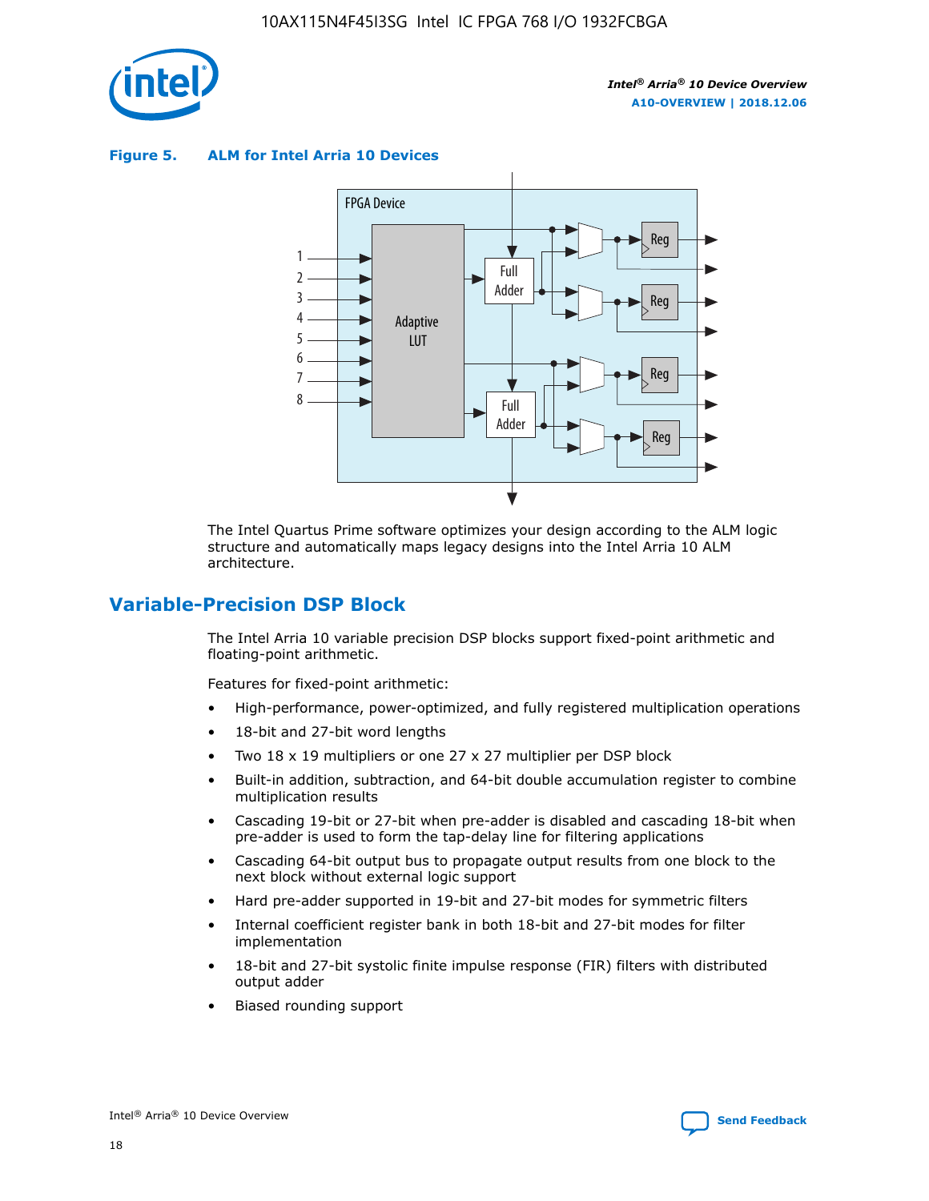**Figure 5. ALM for Intel Arria 10 Devices**

The Intel Quartus Prime software optimizes your design according to the ALM logic structure and automatically maps legacy designs into the Intel Arria 10 ALM architecture.

## Variable-Precision DSP Block

The Intel Arria 10 variable precision DSP blocks support fixed-point arithmetic and floating-point arithmetic.

Features for fixed-point arithmetic:

- High-performance, power-optimized, and fully registered multiplication operations
- 18-bit and 27-bit word lengths
- Two 18 x 19 multipliers or one 27 x 27 multiplier per DSP block
- Built-in addition, subtraction, and 64-bit double accumulation register to combine multiplication results
- Cascading 19-bit or 27-bit when pre-adder is disabled and cascading 18-bit when pre-adder is used to form the tap-delay line for filtering applications
- Cascading 64-bit output bus to propagate output results from one block to the next block without external logic support
- Hard pre-adder supported in 19-bit and 27-bit modes for symmetric filters
- Internal coefficient register bank in both 18-bit and 27-bit modes for filter implementation
- 18-bit and 27-bit systolic finite impulse response (FIR) filters with distributed output adder
- Biased rounding support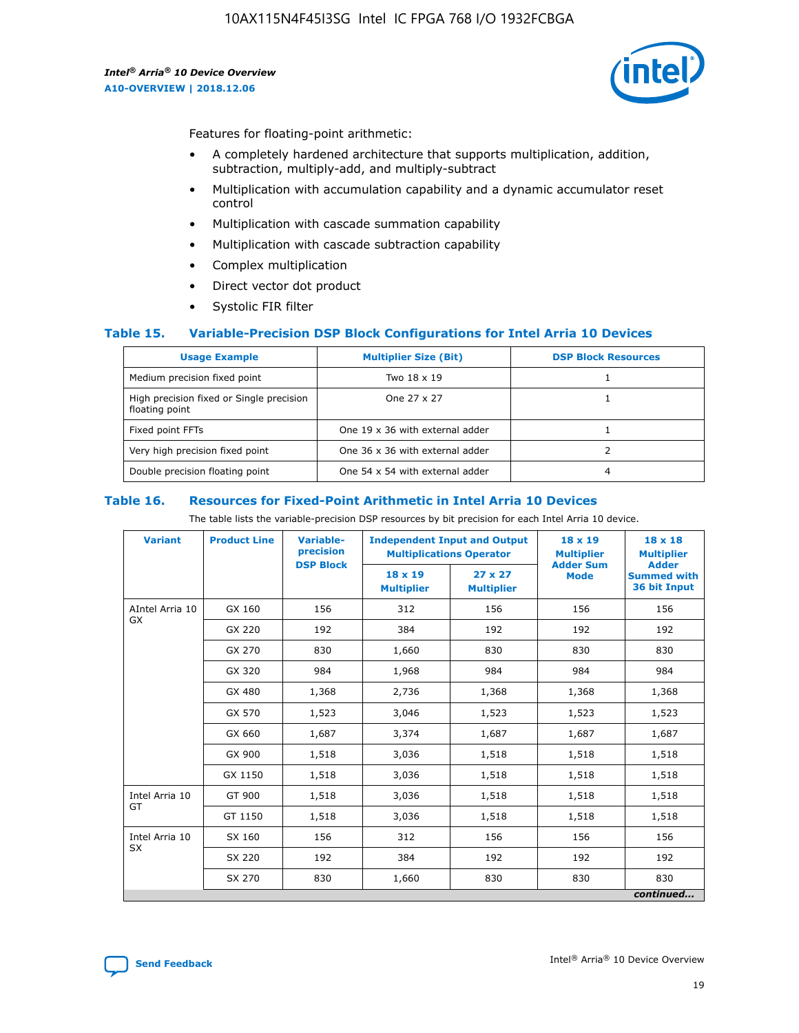Features for floating-point arithmetic:

- A completely hardened architecture that supports multiplication, addition, subtraction, multiply-add, and multiply-subtract
- Multiplication with accumulation capability and a dynamic accumulator reset control
- Multiplication with cascade summation capability
- Multiplication with cascade subtraction capability
- Complex multiplication
- Direct vector dot product
- Systolic FIR filter

### Table 15. Variable-Precision DSP Block Configurations for Intel Arria 10 Devices

| Usage Example | Multiplier Size (Bit) | DSP Block Resources |
|---|---|---|
| Medium precision fixed point | Two 18 x 19 | 1 |
| High precision fixed or Single precision floating point | One 27 x 27 | 1 |
| Fixed point FFTs | One 19 x 36 with external adder | 1 |
| Very high precision fixed point | One 36 x 36 with external adder | 2 |
| Double precision floating point | One 54 x 54 with external adder | 4 |

### Table 16. Resources for Fixed-Point Arithmetic in Intel Arria 10 Devices

The table lists the variable-precision DSP resources by bit precision for each Intel Arria 10 device.

| Variant | Product Line | Variable-precision DSP Block | Independent Input and Output Multiplications Operator | | 18 x 19 Multiplier Adder Sum Mode | 18 x 18 Multiplier Adder Summed with 36 bit Input |
|---|---|---|---|---|---|---|
| | | | 18 x 19 Multiplier | 27 x 27 Multiplier | | |
| AIntel Arria 10 GX | GX 160 | 156 | 312 | 156 | 156 | 156 |
| | GX 220 | 192 | 384 | 192 | 192 | 192 |
| | GX 270 | 830 | 1,660 | 830 | 830 | 830 |
| | GX 320 | 984 | 1,968 | 984 | 984 | 984 |
| | GX 480 | 1,368 | 2,736 | 1,368 | 1,368 | 1,368 |
| | GX 570 | 1,523 | 3,046 | 1,523 | 1,523 | 1,523 |
| | GX 660 | 1,687 | 3,374 | 1,687 | 1,687 | 1,687 |
| | GX 900 | 1,518 | 3,036 | 1,518 | 1,518 | 1,518 |
| | GX 1150 | 1,518 | 3,036 | 1,518 | 1,518 | 1,518 |
| Intel Arria 10 GT | GT 900 | 1,518 | 3,036 | 1,518 | 1,518 | 1,518 |
| | GT 1150 | 1,518 | 3,036 | 1,518 | 1,518 | 1,518 |
| Intel Arria 10 SX | SX 160 | 156 | 312 | 156 | 156 | 156 |
| | SX 220 | 192 | 384 | 192 | 192 | 192 |
| | SX 270 | 830 | 1,660 | 830 | 830 | 830 |

*continued...*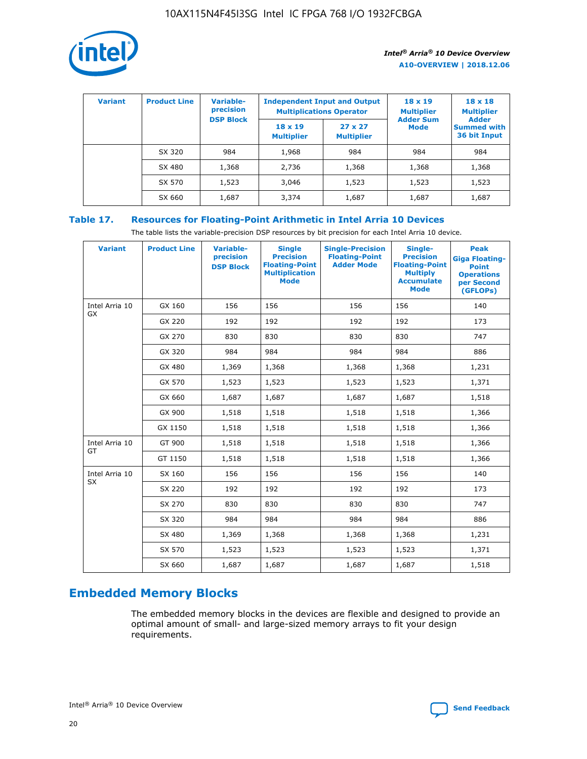| Variant | Product Line | Variable-precision DSP Block | Independent Input and Output Multiplications Operator | | 18 x 19 Multiplier Adder Sum Mode | 18 x 18 Multiplier Adder Summed with 36 bit Input |
|---|---|---|---|---|---|---|
| | | | 18 x 19 Multiplier | 27 x 27 Multiplier | | |
| | SX 320 | 984 | 1,968 | 984 | 984 | 984 |
| | SX 480 | 1,368 | 2,736 | 1,368 | 1,368 | 1,368 |
| | SX 570 | 1,523 | 3,046 | 1,523 | 1,523 | 1,523 |
| | SX 660 | 1,687 | 3,374 | 1,687 | 1,687 | 1,687 |

### Table 17. Resources for Floating-Point Arithmetic in Intel Arria 10 Devices

The table lists the variable-precision DSP resources by bit precision for each Intel Arria 10 device.

| Variant | Product Line | Variable-precision DSP Block | Single Precision Floating-Point Multiplication Mode | Single-Precision Floating-Point Adder Mode | Single-Precision Floating-Point Multiply Accumulate Mode | Peak Giga Floating-Point Operations per Second (GFLOPs) |
|---|---|---|---|---|---|---|
| Intel Arria 10 GX | GX 160 | 156 | 156 | 156 | 156 | 140 |
| | GX 220 | 192 | 192 | 192 | 192 | 173 |
| | GX 270 | 830 | 830 | 830 | 830 | 747 |
| | GX 320 | 984 | 984 | 984 | 984 | 886 |
| | GX 480 | 1,369 | 1,368 | 1,368 | 1,368 | 1,231 |
| | GX 570 | 1,523 | 1,523 | 1,523 | 1,523 | 1,371 |
| | GX 660 | 1,687 | 1,687 | 1,687 | 1,687 | 1,518 |
| | GX 900 | 1,518 | 1,518 | 1,518 | 1,518 | 1,366 |
| | GX 1150 | 1,518 | 1,518 | 1,518 | 1,518 | 1,366 |
| Intel Arria 10 GT | GT 900 | 1,518 | 1,518 | 1,518 | 1,518 | 1,366 |
| | GT 1150 | 1,518 | 1,518 | 1,518 | 1,518 | 1,366 |
| Intel Arria 10 SX | SX 160 | 156 | 156 | 156 | 156 | 140 |
| | SX 220 | 192 | 192 | 192 | 192 | 173 |
| | SX 270 | 830 | 830 | 830 | 830 | 747 |
| | SX 320 | 984 | 984 | 984 | 984 | 886 |
| | SX 480 | 1,369 | 1,368 | 1,368 | 1,368 | 1,231 |
| | SX 570 | 1,523 | 1,523 | 1,523 | 1,523 | 1,371 |
| | SX 660 | 1,687 | 1,687 | 1,687 | 1,687 | 1,518 |

## Embedded Memory Blocks

The embedded memory blocks in the devices are flexible and designed to provide an optimal amount of small- and large-sized memory arrays to fit your design requirements.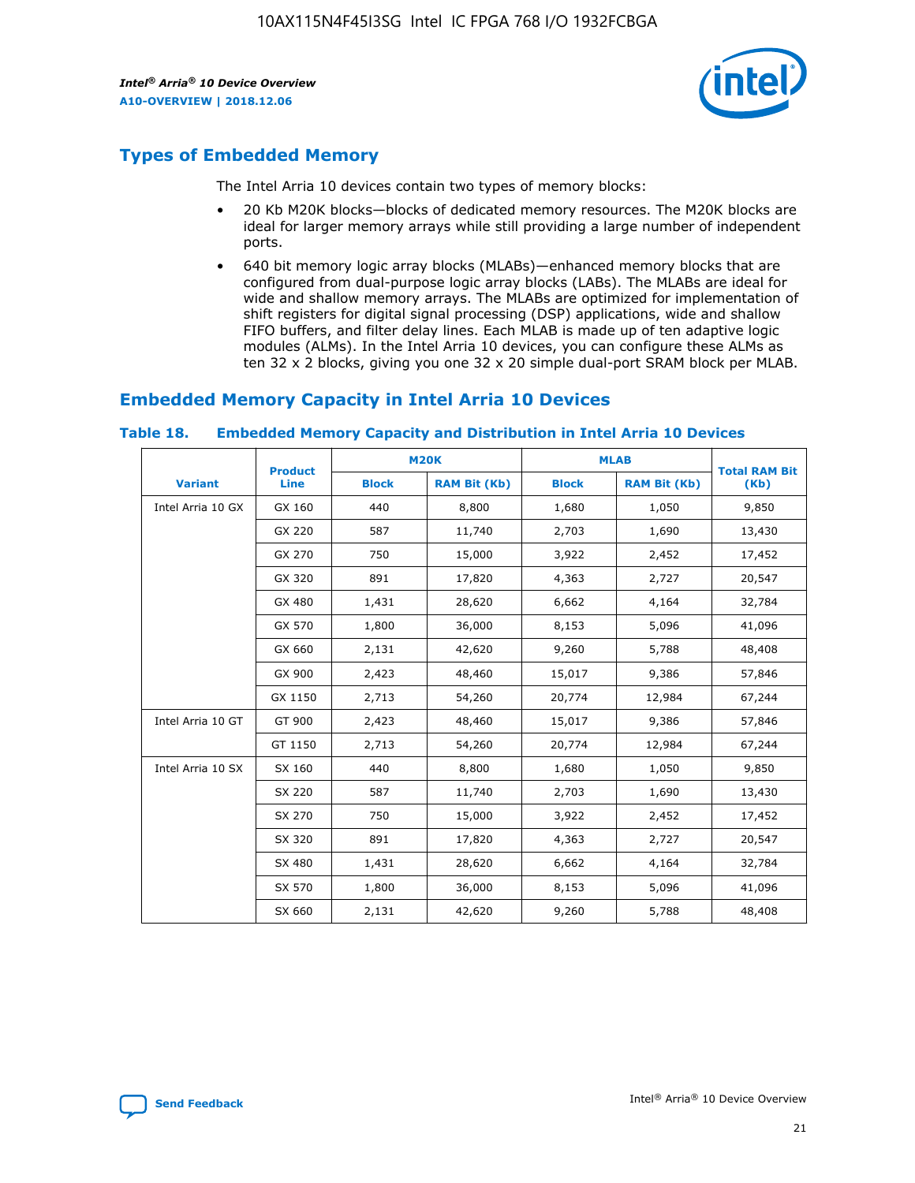## Types of Embedded Memory

The Intel Arria 10 devices contain two types of memory blocks:

- 20 Kb M20K blocks—blocks of dedicated memory resources. The M20K blocks are ideal for larger memory arrays while still providing a large number of independent ports.
- 640 bit memory logic array blocks (MLABs)—enhanced memory blocks that are configured from dual-purpose logic array blocks (LABs). The MLABs are ideal for wide and shallow memory arrays. The MLABs are optimized for implementation of shift registers for digital signal processing (DSP) applications, wide and shallow FIFO buffers, and filter delay lines. Each MLAB is made up of ten adaptive logic modules (ALMs). In the Intel Arria 10 devices, you can configure these ALMs as ten 32 x 2 blocks, giving you one 32 x 20 simple dual-port SRAM block per MLAB.

## Embedded Memory Capacity in Intel Arria 10 Devices

### Table 18. Embedded Memory Capacity and Distribution in Intel Arria 10 Devices

| Variant | Product Line | M20K | | MLAB | | Total RAM Bit (Kb) |
|---|---|---|---|---|---|---|
| | | Block | RAM Bit (Kb) | Block | RAM Bit (Kb) | |
| Intel Arria 10 GX | GX 160 | 440 | 8,800 | 1,680 | 1,050 | 9,850 |
| | GX 220 | 587 | 11,740 | 2,703 | 1,690 | 13,430 |
| | GX 270 | 750 | 15,000 | 3,922 | 2,452 | 17,452 |
| | GX 320 | 891 | 17,820 | 4,363 | 2,727 | 20,547 |
| | GX 480 | 1,431 | 28,620 | 6,662 | 4,164 | 32,784 |
| | GX 570 | 1,800 | 36,000 | 8,153 | 5,096 | 41,096 |
| | GX 660 | 2,131 | 42,620 | 9,260 | 5,788 | 48,408 |
| | GX 900 | 2,423 | 48,460 | 15,017 | 9,386 | 57,846 |
| | GX 1150 | 2,713 | 54,260 | 20,774 | 12,984 | 67,244 |
| Intel Arria 10 GT | GT 900 | 2,423 | 48,460 | 15,017 | 9,386 | 57,846 |
| | GT 1150 | 2,713 | 54,260 | 20,774 | 12,984 | 67,244 |
| Intel Arria 10 SX | SX 160 | 440 | 8,800 | 1,680 | 1,050 | 9,850 |
| | SX 220 | 587 | 11,740 | 2,703 | 1,690 | 13,430 |
| | SX 270 | 750 | 15,000 | 3,922 | 2,452 | 17,452 |
| | SX 320 | 891 | 17,820 | 4,363 | 2,727 | 20,547 |
| | SX 480 | 1,431 | 28,620 | 6,662 | 4,164 | 32,784 |
| | SX 570 | 1,800 | 36,000 | 8,153 | 5,096 | 41,096 |
| | SX 660 | 2,131 | 42,620 | 9,260 | 5,788 | 48,408 |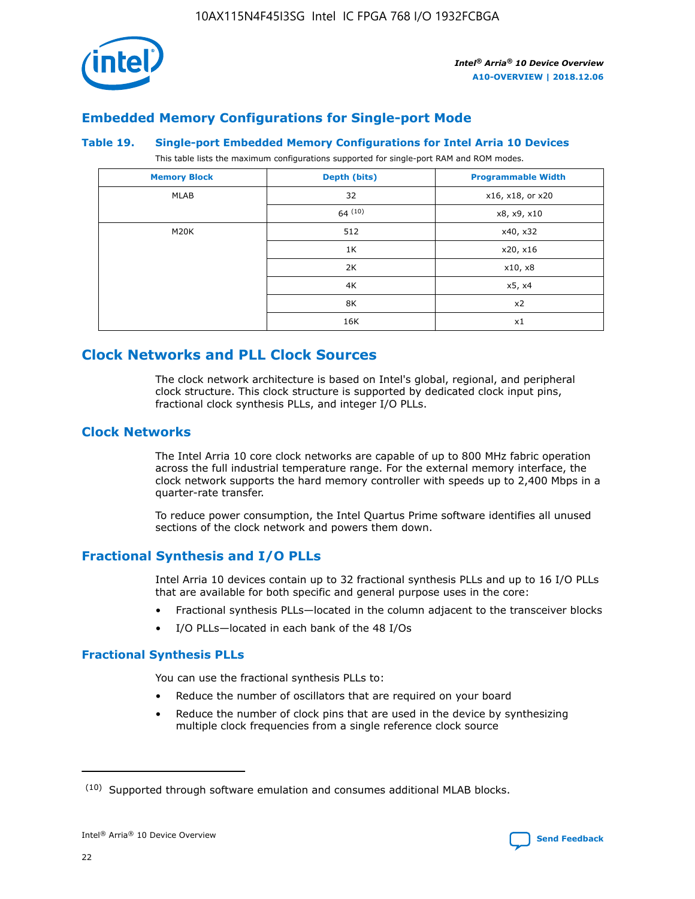## Embedded Memory Configurations for Single-port Mode

### Table 19. Single-port Embedded Memory Configurations for Intel Arria 10 Devices

This table lists the maximum configurations supported for single-port RAM and ROM modes.

| Memory Block | Depth (bits) | Programmable Width |
|---|---|---|
| MLAB | 32 | x16, x18, or x20 |
| | 64 [10] | x8, x9, x10 |
| M20K | 512 | x40, x32 |
| | 1K | x20, x16 |
| | 2K | x10, x8 |
| | 4K | x5, x4 |
| | 8K | x2 |
| | 16K | x1 |

## Clock Networks and PLL Clock Sources

The clock network architecture is based on Intel's global, regional, and peripheral clock structure. This clock structure is supported by dedicated clock input pins, fractional clock synthesis PLLs, and integer I/O PLLs.

## Clock Networks

The Intel Arria 10 core clock networks are capable of up to 800 MHz fabric operation across the full industrial temperature range. For the external memory interface, the clock network supports the hard memory controller with speeds up to 2,400 Mbps in a quarter-rate transfer.

To reduce power consumption, the Intel Quartus Prime software identifies all unused sections of the clock network and powers them down.

## Fractional Synthesis and I/O PLLs

Intel Arria 10 devices contain up to 32 fractional synthesis PLLs and up to 16 I/O PLLs that are available for both specific and general purpose uses in the core:

- Fractional synthesis PLLs—located in the column adjacent to the transceiver blocks
- I/O PLLs—located in each bank of the 48 I/Os

### Fractional Synthesis PLLs

You can use the fractional synthesis PLLs to:

- Reduce the number of oscillators that are required on your board
- Reduce the number of clock pins that are used in the device by synthesizing multiple clock frequencies from a single reference clock source

(10) Supported through software emulation and consumes additional MLAB blocks.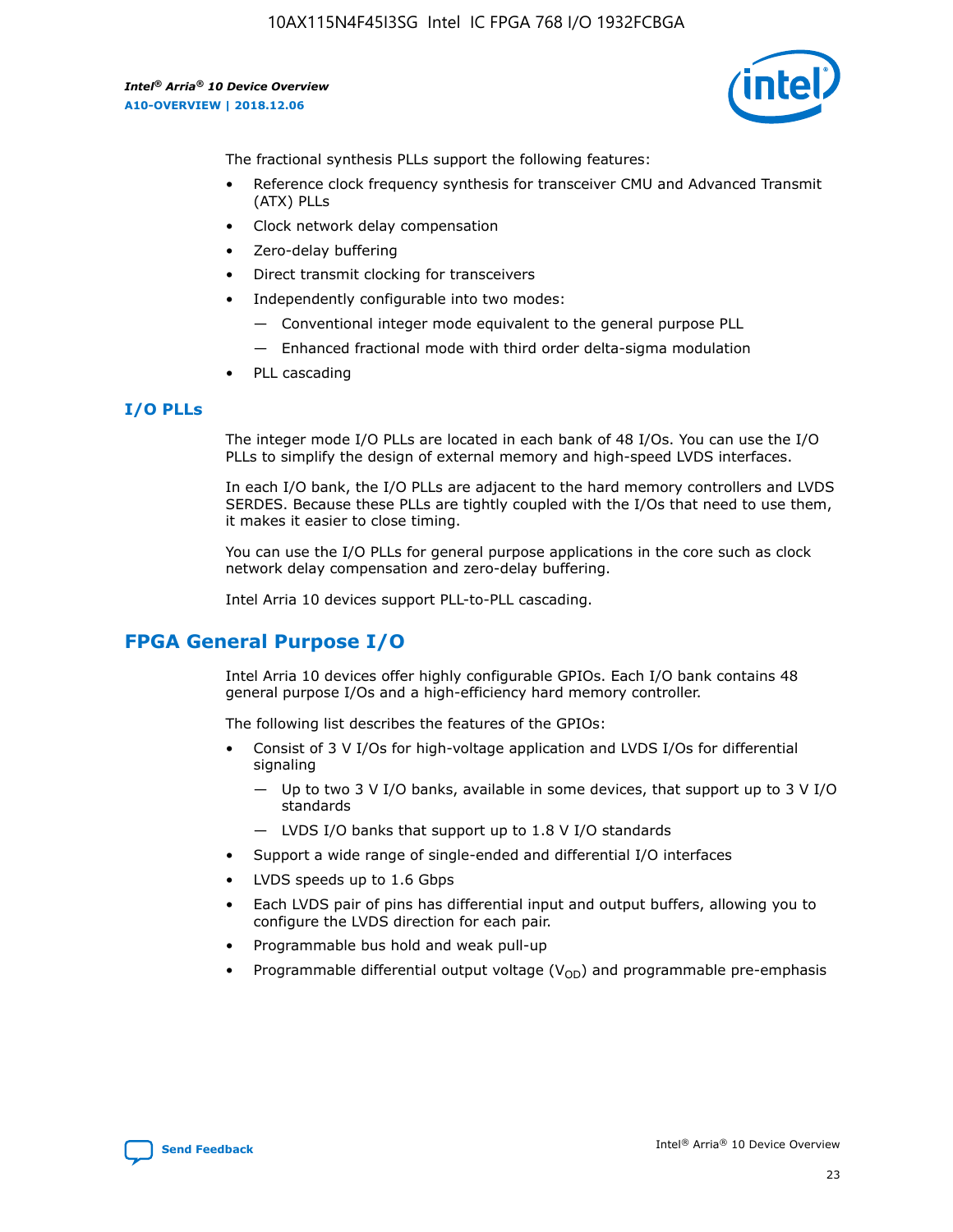The fractional synthesis PLLs support the following features:

- Reference clock frequency synthesis for transceiver CMU and Advanced Transmit (ATX) PLLs
- Clock network delay compensation
- Zero-delay buffering
- Direct transmit clocking for transceivers
- Independently configurable into two modes:
  - Conventional integer mode equivalent to the general purpose PLL
  - Enhanced fractional mode with third order delta-sigma modulation
- PLL cascading

### I/O PLLs

The integer mode I/O PLLs are located in each bank of 48 I/Os. You can use the I/O PLLs to simplify the design of external memory and high-speed LVDS interfaces.

In each I/O bank, the I/O PLLs are adjacent to the hard memory controllers and LVDS SERDES. Because these PLLs are tightly coupled with the I/Os that need to use them, it makes it easier to close timing.

You can use the I/O PLLs for general purpose applications in the core such as clock network delay compensation and zero-delay buffering.

Intel Arria 10 devices support PLL-to-PLL cascading.

## FPGA General Purpose I/O

Intel Arria 10 devices offer highly configurable GPIOs. Each I/O bank contains 48 general purpose I/Os and a high-efficiency hard memory controller.

The following list describes the features of the GPIOs:

- Consist of 3 V I/Os for high-voltage application and LVDS I/Os for differential signaling
  - Up to two 3 V I/O banks, available in some devices, that support up to 3 V I/O standards
  - LVDS I/O banks that support up to 1.8 V I/O standards
- Support a wide range of single-ended and differential I/O interfaces
- LVDS speeds up to 1.6 Gbps
- Each LVDS pair of pins has differential input and output buffers, allowing you to configure the LVDS direction for each pair.
- Programmable bus hold and weak pull-up
- Programmable differential output voltage ($V_{OD}$) and programmable pre-emphasis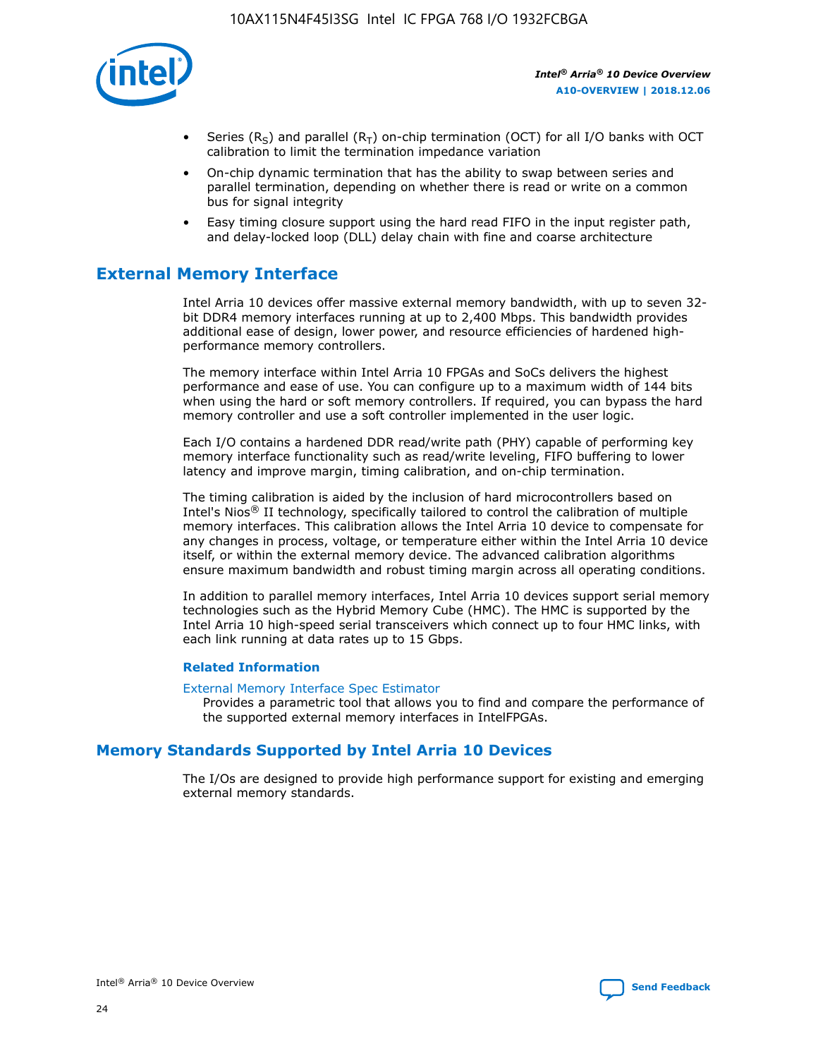- Series ($R_S$) and parallel ($R_T$) on-chip termination (OCT) for all I/O banks with OCT calibration to limit the termination impedance variation
- On-chip dynamic termination that has the ability to swap between series and parallel termination, depending on whether there is read or write on a common bus for signal integrity
- Easy timing closure support using the hard read FIFO in the input register path, and delay-locked loop (DLL) delay chain with fine and coarse architecture

## External Memory Interface

Intel Arria 10 devices offer massive external memory bandwidth, with up to seven 32-bit DDR4 memory interfaces running at up to 2,400 Mbps. This bandwidth provides additional ease of design, lower power, and resource efficiencies of hardened high-performance memory controllers.

The memory interface within Intel Arria 10 FPGAs and SoCs delivers the highest performance and ease of use. You can configure up to a maximum width of 144 bits when using the hard or soft memory controllers. If required, you can bypass the hard memory controller and use a soft controller implemented in the user logic.

Each I/O contains a hardened DDR read/write path (PHY) capable of performing key memory interface functionality such as read/write leveling, FIFO buffering to lower latency and improve margin, timing calibration, and on-chip termination.

The timing calibration is aided by the inclusion of hard microcontrollers based on Intel's Nios® II technology, specifically tailored to control the calibration of multiple memory interfaces. This calibration allows the Intel Arria 10 device to compensate for any changes in process, voltage, or temperature either within the Intel Arria 10 device itself, or within the external memory device. The advanced calibration algorithms ensure maximum bandwidth and robust timing margin across all operating conditions.

In addition to parallel memory interfaces, Intel Arria 10 devices support serial memory technologies such as the Hybrid Memory Cube (HMC). The HMC is supported by the Intel Arria 10 high-speed serial transceivers which connect up to four HMC links, with each link running at data rates up to 15 Gbps.

### Related Information

External Memory Interface Spec Estimator
Provides a parametric tool that allows you to find and compare the performance of the supported external memory interfaces in IntelFPGAs.

## Memory Standards Supported by Intel Arria 10 Devices

The I/Os are designed to provide high performance support for existing and emerging external memory standards.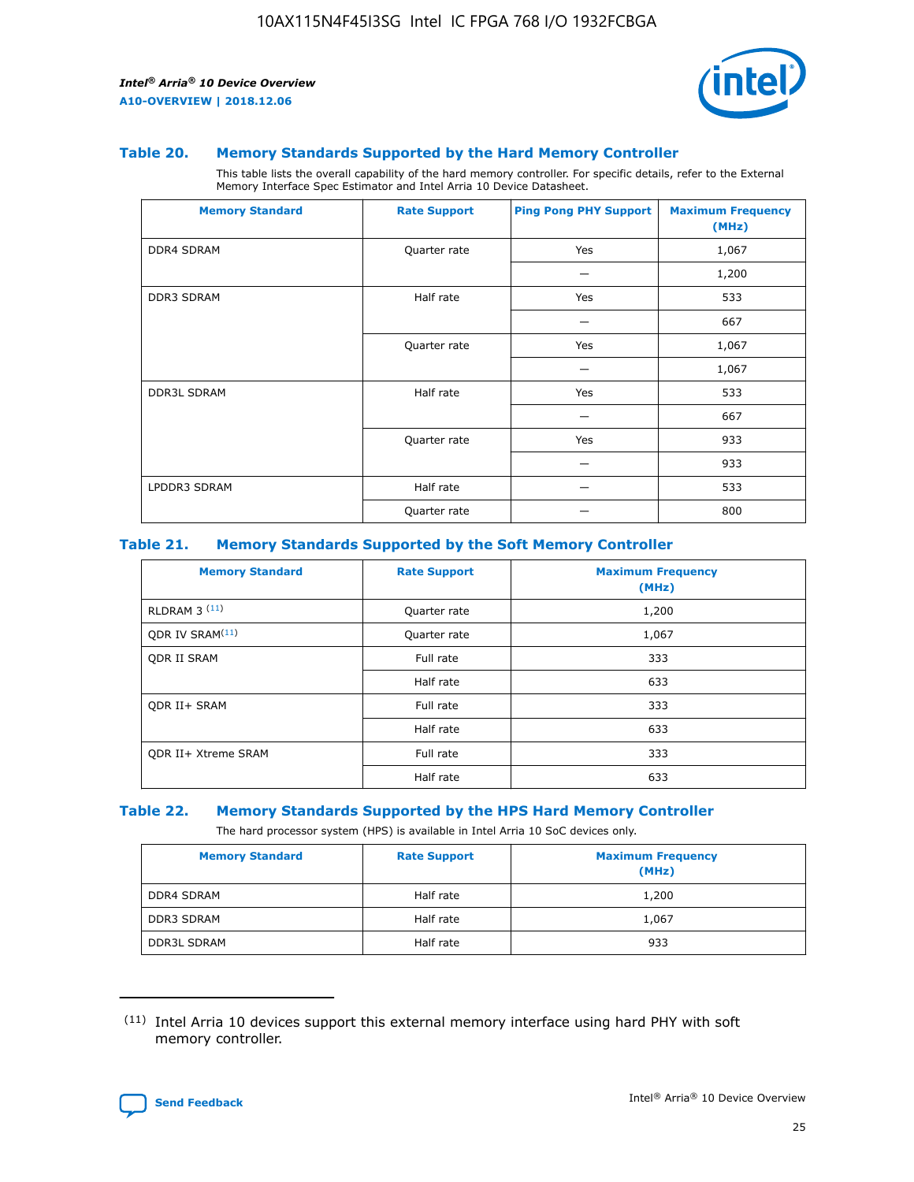### Table 20. Memory Standards Supported by the Hard Memory Controller

This table lists the overall capability of the hard memory controller. For specific details, refer to the External Memory Interface Spec Estimator and Intel Arria 10 Device Datasheet.

| Memory Standard | Rate Support | Ping Pong PHY Support | Maximum Frequency (MHz) |
|---|---|---|---|
| DDR4 SDRAM | Quarter rate | Yes | 1,067 |
| | | — | 1,200 |
| DDR3 SDRAM | Half rate | Yes | 533 |
| | | — | 667 |
| | Quarter rate | Yes | 1,067 |
| | | — | 1,067 |
| DDR3L SDRAM | Half rate | Yes | 533 |
| | | — | 667 |
| | Quarter rate | Yes | 933 |
| | | — | 933 |
| LPDDR3 SDRAM | Half rate | — | 533 |
| | Quarter rate | — | 800 |

### Table 21. Memory Standards Supported by the Soft Memory Controller

| Memory Standard | Rate Support | Maximum Frequency (MHz) |
|---|---|---|
| RLDRAM 3 (11) | Quarter rate | 1,200 |
| QDR IV SRAM(11) | Quarter rate | 1,067 |
| QDR II SRAM | Full rate | 333 |
| | Half rate | 633 |
| QDR II+ SRAM | Full rate | 333 |
| | Half rate | 633 |
| QDR II+ Xtreme SRAM | Full rate | 333 |
| | Half rate | 633 |

### Table 22. Memory Standards Supported by the HPS Hard Memory Controller

The hard processor system (HPS) is available in Intel Arria 10 SoC devices only.

| Memory Standard | Rate Support | Maximum Frequency (MHz) |
|---|---|---|
| DDR4 SDRAM | Half rate | 1,200 |
| DDR3 SDRAM | Half rate | 1,067 |
| DDR3L SDRAM | Half rate | 933 |

(11) Intel Arria 10 devices support this external memory interface using hard PHY with soft memory controller.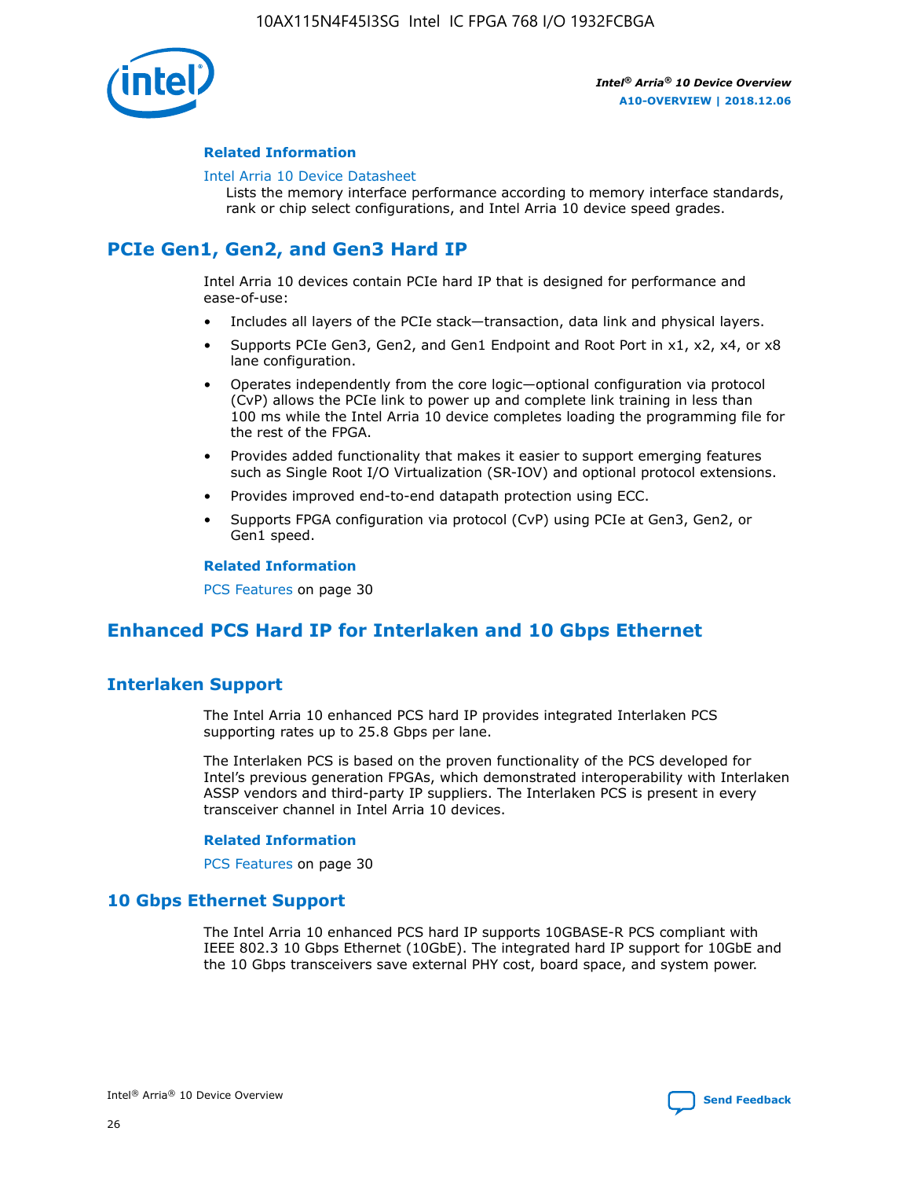#### Related Information

Intel Arria 10 Device Datasheet
Lists the memory interface performance according to memory interface standards, rank or chip select configurations, and Intel Arria 10 device speed grades.

## PCIe Gen1, Gen2, and Gen3 Hard IP

Intel Arria 10 devices contain PCIe hard IP that is designed for performance and ease-of-use:

- Includes all layers of the PCIe stack—transaction, data link and physical layers.
- Supports PCIe Gen3, Gen2, and Gen1 Endpoint and Root Port in x1, x2, x4, or x8 lane configuration.
- Operates independently from the core logic—optional configuration via protocol (CvP) allows the PCIe link to power up and complete link training in less than 100 ms while the Intel Arria 10 device completes loading the programming file for the rest of the FPGA.
- Provides added functionality that makes it easier to support emerging features such as Single Root I/O Virtualization (SR-IOV) and optional protocol extensions.
- Provides improved end-to-end datapath protection using ECC.
- Supports FPGA configuration via protocol (CvP) using PCIe at Gen3, Gen2, or Gen1 speed.

#### Related Information

PCS Features on page 30

## Enhanced PCS Hard IP for Interlaken and 10 Gbps Ethernet

### Interlaken Support

The Intel Arria 10 enhanced PCS hard IP provides integrated Interlaken PCS supporting rates up to 25.8 Gbps per lane.

The Interlaken PCS is based on the proven functionality of the PCS developed for Intel's previous generation FPGAs, which demonstrated interoperability with Interlaken ASSP vendors and third-party IP suppliers. The Interlaken PCS is present in every transceiver channel in Intel Arria 10 devices.

#### Related Information

PCS Features on page 30

### 10 Gbps Ethernet Support

The Intel Arria 10 enhanced PCS hard IP supports 10GBASE-R PCS compliant with IEEE 802.3 10 Gbps Ethernet (10GbE). The integrated hard IP support for 10GbE and the 10 Gbps transceivers save external PHY cost, board space, and system power.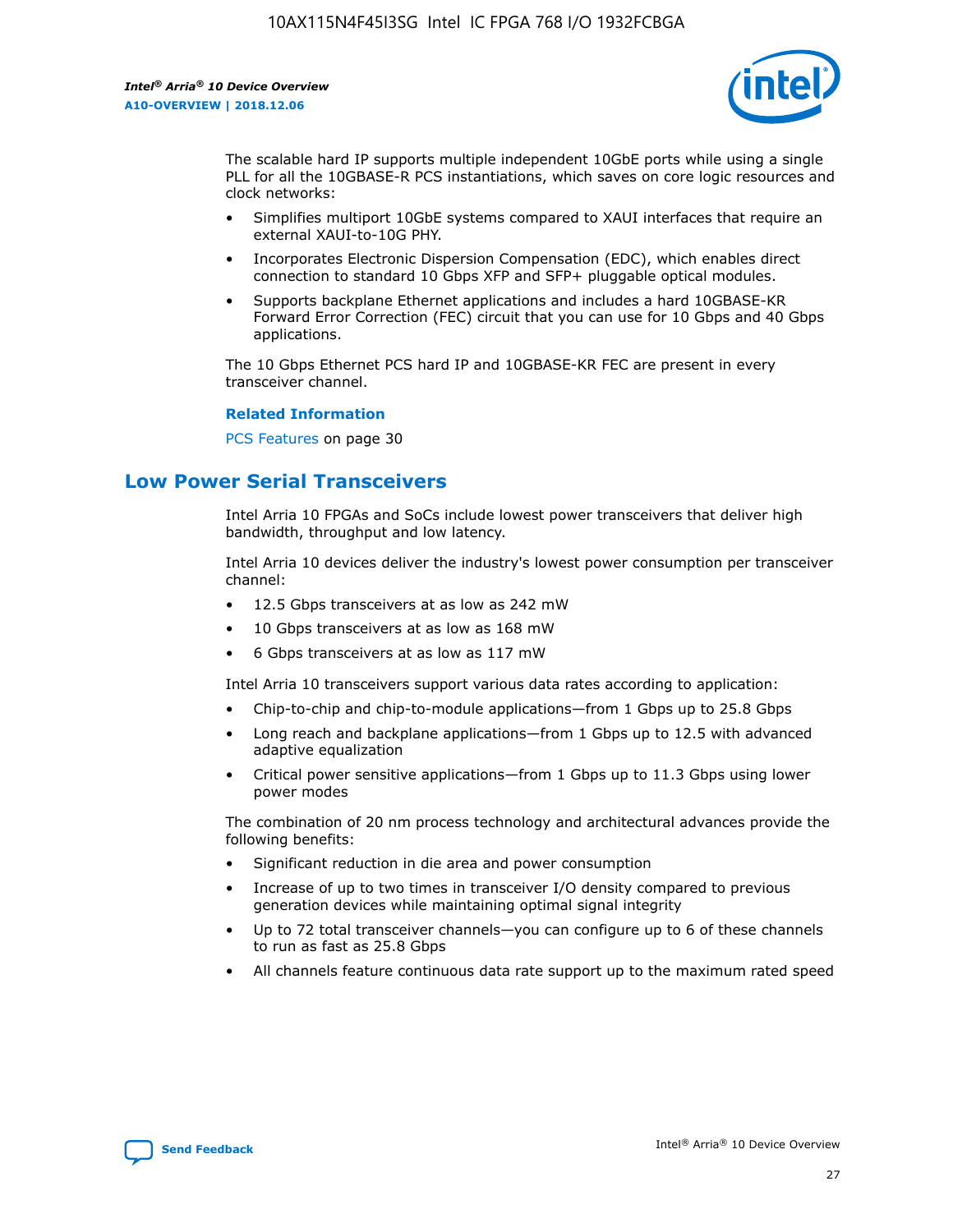The scalable hard IP supports multiple independent 10GbE ports while using a single PLL for all the 10GBASE-R PCS instantiations, which saves on core logic resources and clock networks:

- Simplifies multiport 10GbE systems compared to XAUI interfaces that require an external XAUI-to-10G PHY.
- Incorporates Electronic Dispersion Compensation (EDC), which enables direct connection to standard 10 Gbps XFP and SFP+ pluggable optical modules.
- Supports backplane Ethernet applications and includes a hard 10GBASE-KR Forward Error Correction (FEC) circuit that you can use for 10 Gbps and 40 Gbps applications.

The 10 Gbps Ethernet PCS hard IP and 10GBASE-KR FEC are present in every transceiver channel.

**Related Information**

PCS Features on page 30

## Low Power Serial Transceivers

Intel Arria 10 FPGAs and SoCs include lowest power transceivers that deliver high bandwidth, throughput and low latency.

Intel Arria 10 devices deliver the industry's lowest power consumption per transceiver channel:

- 12.5 Gbps transceivers at as low as 242 mW
- 10 Gbps transceivers at as low as 168 mW
- 6 Gbps transceivers at as low as 117 mW

Intel Arria 10 transceivers support various data rates according to application:

- Chip-to-chip and chip-to-module applications—from 1 Gbps up to 25.8 Gbps
- Long reach and backplane applications—from 1 Gbps up to 12.5 with advanced adaptive equalization
- Critical power sensitive applications—from 1 Gbps up to 11.3 Gbps using lower power modes

The combination of 20 nm process technology and architectural advances provide the following benefits:

- Significant reduction in die area and power consumption
- Increase of up to two times in transceiver I/O density compared to previous generation devices while maintaining optimal signal integrity
- Up to 72 total transceiver channels—you can configure up to 6 of these channels to run as fast as 25.8 Gbps
- All channels feature continuous data rate support up to the maximum rated speed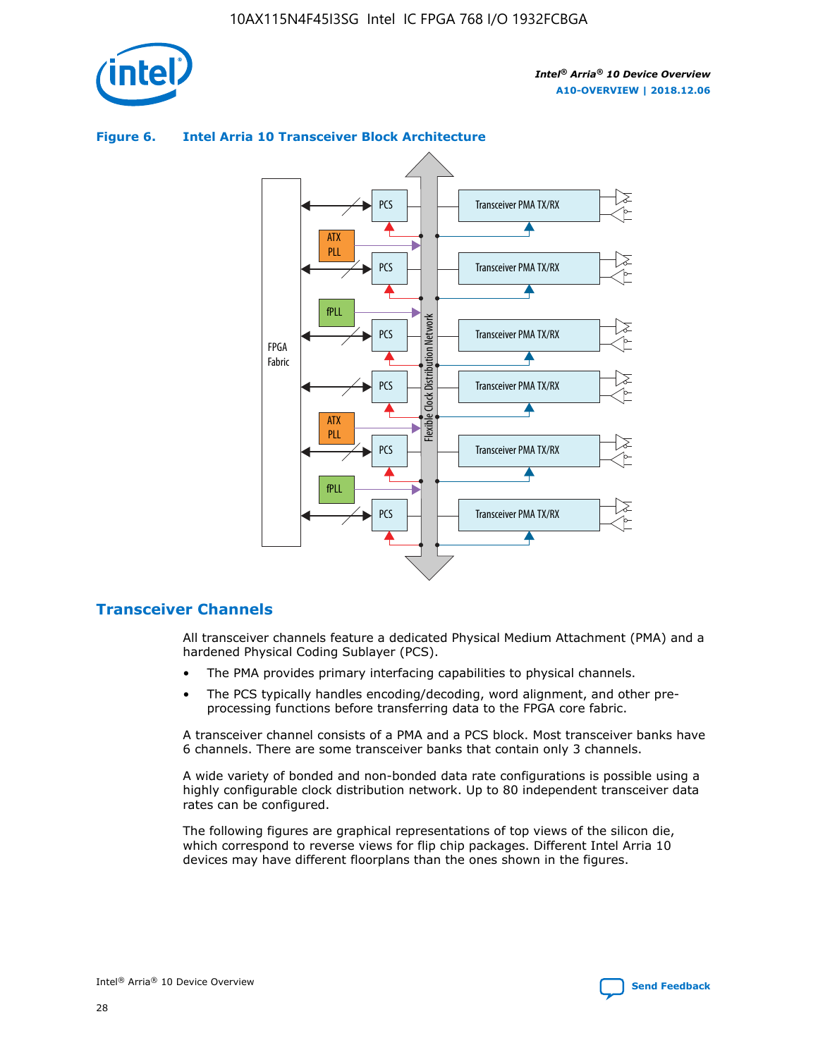**Figure 6. Intel Arria 10 Transceiver Block Architecture**

## Transceiver Channels

All transceiver channels feature a dedicated Physical Medium Attachment (PMA) and a hardened Physical Coding Sublayer (PCS).

- The PMA provides primary interfacing capabilities to physical channels.
- The PCS typically handles encoding/decoding, word alignment, and other pre-processing functions before transferring data to the FPGA core fabric.

A transceiver channel consists of a PMA and a PCS block. Most transceiver banks have 6 channels. There are some transceiver banks that contain only 3 channels.

A wide variety of bonded and non-bonded data rate configurations is possible using a highly configurable clock distribution network. Up to 80 independent transceiver data rates can be configured.

The following figures are graphical representations of top views of the silicon die, which correspond to reverse views for flip chip packages. Different Intel Arria 10 devices may have different floorplans than the ones shown in the figures.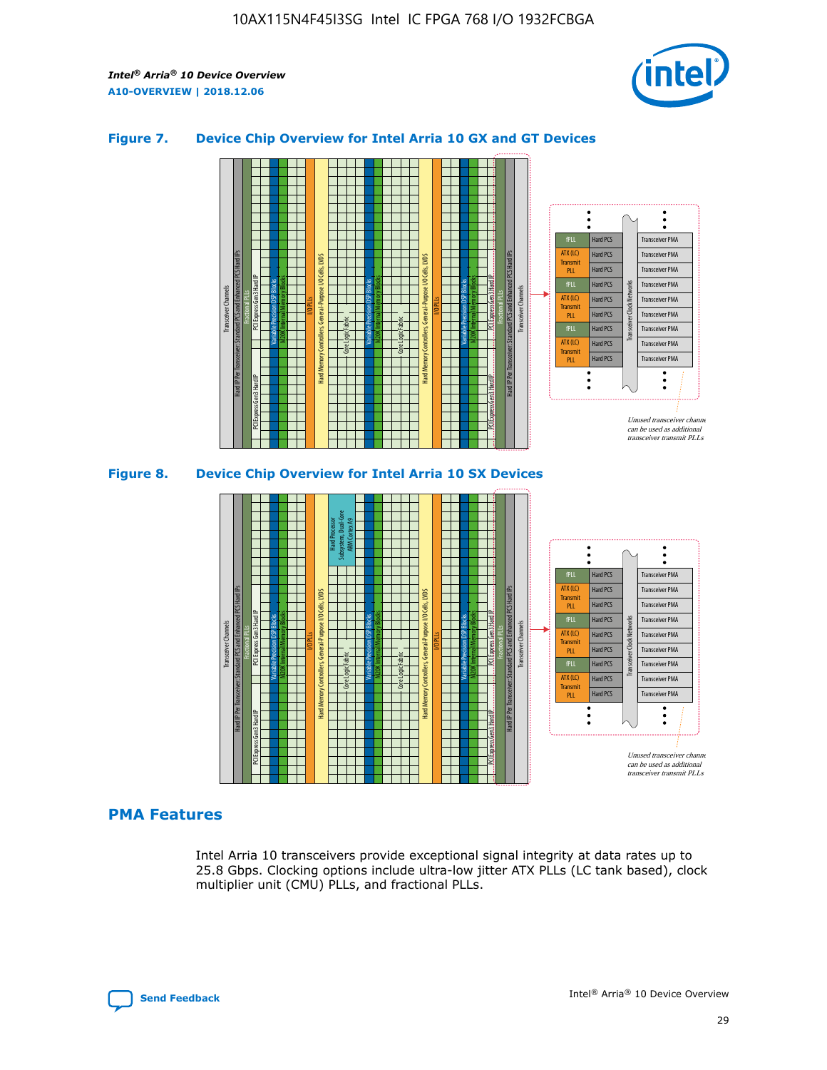### Figure 7. Device Chip Overview for Intel Arria 10 GX and GT Devices

### Figure 8. Device Chip Overview for Intel Arria 10 SX Devices

## PMA Features

Intel Arria 10 transceivers provide exceptional signal integrity at data rates up to 25.8 Gbps. Clocking options include ultra-low jitter ATX PLLs (LC tank based), clock multiplier unit (CMU) PLLs, and fractional PLLs.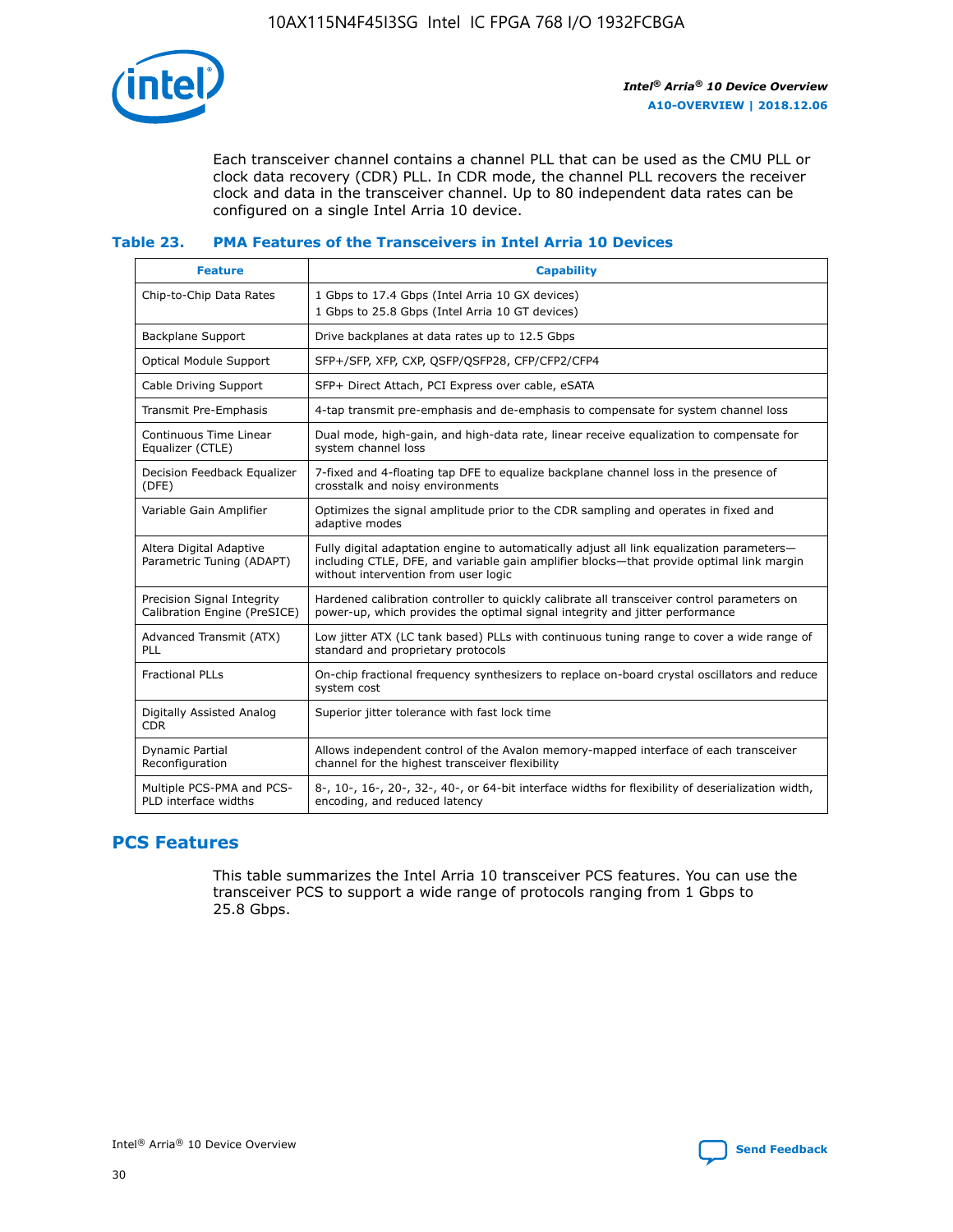Each transceiver channel contains a channel PLL that can be used as the CMU PLL or clock data recovery (CDR) PLL. In CDR mode, the channel PLL recovers the receiver clock and data in the transceiver channel. Up to 80 independent data rates can be configured on a single Intel Arria 10 device.

### Table 23. PMA Features of the Transceivers in Intel Arria 10 Devices

| Feature | Capability |
| --- | --- |
| Chip-to-Chip Data Rates | 1 Gbps to 17.4 Gbps (Intel Arria 10 GX devices)<br>1 Gbps to 25.8 Gbps (Intel Arria 10 GT devices) |
| Backplane Support | Drive backplanes at data rates up to 12.5 Gbps |
| Optical Module Support | SFP+/SFP, XFP, CXP, QSFP/QSFP28, CFP/CFP2/CFP4 |
| Cable Driving Support | SFP+ Direct Attach, PCI Express over cable, eSATA |
| Transmit Pre-Emphasis | 4-tap transmit pre-emphasis and de-emphasis to compensate for system channel loss |
| Continuous Time Linear Equalizer (CTLE) | Dual mode, high-gain, and high-data rate, linear receive equalization to compensate for system channel loss |
| Decision Feedback Equalizer (DFE) | 7-fixed and 4-floating tap DFE to equalize backplane channel loss in the presence of crosstalk and noisy environments |
| Variable Gain Amplifier | Optimizes the signal amplitude prior to the CDR sampling and operates in fixed and adaptive modes |
| Altera Digital Adaptive Parametric Tuning (ADAPT) | Fully digital adaptation engine to automatically adjust all link equalization parameters—including CTLE, DFE, and variable gain amplifier blocks—that provide optimal link margin without intervention from user logic |
| Precision Signal Integrity Calibration Engine (PreSICE) | Hardened calibration controller to quickly calibrate all transceiver control parameters on power-up, which provides the optimal signal integrity and jitter performance |
| Advanced Transmit (ATX) PLL | Low jitter ATX (LC tank based) PLLs with continuous tuning range to cover a wide range of standard and proprietary protocols |
| Fractional PLLs | On-chip fractional frequency synthesizers to replace on-board crystal oscillators and reduce system cost |
| Digitally Assisted Analog CDR | Superior jitter tolerance with fast lock time |
| Dynamic Partial Reconfiguration | Allows independent control of the Avalon memory-mapped interface of each transceiver channel for the highest transceiver flexibility |
| Multiple PCS-PMA and PCS-PLD interface widths | 8-, 10-, 16-, 20-, 32-, 40-, or 64-bit interface widths for flexibility of deserialization width, encoding, and reduced latency |

## PCS Features

This table summarizes the Intel Arria 10 transceiver PCS features. You can use the transceiver PCS to support a wide range of protocols ranging from 1 Gbps to 25.8 Gbps.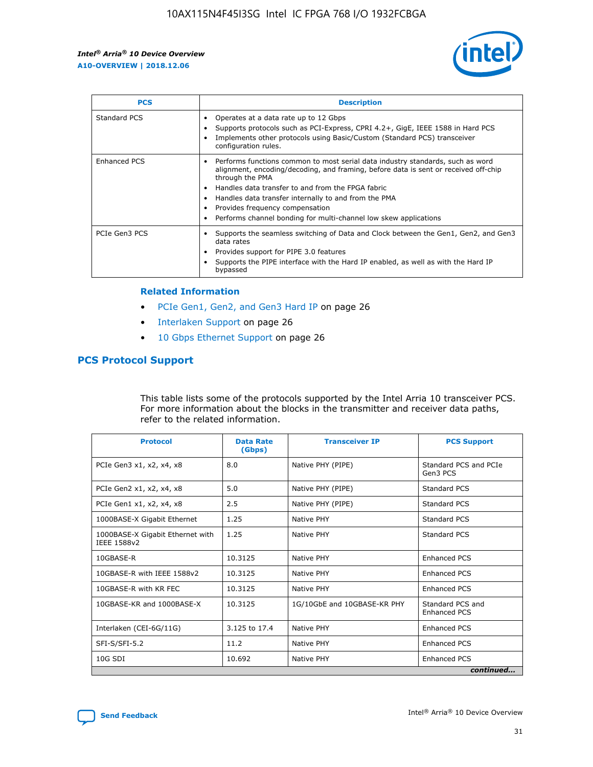| PCS | Description |
| --- | --- |
| Standard PCS | • Operates at a data rate up to 12 Gbps<br>• Supports protocols such as PCI-Express, CPRI 4.2+, GigE, IEEE 1588 in Hard PCS<br>• Implements other protocols using Basic/Custom (Standard PCS) transceiver configuration rules. |
| Enhanced PCS | • Performs functions common to most serial data industry standards, such as word alignment, encoding/decoding, and framing, before data is sent or received off-chip through the PMA<br>• Handles data transfer to and from the FPGA fabric<br>• Handles data transfer internally to and from the PMA<br>• Provides frequency compensation<br>• Performs channel bonding for multi-channel low skew applications |
| PCIe Gen3 PCS | • Supports the seamless switching of Data and Clock between the Gen1, Gen2, and Gen3 data rates<br>• Provides support for PIPE 3.0 features<br>• Supports the PIPE interface with the Hard IP enabled, as well as with the Hard IP bypassed |

### Related Information

- PCIe Gen1, Gen2, and Gen3 Hard IP on page 26
- Interlaken Support on page 26
- 10 Gbps Ethernet Support on page 26

## PCS Protocol Support

This table lists some of the protocols supported by the Intel Arria 10 transceiver PCS. For more information about the blocks in the transmitter and receiver data paths, refer to the related information.

| Protocol | Data Rate (Gbps) | Transceiver IP | PCS Support |
| --- | --- | --- | --- |
| PCIe Gen3 x1, x2, x4, x8 | 8.0 | Native PHY (PIPE) | Standard PCS and PCIe Gen3 PCS |
| PCIe Gen2 x1, x2, x4, x8 | 5.0 | Native PHY (PIPE) | Standard PCS |
| PCIe Gen1 x1, x2, x4, x8 | 2.5 | Native PHY (PIPE) | Standard PCS |
| 1000BASE-X Gigabit Ethernet | 1.25 | Native PHY | Standard PCS |
| 1000BASE-X Gigabit Ethernet with IEEE 1588v2 | 1.25 | Native PHY | Standard PCS |
| 10GBASE-R | 10.3125 | Native PHY | Enhanced PCS |
| 10GBASE-R with IEEE 1588v2 | 10.3125 | Native PHY | Enhanced PCS |
| 10GBASE-R with KR FEC | 10.3125 | Native PHY | Enhanced PCS |
| 10GBASE-KR and 1000BASE-X | 10.3125 | 1G/10GbE and 10GBASE-KR PHY | Standard PCS and Enhanced PCS |
| Interlaken (CEI-6G/11G) | 3.125 to 17.4 | Native PHY | Enhanced PCS |
| SFI-S/SFI-5.2 | 11.2 | Native PHY | Enhanced PCS |
| 10G SDI | 10.692 | Native PHY | Enhanced PCS |

*continued...*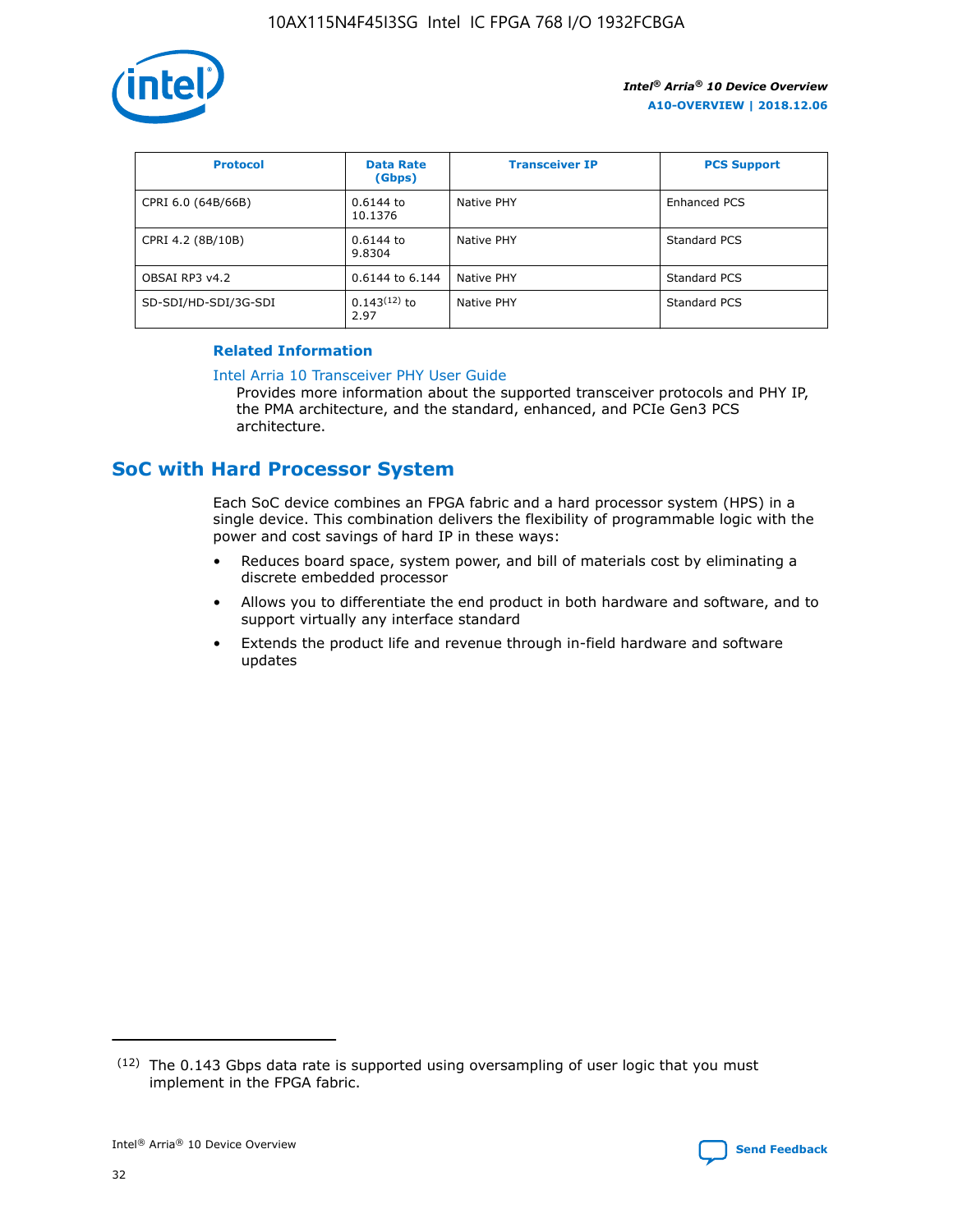| Protocol | Data Rate (Gbps) | Transceiver IP | PCS Support |
|---|---|---|---|
| CPRI 6.0 (64B/66B) | 0.6144 to 10.1376 | Native PHY | Enhanced PCS |
| CPRI 4.2 (8B/10B) | 0.6144 to 9.8304 | Native PHY | Standard PCS |
| OBSAI RP3 v4.2 | 0.6144 to 6.144 | Native PHY | Standard PCS |
| SD-SDI/HD-SDI/3G-SDI | 0.143[12] to 2.97 | Native PHY | Standard PCS |

**Related Information**

Intel Arria 10 Transceiver PHY User Guide

Provides more information about the supported transceiver protocols and PHY IP, the PMA architecture, and the standard, enhanced, and PCIe Gen3 PCS architecture.

## SoC with Hard Processor System

Each SoC device combines an FPGA fabric and a hard processor system (HPS) in a single device. This combination delivers the flexibility of programmable logic with the power and cost savings of hard IP in these ways:

- Reduces board space, system power, and bill of materials cost by eliminating a discrete embedded processor
- Allows you to differentiate the end product in both hardware and software, and to support virtually any interface standard
- Extends the product life and revenue through in-field hardware and software updates

(12) The 0.143 Gbps data rate is supported using oversampling of user logic that you must implement in the FPGA fabric.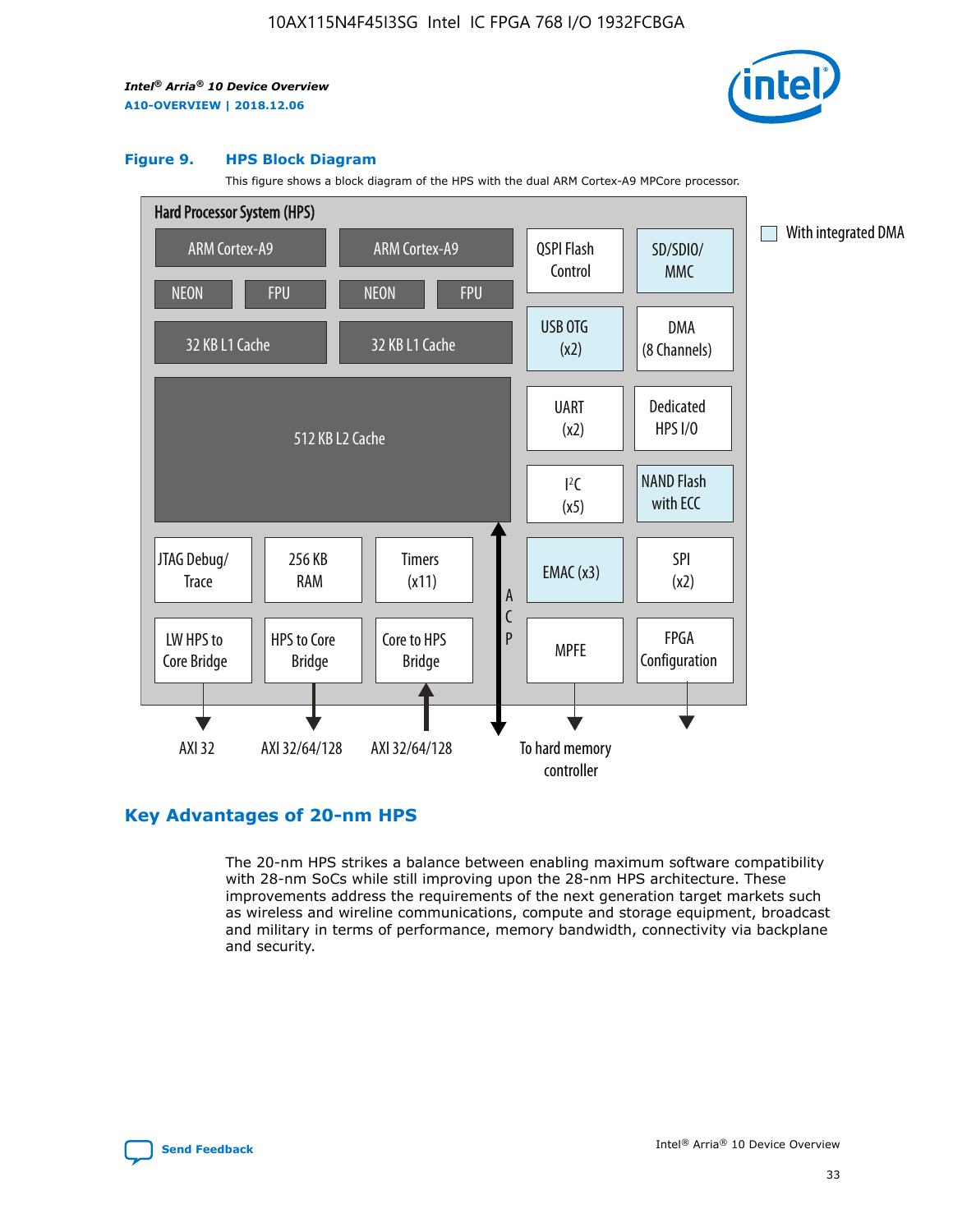**Figure 9. HPS Block Diagram**

This figure shows a block diagram of the HPS with the dual ARM Cortex-A9 MPCore processor.

## Key Advantages of 20-nm HPS

The 20-nm HPS strikes a balance between enabling maximum software compatibility with 28-nm SoCs while still improving upon the 28-nm HPS architecture. These improvements address the requirements of the next generation target markets such as wireless and wireline communications, compute and storage equipment, broadcast and military in terms of performance, memory bandwidth, connectivity via backplane and security.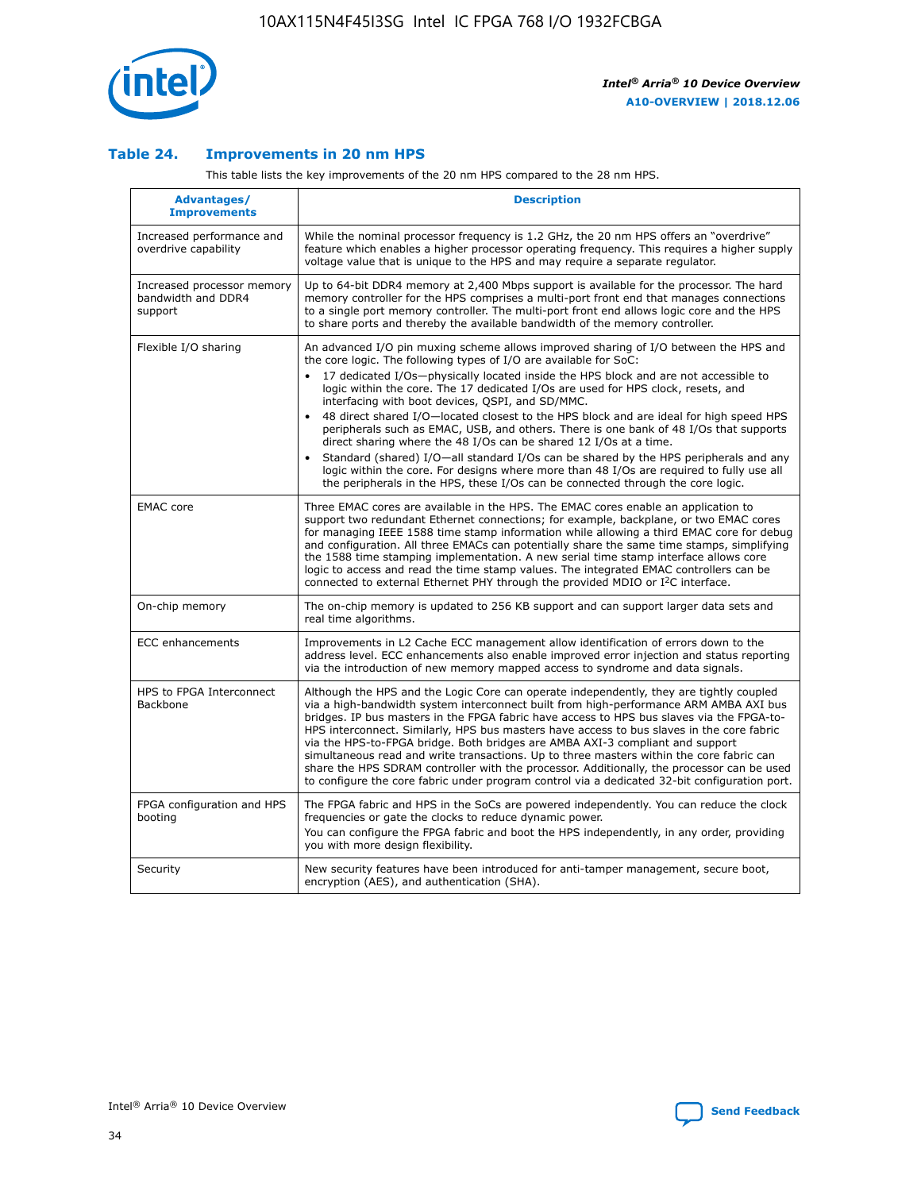### Table 24. Improvements in 20 nm HPS

This table lists the key improvements of the 20 nm HPS compared to the 28 nm HPS.

| Advantages/ Improvements | Description |
|---|---|
| Increased performance and overdrive capability | While the nominal processor frequency is 1.2 GHz, the 20 nm HPS offers an "overdrive" feature which enables a higher processor operating frequency. This requires a higher supply voltage value that is unique to the HPS and may require a separate regulator. |
| Increased processor memory bandwidth and DDR4 support | Up to 64-bit DDR4 memory at 2,400 Mbps support is available for the processor. The hard memory controller for the HPS comprises a multi-port front end that manages connections to a single port memory controller. The multi-port front end allows logic core and the HPS to share ports and thereby the available bandwidth of the memory controller. |
| Flexible I/O sharing | An advanced I/O pin muxing scheme allows improved sharing of I/O between the HPS and the core logic. The following types of I/O are available for SoC:<br>• 17 dedicated I/Os—physically located inside the HPS block and are not accessible to logic within the core. The 17 dedicated I/Os are used for HPS clock, resets, and interfacing with boot devices, QSPI, and SD/MMC.<br>• 48 direct shared I/O—located closest to the HPS block and are ideal for high speed HPS peripherals such as EMAC, USB, and others. There is one bank of 48 I/Os that supports direct sharing where the 48 I/Os can be shared 12 I/Os at a time.<br>• Standard (shared) I/O—all standard I/Os can be shared by the HPS peripherals and any logic within the core. For designs where more than 48 I/Os are required to fully use all the peripherals in the HPS, these I/Os can be connected through the core logic. |
| EMAC core | Three EMAC cores are available in the HPS. The EMAC cores enable an application to support two redundant Ethernet connections; for example, backplane, or two EMAC cores for managing IEEE 1588 time stamp information while allowing a third EMAC core for debug and configuration. All three EMACs can potentially share the same time stamps, simplifying the 1588 time stamping implementation. A new serial time stamp interface allows core logic to access and read the time stamp values. The integrated EMAC controllers can be connected to external Ethernet PHY through the provided MDIO or I$^2$C interface. |
| On-chip memory | The on-chip memory is updated to 256 KB support and can support larger data sets and real time algorithms. |
| ECC enhancements | Improvements in L2 Cache ECC management allow identification of errors down to the address level. ECC enhancements also enable improved error injection and status reporting via the introduction of new memory mapped access to syndrome and data signals. |
| HPS to FPGA Interconnect Backbone | Although the HPS and the Logic Core can operate independently, they are tightly coupled via a high-bandwidth system interconnect built from high-performance ARM AMBA AXI bus bridges. IP bus masters in the FPGA fabric have access to HPS bus slaves via the FPGA-to-HPS interconnect. Similarly, HPS bus masters have access to bus slaves in the core fabric via the HPS-to-FPGA bridge. Both bridges are AMBA AXI-3 compliant and support simultaneous read and write transactions. Up to three masters within the core fabric can share the HPS SDRAM controller with the processor. Additionally, the processor can be used to configure the core fabric under program control via a dedicated 32-bit configuration port. |
| FPGA configuration and HPS booting | The FPGA fabric and HPS in the SoCs are powered independently. You can reduce the clock frequencies or gate the clocks to reduce dynamic power.<br>You can configure the FPGA fabric and boot the HPS independently, in any order, providing you with more design flexibility. |
| Security | New security features have been introduced for anti-tamper management, secure boot, encryption (AES), and authentication (SHA). |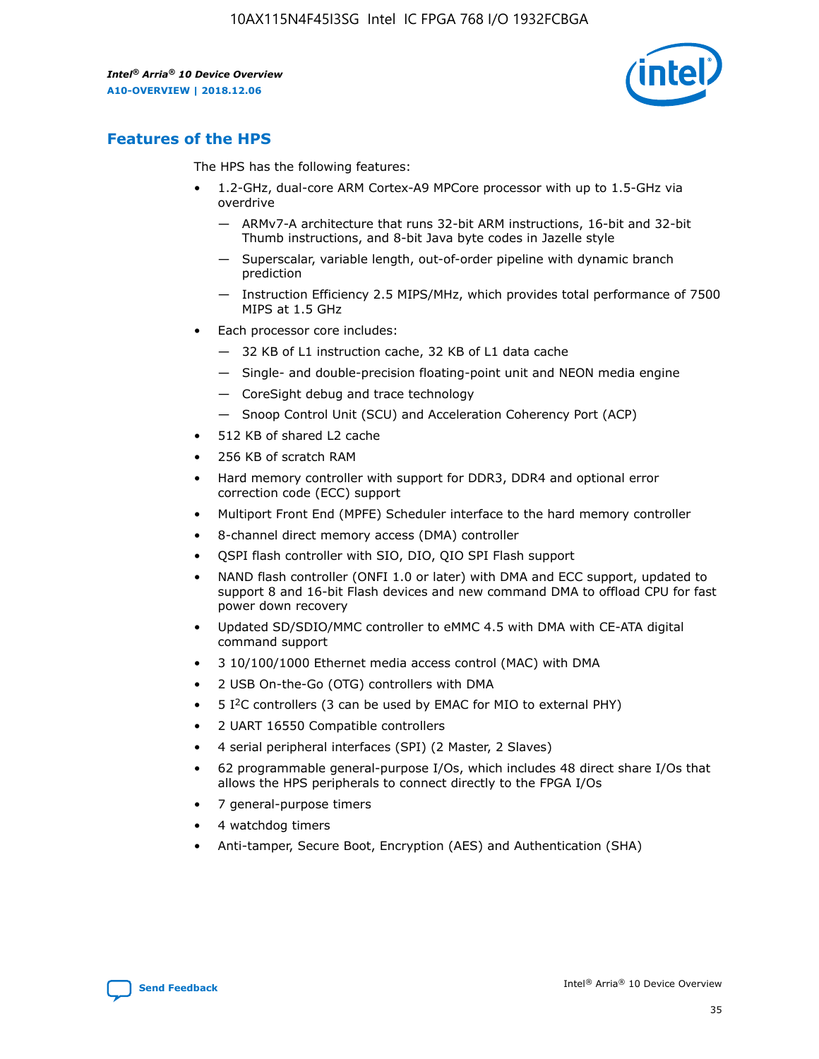## Features of the HPS

The HPS has the following features:

- 1.2-GHz, dual-core ARM Cortex-A9 MPCore processor with up to 1.5-GHz via overdrive
  - — ARMv7-A architecture that runs 32-bit ARM instructions, 16-bit and 32-bit Thumb instructions, and 8-bit Java byte codes in Jazelle style
  - — Superscalar, variable length, out-of-order pipeline with dynamic branch prediction
  - — Instruction Efficiency 2.5 MIPS/MHz, which provides total performance of 7500 MIPS at 1.5 GHz
- Each processor core includes:
  - — 32 KB of L1 instruction cache, 32 KB of L1 data cache
  - — Single- and double-precision floating-point unit and NEON media engine
  - — CoreSight debug and trace technology
  - — Snoop Control Unit (SCU) and Acceleration Coherency Port (ACP)
- 512 KB of shared L2 cache
- 256 KB of scratch RAM
- Hard memory controller with support for DDR3, DDR4 and optional error correction code (ECC) support
- Multiport Front End (MPFE) Scheduler interface to the hard memory controller
- 8-channel direct memory access (DMA) controller
- QSPI flash controller with SIO, DIO, QIO SPI Flash support
- NAND flash controller (ONFI 1.0 or later) with DMA and ECC support, updated to support 8 and 16-bit Flash devices and new command DMA to offload CPU for fast power down recovery
- Updated SD/SDIO/MMC controller to eMMC 4.5 with DMA with CE-ATA digital command support
- 3 10/100/1000 Ethernet media access control (MAC) with DMA
- 2 USB On-the-Go (OTG) controllers with DMA
- 5 I$^2$C controllers (3 can be used by EMAC for MIO to external PHY)
- 2 UART 16550 Compatible controllers
- 4 serial peripheral interfaces (SPI) (2 Master, 2 Slaves)
- 62 programmable general-purpose I/Os, which includes 48 direct share I/Os that allows the HPS peripherals to connect directly to the FPGA I/Os
- 7 general-purpose timers
- 4 watchdog timers
- Anti-tamper, Secure Boot, Encryption (AES) and Authentication (SHA)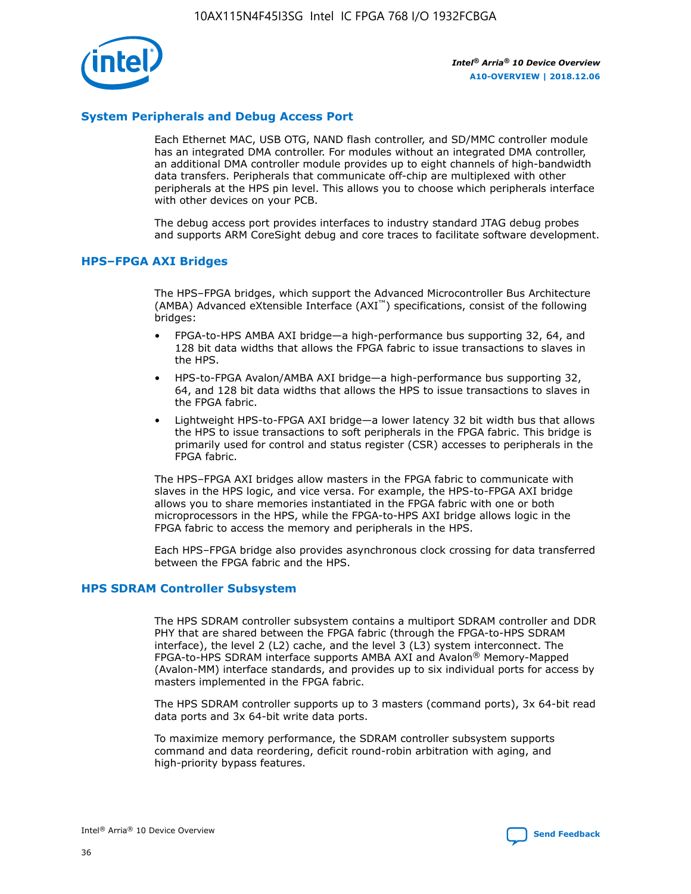## System Peripherals and Debug Access Port

Each Ethernet MAC, USB OTG, NAND flash controller, and SD/MMC controller module has an integrated DMA controller. For modules without an integrated DMA controller, an additional DMA controller module provides up to eight channels of high-bandwidth data transfers. Peripherals that communicate off-chip are multiplexed with other peripherals at the HPS pin level. This allows you to choose which peripherals interface with other devices on your PCB.

The debug access port provides interfaces to industry standard JTAG debug probes and supports ARM CoreSight debug and core traces to facilitate software development.

## HPS–FPGA AXI Bridges

The HPS–FPGA bridges, which support the Advanced Microcontroller Bus Architecture (AMBA) Advanced eXtensible Interface (AXI™) specifications, consist of the following bridges:

- FPGA-to-HPS AMBA AXI bridge—a high-performance bus supporting 32, 64, and 128 bit data widths that allows the FPGA fabric to issue transactions to slaves in the HPS.
- HPS-to-FPGA Avalon/AMBA AXI bridge—a high-performance bus supporting 32, 64, and 128 bit data widths that allows the HPS to issue transactions to slaves in the FPGA fabric.
- Lightweight HPS-to-FPGA AXI bridge—a lower latency 32 bit width bus that allows the HPS to issue transactions to soft peripherals in the FPGA fabric. This bridge is primarily used for control and status register (CSR) accesses to peripherals in the FPGA fabric.

The HPS–FPGA AXI bridges allow masters in the FPGA fabric to communicate with slaves in the HPS logic, and vice versa. For example, the HPS-to-FPGA AXI bridge allows you to share memories instantiated in the FPGA fabric with one or both microprocessors in the HPS, while the FPGA-to-HPS AXI bridge allows logic in the FPGA fabric to access the memory and peripherals in the HPS.

Each HPS–FPGA bridge also provides asynchronous clock crossing for data transferred between the FPGA fabric and the HPS.

## HPS SDRAM Controller Subsystem

The HPS SDRAM controller subsystem contains a multiport SDRAM controller and DDR PHY that are shared between the FPGA fabric (through the FPGA-to-HPS SDRAM interface), the level 2 (L2) cache, and the level 3 (L3) system interconnect. The FPGA-to-HPS SDRAM interface supports AMBA AXI and Avalon® Memory-Mapped (Avalon-MM) interface standards, and provides up to six individual ports for access by masters implemented in the FPGA fabric.

The HPS SDRAM controller supports up to 3 masters (command ports), 3x 64-bit read data ports and 3x 64-bit write data ports.

To maximize memory performance, the SDRAM controller subsystem supports command and data reordering, deficit round-robin arbitration with aging, and high-priority bypass features.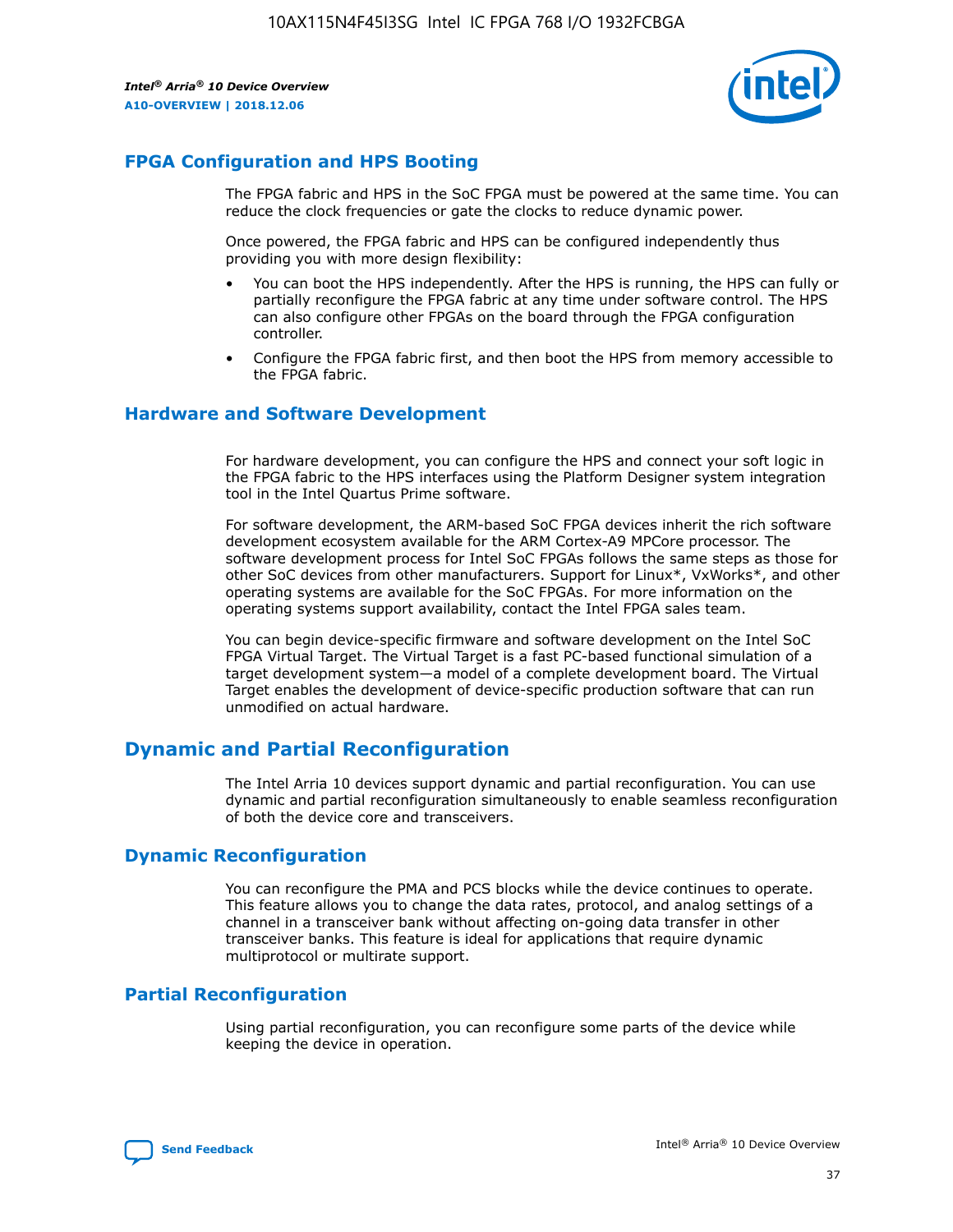## FPGA Configuration and HPS Booting

The FPGA fabric and HPS in the SoC FPGA must be powered at the same time. You can reduce the clock frequencies or gate the clocks to reduce dynamic power.

Once powered, the FPGA fabric and HPS can be configured independently thus providing you with more design flexibility:

- You can boot the HPS independently. After the HPS is running, the HPS can fully or partially reconfigure the FPGA fabric at any time under software control. The HPS can also configure other FPGAs on the board through the FPGA configuration controller.
- Configure the FPGA fabric first, and then boot the HPS from memory accessible to the FPGA fabric.

## Hardware and Software Development

For hardware development, you can configure the HPS and connect your soft logic in the FPGA fabric to the HPS interfaces using the Platform Designer system integration tool in the Intel Quartus Prime software.

For software development, the ARM-based SoC FPGA devices inherit the rich software development ecosystem available for the ARM Cortex-A9 MPCore processor. The software development process for Intel SoC FPGAs follows the same steps as those for other SoC devices from other manufacturers. Support for Linux*, VxWorks*, and other operating systems are available for the SoC FPGAs. For more information on the operating systems support availability, contact the Intel FPGA sales team.

You can begin device-specific firmware and software development on the Intel SoC FPGA Virtual Target. The Virtual Target is a fast PC-based functional simulation of a target development system—a model of a complete development board. The Virtual Target enables the development of device-specific production software that can run unmodified on actual hardware.

## Dynamic and Partial Reconfiguration

The Intel Arria 10 devices support dynamic and partial reconfiguration. You can use dynamic and partial reconfiguration simultaneously to enable seamless reconfiguration of both the device core and transceivers.

## Dynamic Reconfiguration

You can reconfigure the PMA and PCS blocks while the device continues to operate. This feature allows you to change the data rates, protocol, and analog settings of a channel in a transceiver bank without affecting on-going data transfer in other transceiver banks. This feature is ideal for applications that require dynamic multiprotocol or multirate support.

## Partial Reconfiguration

Using partial reconfiguration, you can reconfigure some parts of the device while keeping the device in operation.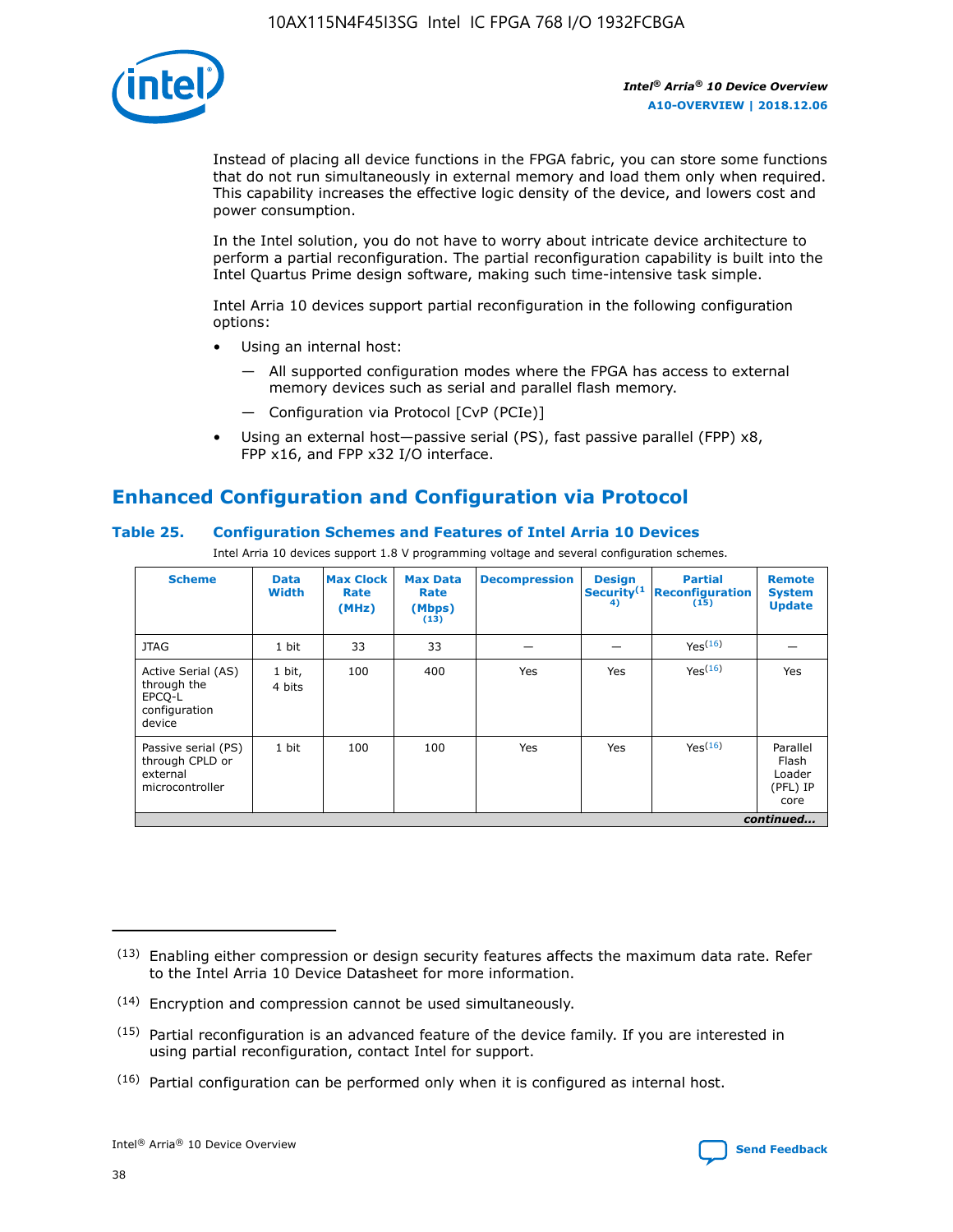Instead of placing all device functions in the FPGA fabric, you can store some functions that do not run simultaneously in external memory and load them only when required. This capability increases the effective logic density of the device, and lowers cost and power consumption.

In the Intel solution, you do not have to worry about intricate device architecture to perform a partial reconfiguration. The partial reconfiguration capability is built into the Intel Quartus Prime design software, making such time-intensive task simple.

Intel Arria 10 devices support partial reconfiguration in the following configuration options:

- Using an internal host:
  - All supported configuration modes where the FPGA has access to external memory devices such as serial and parallel flash memory.
  - Configuration via Protocol [CvP (PCIe)]
- Using an external host—passive serial (PS), fast passive parallel (FPP) x8, FPP x16, and FPP x32 I/O interface.

## Enhanced Configuration and Configuration via Protocol

### Table 25. Configuration Schemes and Features of Intel Arria 10 Devices

Intel Arria 10 devices support 1.8 V programming voltage and several configuration schemes.

| Scheme | Data Width | Max Clock Rate (MHz) | Max Data Rate (Mbps) (13) | Decompression | Design Security (14) | Partial Reconfiguration (15) | Remote System Update |
|---|---|---|---|---|---|---|---|
| JTAG | 1 bit | 33 | 33 | — | — | Yes(16) | — |
| Active Serial (AS) through the EPCQ-L configuration device | 1 bit, 4 bits | 100 | 400 | Yes | Yes | Yes(16) | Yes |
| Passive serial (PS) through CPLD or external microcontroller | 1 bit | 100 | 100 | Yes | Yes | Yes(16) | Parallel Flash Loader (PFL) IP core |

*continued...*

(13) Enabling either compression or design security features affects the maximum data rate. Refer to the Intel Arria 10 Device Datasheet for more information.

(14) Encryption and compression cannot be used simultaneously.

(15) Partial reconfiguration is an advanced feature of the device family. If you are interested in using partial reconfiguration, contact Intel for support.

(16) Partial configuration can be performed only when it is configured as internal host.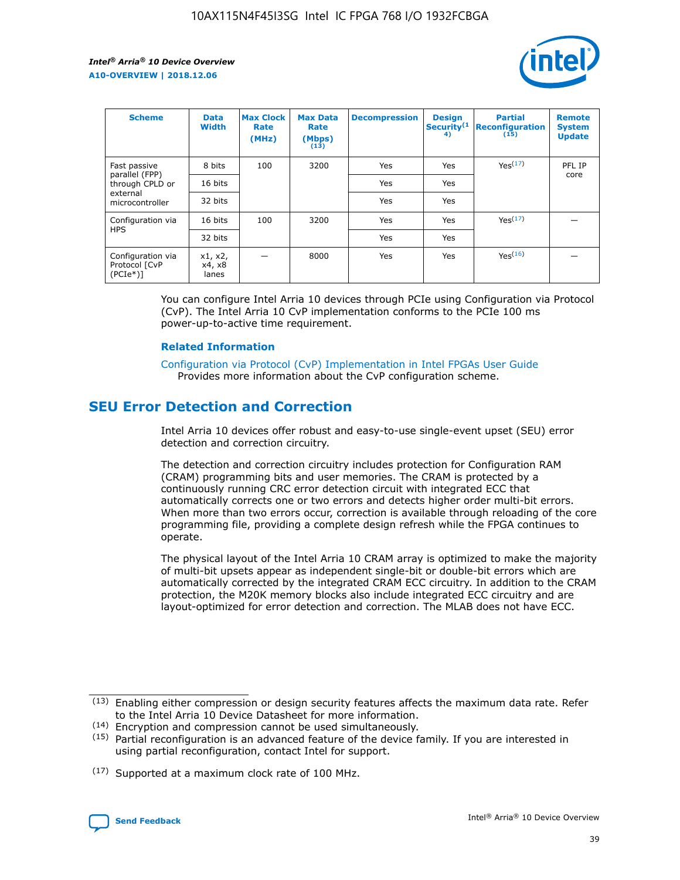| Scheme | Data Width | Max Clock Rate (MHz) | Max Data Rate (Mbps) (13) | Decompression | Design Security(14) | Partial Reconfiguration (15) | Remote System Update |
| --- | --- | --- | --- | --- | --- | --- | --- |
| Fast passive parallel (FPP) through CPLD or external microcontroller | 8 bits | 100 | 3200 | Yes | Yes | Yes(17) | PFL IP core |
| | 16 bits | | | Yes | Yes | | |
| | 32 bits | | | Yes | Yes | | |
| Configuration via HPS | 16 bits | 100 | 3200 | Yes | Yes | Yes(17) | — |
| | 32 bits | | | Yes | Yes | | |
| Configuration via Protocol [CvP (PCIe*)] | x1, x2, x4, x8 lanes | — | 8000 | Yes | Yes | Yes(16) | — |

You can configure Intel Arria 10 devices through PCIe using Configuration via Protocol (CvP). The Intel Arria 10 CvP implementation conforms to the PCIe 100 ms power-up-to-active time requirement.

### Related Information

Configuration via Protocol (CvP) Implementation in Intel FPGAs User Guide
Provides more information about the CvP configuration scheme.

## SEU Error Detection and Correction

Intel Arria 10 devices offer robust and easy-to-use single-event upset (SEU) error detection and correction circuitry.

The detection and correction circuitry includes protection for Configuration RAM (CRAM) programming bits and user memories. The CRAM is protected by a continuously running CRC error detection circuit with integrated ECC that automatically corrects one or two errors and detects higher order multi-bit errors. When more than two errors occur, correction is available through reloading of the core programming file, providing a complete design refresh while the FPGA continues to operate.

The physical layout of the Intel Arria 10 CRAM array is optimized to make the majority of multi-bit upsets appear as independent single-bit or double-bit errors which are automatically corrected by the integrated CRAM ECC circuitry. In addition to the CRAM protection, the M20K memory blocks also include integrated ECC circuitry and are layout-optimized for error detection and correction. The MLAB does not have ECC.

(13) Enabling either compression or design security features affects the maximum data rate. Refer to the Intel Arria 10 Device Datasheet for more information.

(14) Encryption and compression cannot be used simultaneously.

(15) Partial reconfiguration is an advanced feature of the device family. If you are interested in using partial reconfiguration, contact Intel for support.

(17) Supported at a maximum clock rate of 100 MHz.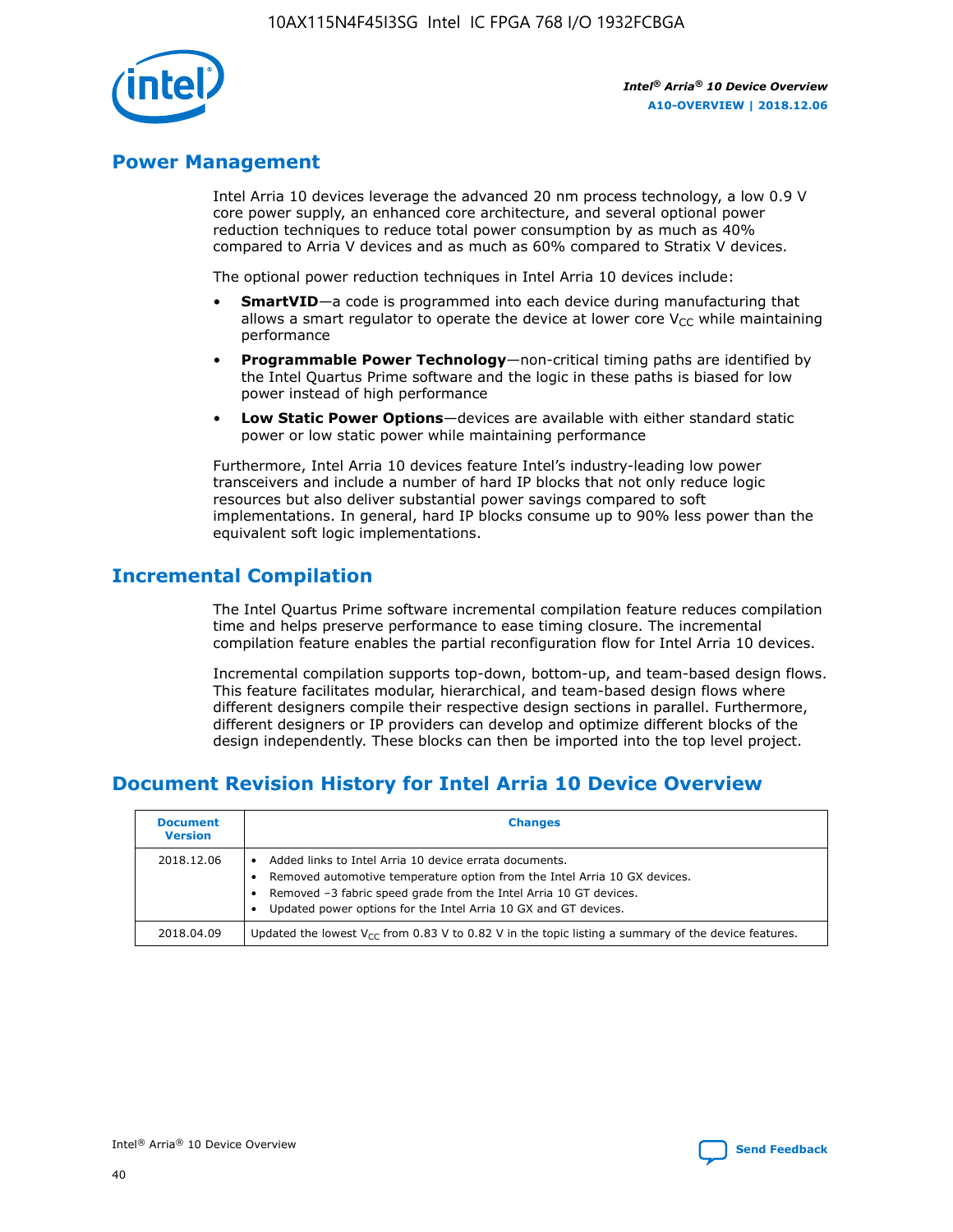## Power Management

Intel Arria 10 devices leverage the advanced 20 nm process technology, a low 0.9 V core power supply, an enhanced core architecture, and several optional power reduction techniques to reduce total power consumption by as much as 40% compared to Arria V devices and as much as 60% compared to Stratix V devices.

The optional power reduction techniques in Intel Arria 10 devices include:

- **SmartVID**—a code is programmed into each device during manufacturing that allows a smart regulator to operate the device at lower core $V_{CC}$ while maintaining performance
- **Programmable Power Technology**—non-critical timing paths are identified by the Intel Quartus Prime software and the logic in these paths is biased for low power instead of high performance
- **Low Static Power Options**—devices are available with either standard static power or low static power while maintaining performance

Furthermore, Intel Arria 10 devices feature Intel's industry-leading low power transceivers and include a number of hard IP blocks that not only reduce logic resources but also deliver substantial power savings compared to soft implementations. In general, hard IP blocks consume up to 90% less power than the equivalent soft logic implementations.

## Incremental Compilation

The Intel Quartus Prime software incremental compilation feature reduces compilation time and helps preserve performance to ease timing closure. The incremental compilation feature enables the partial reconfiguration flow for Intel Arria 10 devices.

Incremental compilation supports top-down, bottom-up, and team-based design flows. This feature facilitates modular, hierarchical, and team-based design flows where different designers compile their respective design sections in parallel. Furthermore, different designers or IP providers can develop and optimize different blocks of the design independently. These blocks can then be imported into the top level project.

## Document Revision History for Intel Arria 10 Device Overview

| Document Version | Changes |
|---|---|
| 2018.12.06 | • Added links to Intel Arria 10 device errata documents.<br>• Removed automotive temperature option from the Intel Arria 10 GX devices.<br>• Removed –3 fabric speed grade from the Intel Arria 10 GT devices.<br>• Updated power options for the Intel Arria 10 GX and GT devices. |
| 2018.04.09 | Updated the lowest $V_{CC}$ from 0.83 V to 0.82 V in the topic listing a summary of the device features. |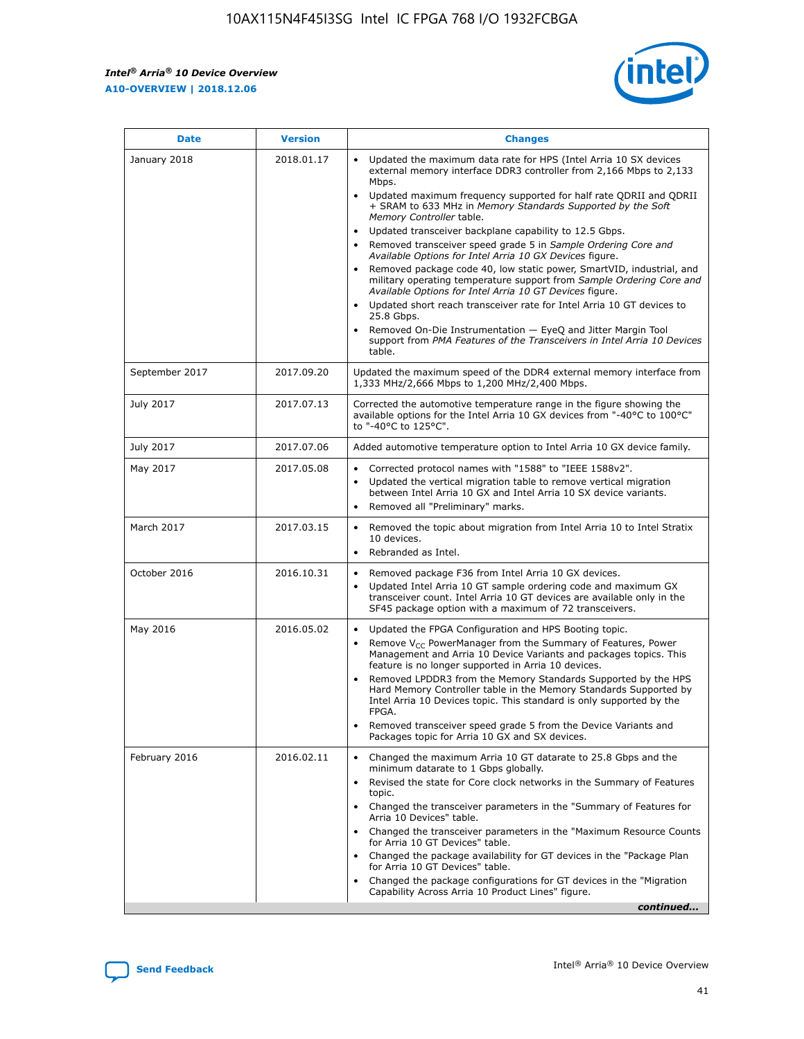| Date | Version | Changes |
| --- | --- | --- |
| January 2018 | 2018.01.17 | • Updated the maximum data rate for HPS (Intel Arria 10 SX devices external memory interface DDR3 controller from 2,166 Mbps to 2,133 Mbps.<br>• Updated maximum frequency supported for half rate QDRII and QDRII + SRAM to 633 MHz in *Memory Standards Supported by the Soft Memory Controller* table.<br>• Updated transceiver backplane capability to 12.5 Gbps.<br>• Removed transceiver speed grade 5 in *Sample Ordering Core and Available Options for Intel Arria 10 GX Devices* figure.<br>• Removed package code 40, low static power, SmartVID, industrial, and military operating temperature support from *Sample Ordering Core and Available Options for Intel Arria 10 GT Devices* figure.<br>• Updated short reach transceiver rate for Intel Arria 10 GT devices to 25.8 Gbps.<br>• Removed On-Die Instrumentation — EyeQ and Jitter Margin Tool support from *PMA Features of the Transceivers in Intel Arria 10 Devices* table. |
| September 2017 | 2017.09.20 | Updated the maximum speed of the DDR4 external memory interface from 1,333 MHz/2,666 Mbps to 1,200 MHz/2,400 Mbps. |
| July 2017 | 2017.07.13 | Corrected the automotive temperature range in the figure showing the available options for the Intel Arria 10 GX devices from "-40°C to 100°C" to "-40°C to 125°C". |
| July 2017 | 2017.07.06 | Added automotive temperature option to Intel Arria 10 GX device family. |
| May 2017 | 2017.05.08 | • Corrected protocol names with "1588" to "IEEE 1588v2".<br>• Updated the vertical migration table to remove vertical migration between Intel Arria 10 GX and Intel Arria 10 SX device variants.<br>• Removed all "Preliminary" marks. |
| March 2017 | 2017.03.15 | • Removed the topic about migration from Intel Arria 10 to Intel Stratix 10 devices.<br>• Rebranded as Intel. |
| October 2016 | 2016.10.31 | • Removed package F36 from Intel Arria 10 GX devices.<br>• Updated Intel Arria 10 GT sample ordering code and maximum GX transceiver count. Intel Arria 10 GT devices are available only in the SF45 package option with a maximum of 72 transceivers. |
| May 2016 | 2016.05.02 | • Updated the FPGA Configuration and HPS Booting topic.<br>• Remove $V_{CC}$ PowerManager from the Summary of Features, Power Management and Arria 10 Device Variants and packages topics. This feature is no longer supported in Arria 10 devices.<br>• Removed LPDDR3 from the Memory Standards Supported by the HPS Hard Memory Controller table in the Memory Standards Supported by Intel Arria 10 Devices topic. This standard is only supported by the FPGA.<br>• Removed transceiver speed grade 5 from the Device Variants and Packages topic for Arria 10 GX and SX devices. |
| February 2016 | 2016.02.11 | • Changed the maximum Arria 10 GT datarate to 25.8 Gbps and the minimum datarate to 1 Gbps globally.<br>• Revised the state for Core clock networks in the Summary of Features topic.<br>• Changed the transceiver parameters in the "Summary of Features for Arria 10 Devices" table.<br>• Changed the transceiver parameters in the "Maximum Resource Counts for Arria 10 GT Devices" table.<br>• Changed the package availability for GT devices in the "Package Plan for Arria 10 GT Devices" table.<br>• Changed the package configurations for GT devices in the "Migration Capability Across Arria 10 Product Lines" figure. |

*continued...*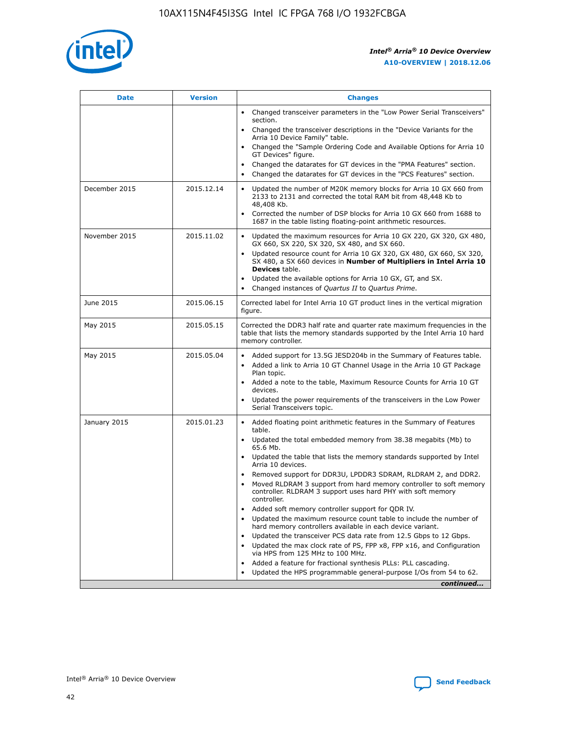| Date | Version | Changes |
| --- | --- | --- |
| | | • Changed transceiver parameters in the "Low Power Serial Transceivers" section.<br>• Changed the transceiver descriptions in the "Device Variants for the Arria 10 Device Family" table.<br>• Changed the "Sample Ordering Code and Available Options for Arria 10 GT Devices" figure.<br>• Changed the datarates for GT devices in the "PMA Features" section.<br>• Changed the datarates for GT devices in the "PCS Features" section. |
| December 2015 | 2015.12.14 | • Updated the number of M20K memory blocks for Arria 10 GX 660 from 2133 to 2131 and corrected the total RAM bit from 48,448 Kb to 48,408 Kb.<br>• Corrected the number of DSP blocks for Arria 10 GX 660 from 1688 to 1687 in the table listing floating-point arithmetic resources. |
| November 2015 | 2015.11.02 | • Updated the maximum resources for Arria 10 GX 220, GX 320, GX 480, GX 660, SX 220, SX 320, SX 480, and SX 660.<br>• Updated resource count for Arria 10 GX 320, GX 480, GX 660, SX 320, SX 480, a SX 660 devices in **Number of Multipliers in Intel Arria 10 Devices** table.<br>• Updated the available options for Arria 10 GX, GT, and SX.<br>• Changed instances of *Quartus II* to *Quartus Prime*. |
| June 2015 | 2015.06.15 | Corrected label for Intel Arria 10 GT product lines in the vertical migration figure. |
| May 2015 | 2015.05.15 | Corrected the DDR3 half rate and quarter rate maximum frequencies in the table that lists the memory standards supported by the Intel Arria 10 hard memory controller. |
| May 2015 | 2015.05.04 | • Added support for 13.5G JESD204b in the Summary of Features table.<br>• Added a link to Arria 10 GT Channel Usage in the Arria 10 GT Package Plan topic.<br>• Added a note to the table, Maximum Resource Counts for Arria 10 GT devices.<br>• Updated the power requirements of the transceivers in the Low Power Serial Transceivers topic. |
| January 2015 | 2015.01.23 | • Added floating point arithmetic features in the Summary of Features table.<br>• Updated the total embedded memory from 38.38 megabits (Mb) to 65.6 Mb.<br>• Updated the table that lists the memory standards supported by Intel Arria 10 devices.<br>• Removed support for DDR3U, LPDDR3 SDRAM, RLDRAM 2, and DDR2.<br>• Moved RLDRAM 3 support from hard memory controller to soft memory controller. RLDRAM 3 support uses hard PHY with soft memory controller.<br>• Added soft memory controller support for QDR IV.<br>• Updated the maximum resource count table to include the number of hard memory controllers available in each device variant.<br>• Updated the transceiver PCS data rate from 12.5 Gbps to 12 Gbps.<br>• Updated the max clock rate of PS, FPP x8, FPP x16, and Configuration via HPS from 125 MHz to 100 MHz.<br>• Added a feature for fractional synthesis PLLs: PLL cascading.<br>• Updated the HPS programmable general-purpose I/Os from 54 to 62. |

*continued...*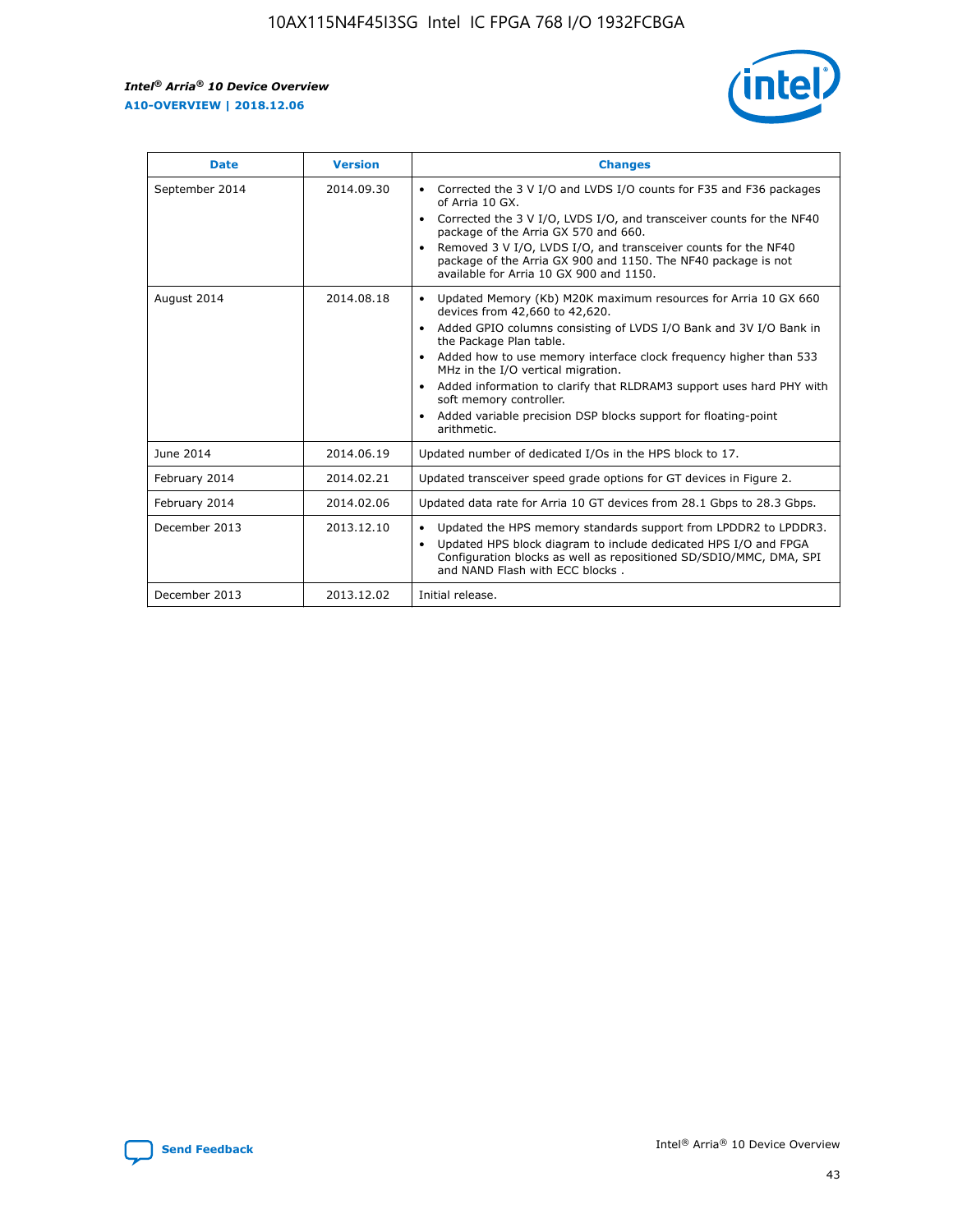| Date | Version | Changes |
| --- | --- | --- |
| September 2014 | 2014.09.30 | • Corrected the 3 V I/O and LVDS I/O counts for F35 and F36 packages of Arria 10 GX.<br>• Corrected the 3 V I/O, LVDS I/O, and transceiver counts for the NF40 package of the Arria GX 570 and 660.<br>• Removed 3 V I/O, LVDS I/O, and transceiver counts for the NF40 package of the Arria GX 900 and 1150. The NF40 package is not available for Arria 10 GX 900 and 1150. |
| August 2014 | 2014.08.18 | • Updated Memory (Kb) M20K maximum resources for Arria 10 GX 660 devices from 42,660 to 42,620.<br>• Added GPIO columns consisting of LVDS I/O Bank and 3V I/O Bank in the Package Plan table.<br>• Added how to use memory interface clock frequency higher than 533 MHz in the I/O vertical migration.<br>• Added information to clarify that RLDRAM3 support uses hard PHY with soft memory controller.<br>• Added variable precision DSP blocks support for floating-point arithmetic. |
| June 2014 | 2014.06.19 | Updated number of dedicated I/Os in the HPS block to 17. |
| February 2014 | 2014.02.21 | Updated transceiver speed grade options for GT devices in Figure 2. |
| February 2014 | 2014.02.06 | Updated data rate for Arria 10 GT devices from 28.1 Gbps to 28.3 Gbps. |
| December 2013 | 2013.12.10 | • Updated the HPS memory standards support from LPDDR2 to LPDDR3.<br>• Updated HPS block diagram to include dedicated HPS I/O and FPGA Configuration blocks as well as repositioned SD/SDIO/MMC, DMA, SPI and NAND Flash with ECC blocks . |
| December 2013 | 2013.12.02 | Initial release. |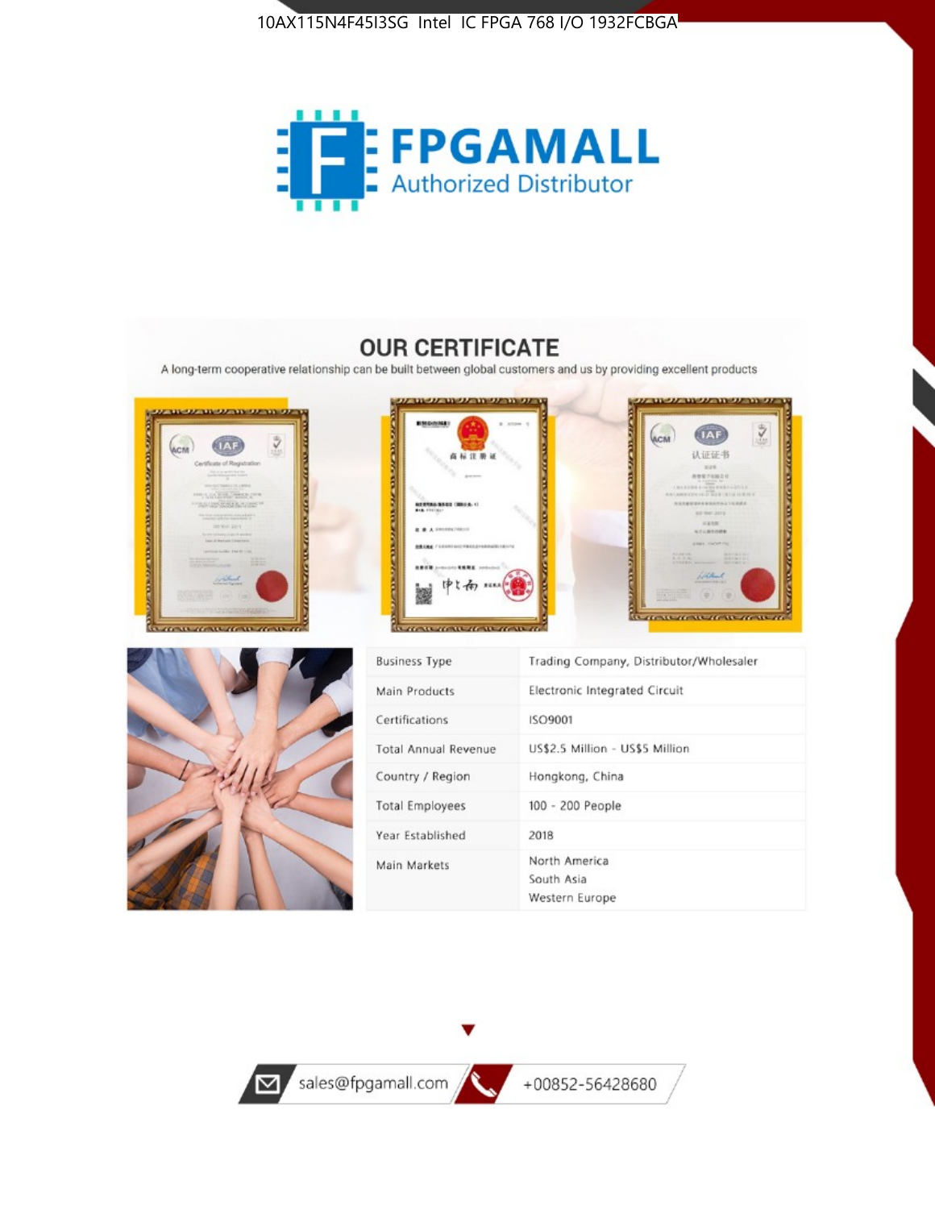FPGAMALL

Authorized Distributor

## OUR CERTIFICATE

A long-term cooperative relationship can be built between global customers and us by providing excellent products

| | |
|---|---|
| Business Type | Trading Company, Distributor/Wholesaler |
| Main Products | Electronic Integrated Circuit |
| Certifications | ISO9001 |
| Total Annual Revenue | US$2.5 Million - US$5 Million |
| Country / Region | Hongkong, China |
| Total Employees | 100 - 200 People |
| Year Established | 2018 |
| Main Markets | North America<br>South Asia<br>Western Europe |

sales@fpgamall.com

+00852-56428680